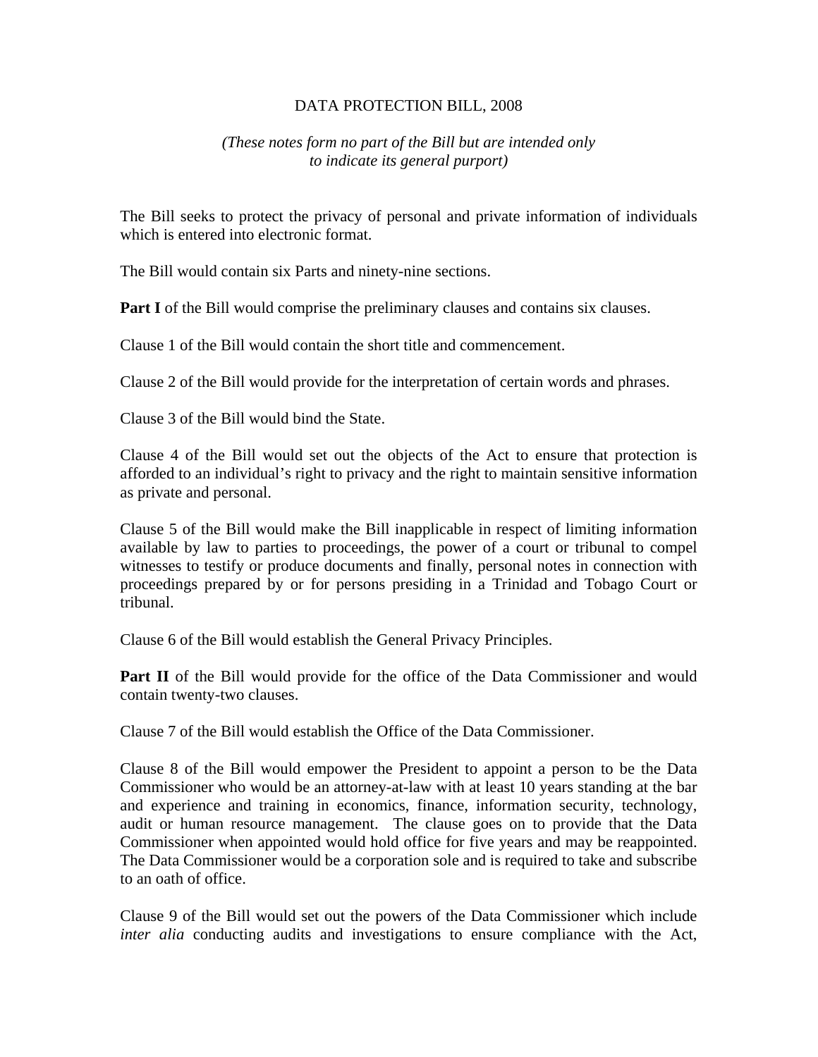# DATA PROTECTION BILL, 2008

*(These notes form no part of the Bill but are intended only to indicate its general purport)*

The Bill seeks to protect the privacy of personal and private information of individuals which is entered into electronic format.

The Bill would contain six Parts and ninety-nine sections.

**Part I** of the Bill would comprise the preliminary clauses and contains six clauses.

Clause 1 of the Bill would contain the short title and commencement.

Clause 2 of the Bill would provide for the interpretation of certain words and phrases.

Clause 3 of the Bill would bind the State.

Clause 4 of the Bill would set out the objects of the Act to ensure that protection is afforded to an individual's right to privacy and the right to maintain sensitive information as private and personal.

Clause 5 of the Bill would make the Bill inapplicable in respect of limiting information available by law to parties to proceedings, the power of a court or tribunal to compel witnesses to testify or produce documents and finally, personal notes in connection with proceedings prepared by or for persons presiding in a Trinidad and Tobago Court or tribunal.

Clause 6 of the Bill would establish the General Privacy Principles.

**Part II** of the Bill would provide for the office of the Data Commissioner and would contain twenty-two clauses.

Clause 7 of the Bill would establish the Office of the Data Commissioner.

Clause 8 of the Bill would empower the President to appoint a person to be the Data Commissioner who would be an attorney-at-law with at least 10 years standing at the bar and experience and training in economics, finance, information security, technology, audit or human resource management. The clause goes on to provide that the Data Commissioner when appointed would hold office for five years and may be reappointed. The Data Commissioner would be a corporation sole and is required to take and subscribe to an oath of office.

Clause 9 of the Bill would set out the powers of the Data Commissioner which include *inter alia* conducting audits and investigations to ensure compliance with the Act,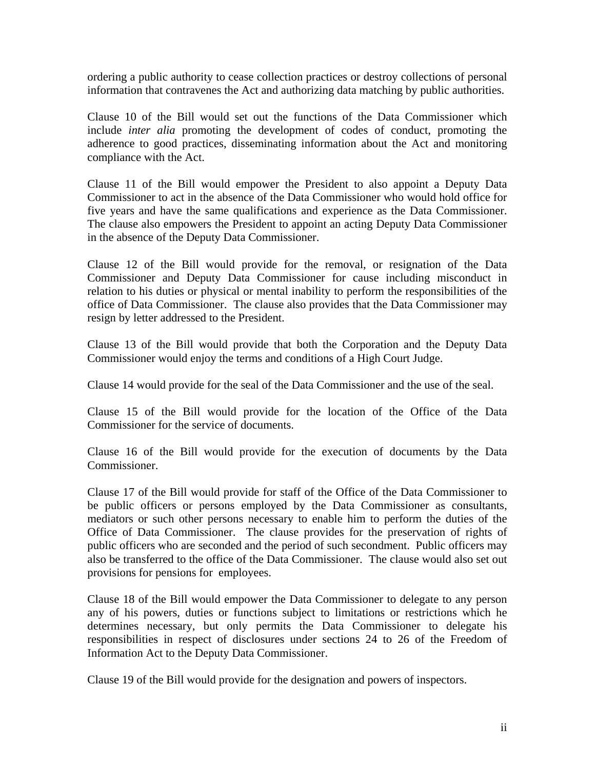ordering a public authority to cease collection practices or destroy collections of personal information that contravenes the Act and authorizing data matching by public authorities.

Clause 10 of the Bill would set out the functions of the Data Commissioner which include *inter alia* promoting the development of codes of conduct, promoting the adherence to good practices, disseminating information about the Act and monitoring compliance with the Act.

Clause 11 of the Bill would empower the President to also appoint a Deputy Data Commissioner to act in the absence of the Data Commissioner who would hold office for five years and have the same qualifications and experience as the Data Commissioner. The clause also empowers the President to appoint an acting Deputy Data Commissioner in the absence of the Deputy Data Commissioner.

Clause 12 of the Bill would provide for the removal, or resignation of the Data Commissioner and Deputy Data Commissioner for cause including misconduct in relation to his duties or physical or mental inability to perform the responsibilities of the office of Data Commissioner. The clause also provides that the Data Commissioner may resign by letter addressed to the President.

Clause 13 of the Bill would provide that both the Corporation and the Deputy Data Commissioner would enjoy the terms and conditions of a High Court Judge.

Clause 14 would provide for the seal of the Data Commissioner and the use of the seal.

Clause 15 of the Bill would provide for the location of the Office of the Data Commissioner for the service of documents.

Clause 16 of the Bill would provide for the execution of documents by the Data Commissioner.

Clause 17 of the Bill would provide for staff of the Office of the Data Commissioner to be public officers or persons employed by the Data Commissioner as consultants, mediators or such other persons necessary to enable him to perform the duties of the Office of Data Commissioner. The clause provides for the preservation of rights of public officers who are seconded and the period of such secondment. Public officers may also be transferred to the office of the Data Commissioner. The clause would also set out provisions for pensions for employees.

Clause 18 of the Bill would empower the Data Commissioner to delegate to any person any of his powers, duties or functions subject to limitations or restrictions which he determines necessary, but only permits the Data Commissioner to delegate his responsibilities in respect of disclosures under sections 24 to 26 of the Freedom of Information Act to the Deputy Data Commissioner.

Clause 19 of the Bill would provide for the designation and powers of inspectors.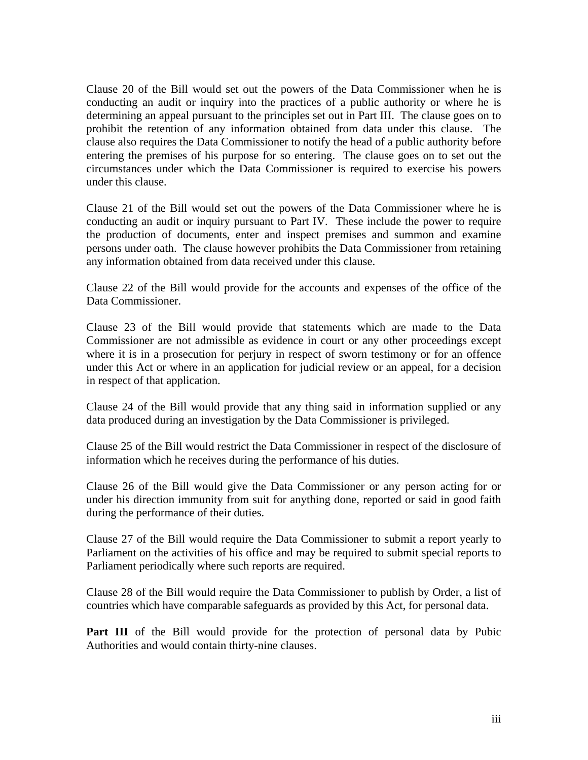Clause 20 of the Bill would set out the powers of the Data Commissioner when he is conducting an audit or inquiry into the practices of a public authority or where he is determining an appeal pursuant to the principles set out in Part III. The clause goes on to prohibit the retention of any information obtained from data under this clause. The clause also requires the Data Commissioner to notify the head of a public authority before entering the premises of his purpose for so entering. The clause goes on to set out the circumstances under which the Data Commissioner is required to exercise his powers under this clause.

Clause 21 of the Bill would set out the powers of the Data Commissioner where he is conducting an audit or inquiry pursuant to Part IV. These include the power to require the production of documents, enter and inspect premises and summon and examine persons under oath. The clause however prohibits the Data Commissioner from retaining any information obtained from data received under this clause.

Clause 22 of the Bill would provide for the accounts and expenses of the office of the Data Commissioner.

Clause 23 of the Bill would provide that statements which are made to the Data Commissioner are not admissible as evidence in court or any other proceedings except where it is in a prosecution for perjury in respect of sworn testimony or for an offence under this Act or where in an application for judicial review or an appeal, for a decision in respect of that application.

Clause 24 of the Bill would provide that any thing said in information supplied or any data produced during an investigation by the Data Commissioner is privileged.

Clause 25 of the Bill would restrict the Data Commissioner in respect of the disclosure of information which he receives during the performance of his duties.

Clause 26 of the Bill would give the Data Commissioner or any person acting for or under his direction immunity from suit for anything done, reported or said in good faith during the performance of their duties.

Clause 27 of the Bill would require the Data Commissioner to submit a report yearly to Parliament on the activities of his office and may be required to submit special reports to Parliament periodically where such reports are required.

Clause 28 of the Bill would require the Data Commissioner to publish by Order, a list of countries which have comparable safeguards as provided by this Act, for personal data.

**Part III** of the Bill would provide for the protection of personal data by Pubic Authorities and would contain thirty-nine clauses.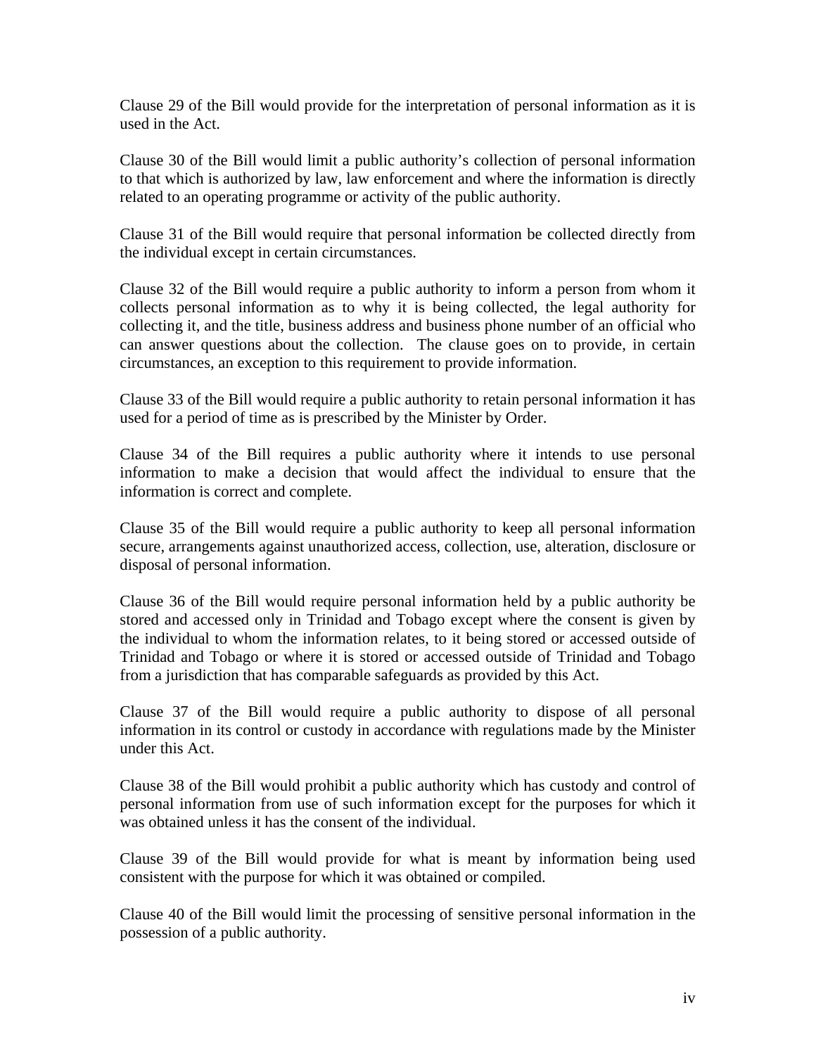Clause 29 of the Bill would provide for the interpretation of personal information as it is used in the Act.

Clause 30 of the Bill would limit a public authority's collection of personal information to that which is authorized by law, law enforcement and where the information is directly related to an operating programme or activity of the public authority.

Clause 31 of the Bill would require that personal information be collected directly from the individual except in certain circumstances.

Clause 32 of the Bill would require a public authority to inform a person from whom it collects personal information as to why it is being collected, the legal authority for collecting it, and the title, business address and business phone number of an official who can answer questions about the collection. The clause goes on to provide, in certain circumstances, an exception to this requirement to provide information.

Clause 33 of the Bill would require a public authority to retain personal information it has used for a period of time as is prescribed by the Minister by Order.

Clause 34 of the Bill requires a public authority where it intends to use personal information to make a decision that would affect the individual to ensure that the information is correct and complete.

Clause 35 of the Bill would require a public authority to keep all personal information secure, arrangements against unauthorized access, collection, use, alteration, disclosure or disposal of personal information.

Clause 36 of the Bill would require personal information held by a public authority be stored and accessed only in Trinidad and Tobago except where the consent is given by the individual to whom the information relates, to it being stored or accessed outside of Trinidad and Tobago or where it is stored or accessed outside of Trinidad and Tobago from a jurisdiction that has comparable safeguards as provided by this Act.

Clause 37 of the Bill would require a public authority to dispose of all personal information in its control or custody in accordance with regulations made by the Minister under this Act.

Clause 38 of the Bill would prohibit a public authority which has custody and control of personal information from use of such information except for the purposes for which it was obtained unless it has the consent of the individual.

Clause 39 of the Bill would provide for what is meant by information being used consistent with the purpose for which it was obtained or compiled.

Clause 40 of the Bill would limit the processing of sensitive personal information in the possession of a public authority.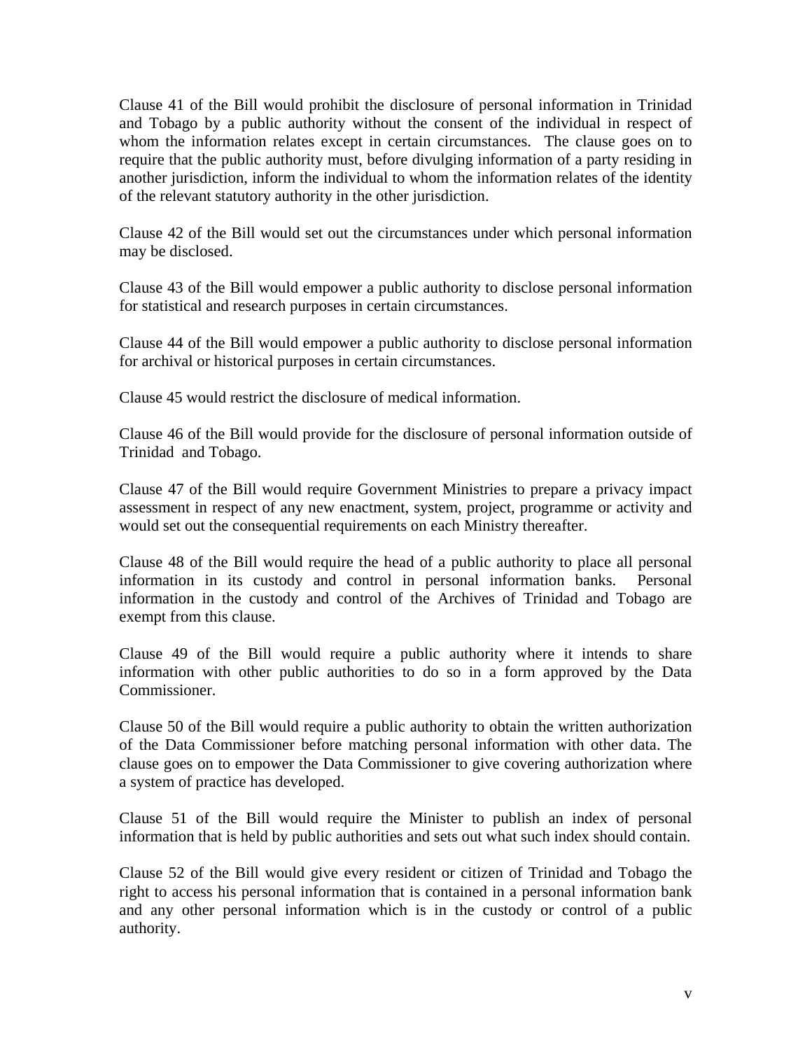Clause 41 of the Bill would prohibit the disclosure of personal information in Trinidad and Tobago by a public authority without the consent of the individual in respect of whom the information relates except in certain circumstances. The clause goes on to require that the public authority must, before divulging information of a party residing in another jurisdiction, inform the individual to whom the information relates of the identity of the relevant statutory authority in the other jurisdiction.

Clause 42 of the Bill would set out the circumstances under which personal information may be disclosed.

Clause 43 of the Bill would empower a public authority to disclose personal information for statistical and research purposes in certain circumstances.

Clause 44 of the Bill would empower a public authority to disclose personal information for archival or historical purposes in certain circumstances.

Clause 45 would restrict the disclosure of medical information.

Clause 46 of the Bill would provide for the disclosure of personal information outside of Trinidad and Tobago.

Clause 47 of the Bill would require Government Ministries to prepare a privacy impact assessment in respect of any new enactment, system, project, programme or activity and would set out the consequential requirements on each Ministry thereafter.

Clause 48 of the Bill would require the head of a public authority to place all personal information in its custody and control in personal information banks. Personal information in the custody and control of the Archives of Trinidad and Tobago are exempt from this clause.

Clause 49 of the Bill would require a public authority where it intends to share information with other public authorities to do so in a form approved by the Data Commissioner.

Clause 50 of the Bill would require a public authority to obtain the written authorization of the Data Commissioner before matching personal information with other data. The clause goes on to empower the Data Commissioner to give covering authorization where a system of practice has developed.

Clause 51 of the Bill would require the Minister to publish an index of personal information that is held by public authorities and sets out what such index should contain.

Clause 52 of the Bill would give every resident or citizen of Trinidad and Tobago the right to access his personal information that is contained in a personal information bank and any other personal information which is in the custody or control of a public authority.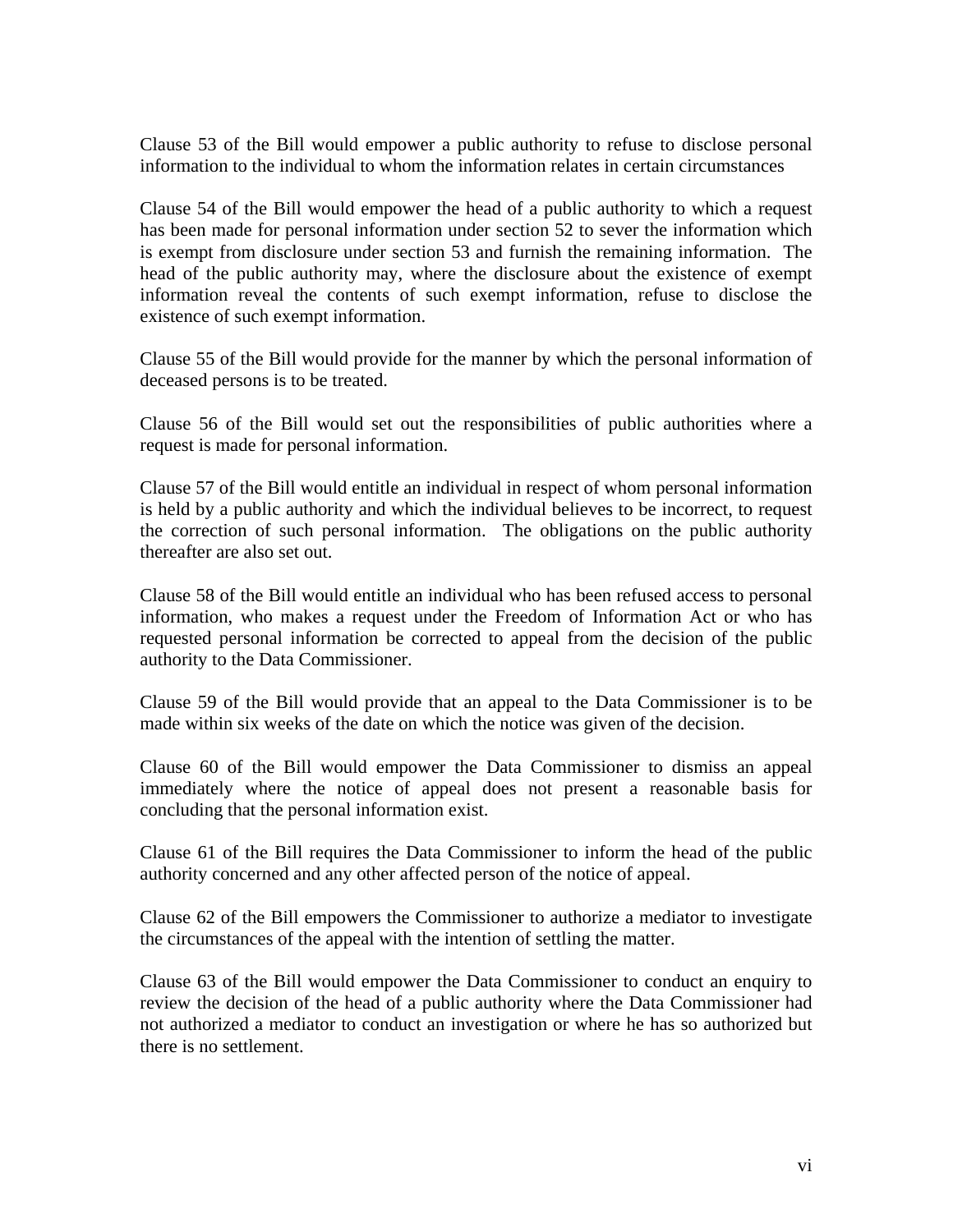Clause 53 of the Bill would empower a public authority to refuse to disclose personal information to the individual to whom the information relates in certain circumstances

Clause 54 of the Bill would empower the head of a public authority to which a request has been made for personal information under section 52 to sever the information which is exempt from disclosure under section 53 and furnish the remaining information. The head of the public authority may, where the disclosure about the existence of exempt information reveal the contents of such exempt information, refuse to disclose the existence of such exempt information.

Clause 55 of the Bill would provide for the manner by which the personal information of deceased persons is to be treated.

Clause 56 of the Bill would set out the responsibilities of public authorities where a request is made for personal information.

Clause 57 of the Bill would entitle an individual in respect of whom personal information is held by a public authority and which the individual believes to be incorrect, to request the correction of such personal information. The obligations on the public authority thereafter are also set out.

Clause 58 of the Bill would entitle an individual who has been refused access to personal information, who makes a request under the Freedom of Information Act or who has requested personal information be corrected to appeal from the decision of the public authority to the Data Commissioner.

Clause 59 of the Bill would provide that an appeal to the Data Commissioner is to be made within six weeks of the date on which the notice was given of the decision.

Clause 60 of the Bill would empower the Data Commissioner to dismiss an appeal immediately where the notice of appeal does not present a reasonable basis for concluding that the personal information exist.

Clause 61 of the Bill requires the Data Commissioner to inform the head of the public authority concerned and any other affected person of the notice of appeal.

Clause 62 of the Bill empowers the Commissioner to authorize a mediator to investigate the circumstances of the appeal with the intention of settling the matter.

Clause 63 of the Bill would empower the Data Commissioner to conduct an enquiry to review the decision of the head of a public authority where the Data Commissioner had not authorized a mediator to conduct an investigation or where he has so authorized but there is no settlement.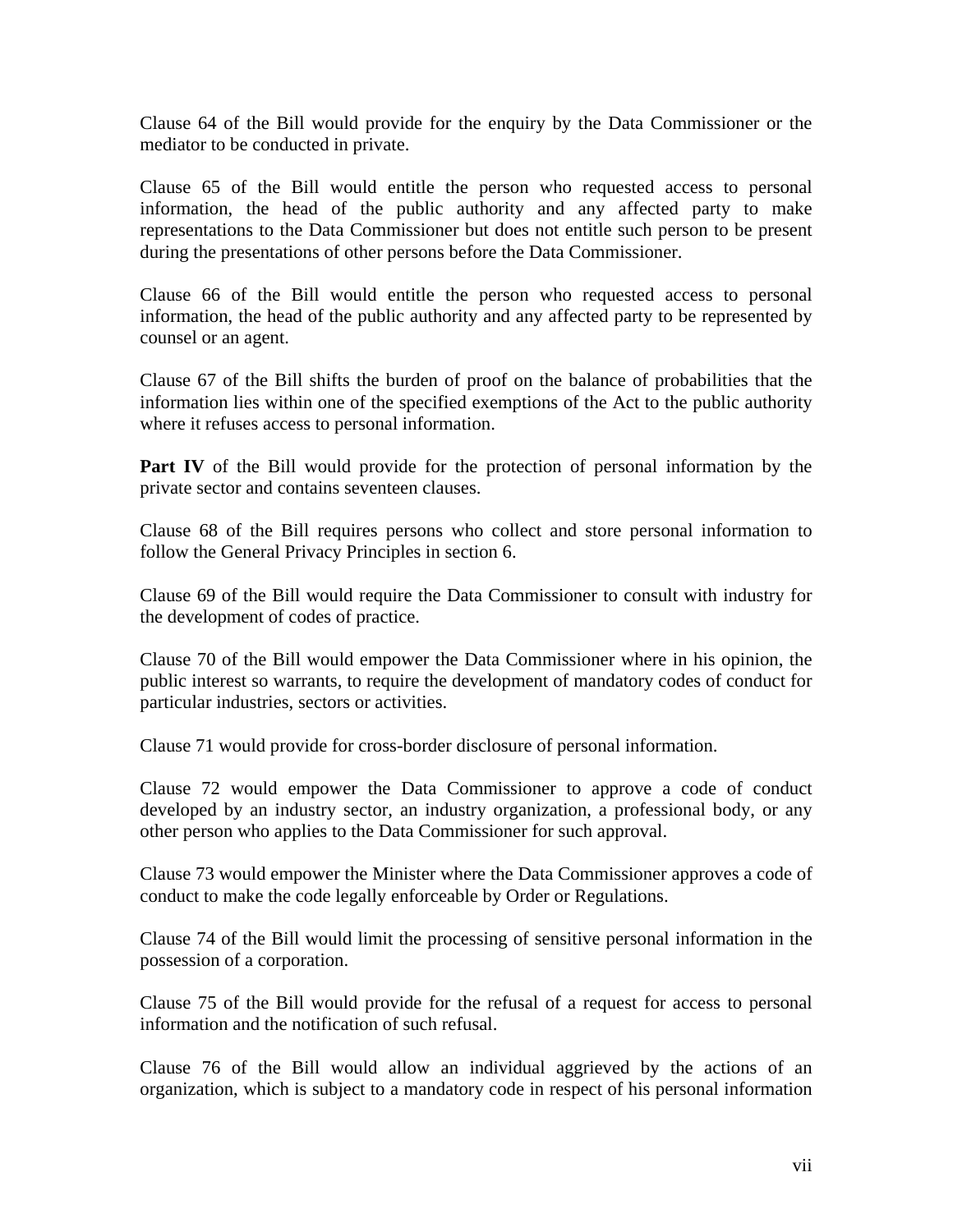Clause 64 of the Bill would provide for the enquiry by the Data Commissioner or the mediator to be conducted in private.

Clause 65 of the Bill would entitle the person who requested access to personal information, the head of the public authority and any affected party to make representations to the Data Commissioner but does not entitle such person to be present during the presentations of other persons before the Data Commissioner.

Clause 66 of the Bill would entitle the person who requested access to personal information, the head of the public authority and any affected party to be represented by counsel or an agent.

Clause 67 of the Bill shifts the burden of proof on the balance of probabilities that the information lies within one of the specified exemptions of the Act to the public authority where it refuses access to personal information.

**Part IV** of the Bill would provide for the protection of personal information by the private sector and contains seventeen clauses.

Clause 68 of the Bill requires persons who collect and store personal information to follow the General Privacy Principles in section 6.

Clause 69 of the Bill would require the Data Commissioner to consult with industry for the development of codes of practice.

Clause 70 of the Bill would empower the Data Commissioner where in his opinion, the public interest so warrants, to require the development of mandatory codes of conduct for particular industries, sectors or activities.

Clause 71 would provide for cross-border disclosure of personal information.

Clause 72 would empower the Data Commissioner to approve a code of conduct developed by an industry sector, an industry organization, a professional body, or any other person who applies to the Data Commissioner for such approval.

Clause 73 would empower the Minister where the Data Commissioner approves a code of conduct to make the code legally enforceable by Order or Regulations.

Clause 74 of the Bill would limit the processing of sensitive personal information in the possession of a corporation.

Clause 75 of the Bill would provide for the refusal of a request for access to personal information and the notification of such refusal.

Clause 76 of the Bill would allow an individual aggrieved by the actions of an organization, which is subject to a mandatory code in respect of his personal information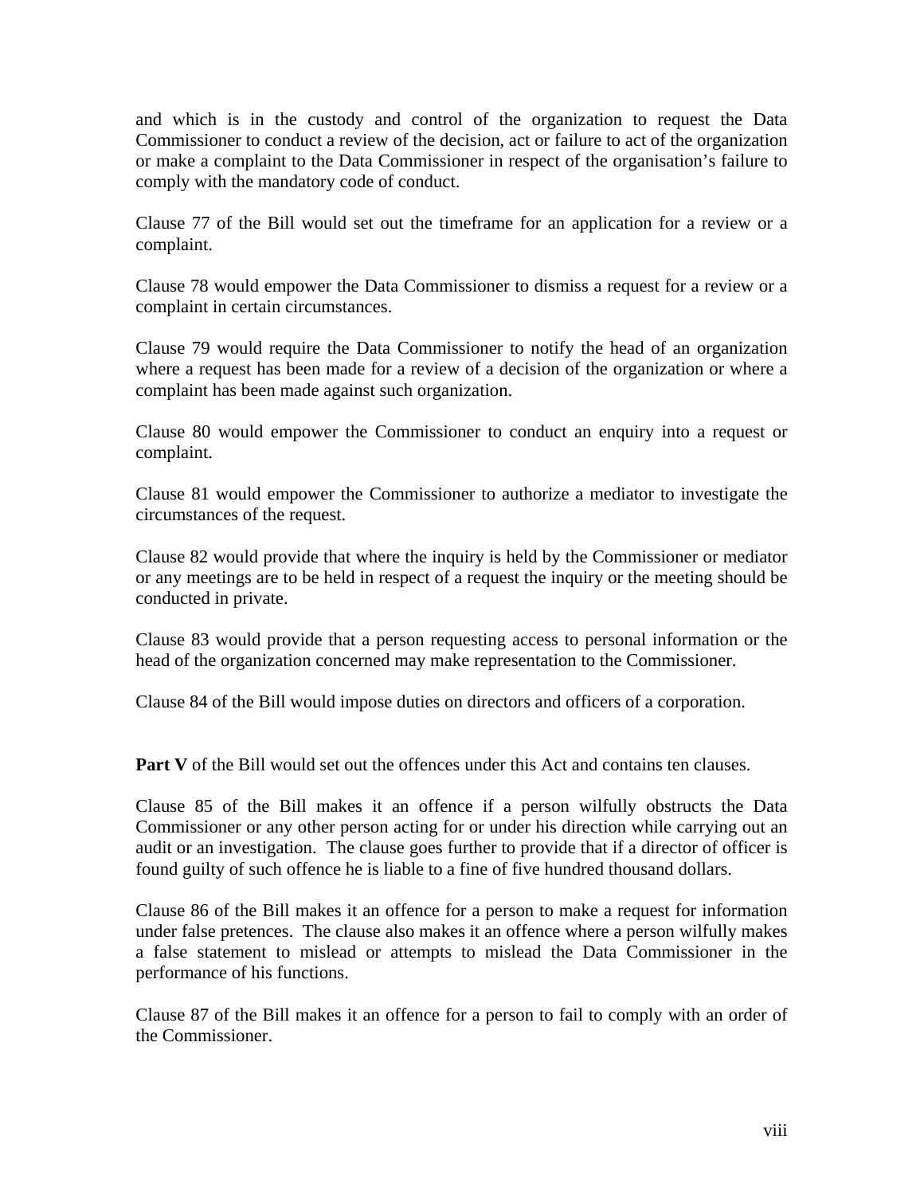and which is in the custody and control of the organization to request the Data Commissioner to conduct a review of the decision, act or failure to act of the organization or make a complaint to the Data Commissioner in respect of the organisation's failure to comply with the mandatory code of conduct.

Clause 77 of the Bill would set out the timeframe for an application for a review or a complaint.

Clause 78 would empower the Data Commissioner to dismiss a request for a review or a complaint in certain circumstances.

Clause 79 would require the Data Commissioner to notify the head of an organization where a request has been made for a review of a decision of the organization or where a complaint has been made against such organization.

Clause 80 would empower the Commissioner to conduct an enquiry into a request or complaint.

Clause 81 would empower the Commissioner to authorize a mediator to investigate the circumstances of the request.

Clause 82 would provide that where the inquiry is held by the Commissioner or mediator or any meetings are to be held in respect of a request the inquiry or the meeting should be conducted in private.

Clause 83 would provide that a person requesting access to personal information or the head of the organization concerned may make representation to the Commissioner.

Clause 84 of the Bill would impose duties on directors and officers of a corporation.

**Part V** of the Bill would set out the offences under this Act and contains ten clauses.

Clause 85 of the Bill makes it an offence if a person wilfully obstructs the Data Commissioner or any other person acting for or under his direction while carrying out an audit or an investigation. The clause goes further to provide that if a director of officer is found guilty of such offence he is liable to a fine of five hundred thousand dollars.

Clause 86 of the Bill makes it an offence for a person to make a request for information under false pretences. The clause also makes it an offence where a person wilfully makes a false statement to mislead or attempts to mislead the Data Commissioner in the performance of his functions.

Clause 87 of the Bill makes it an offence for a person to fail to comply with an order of the Commissioner.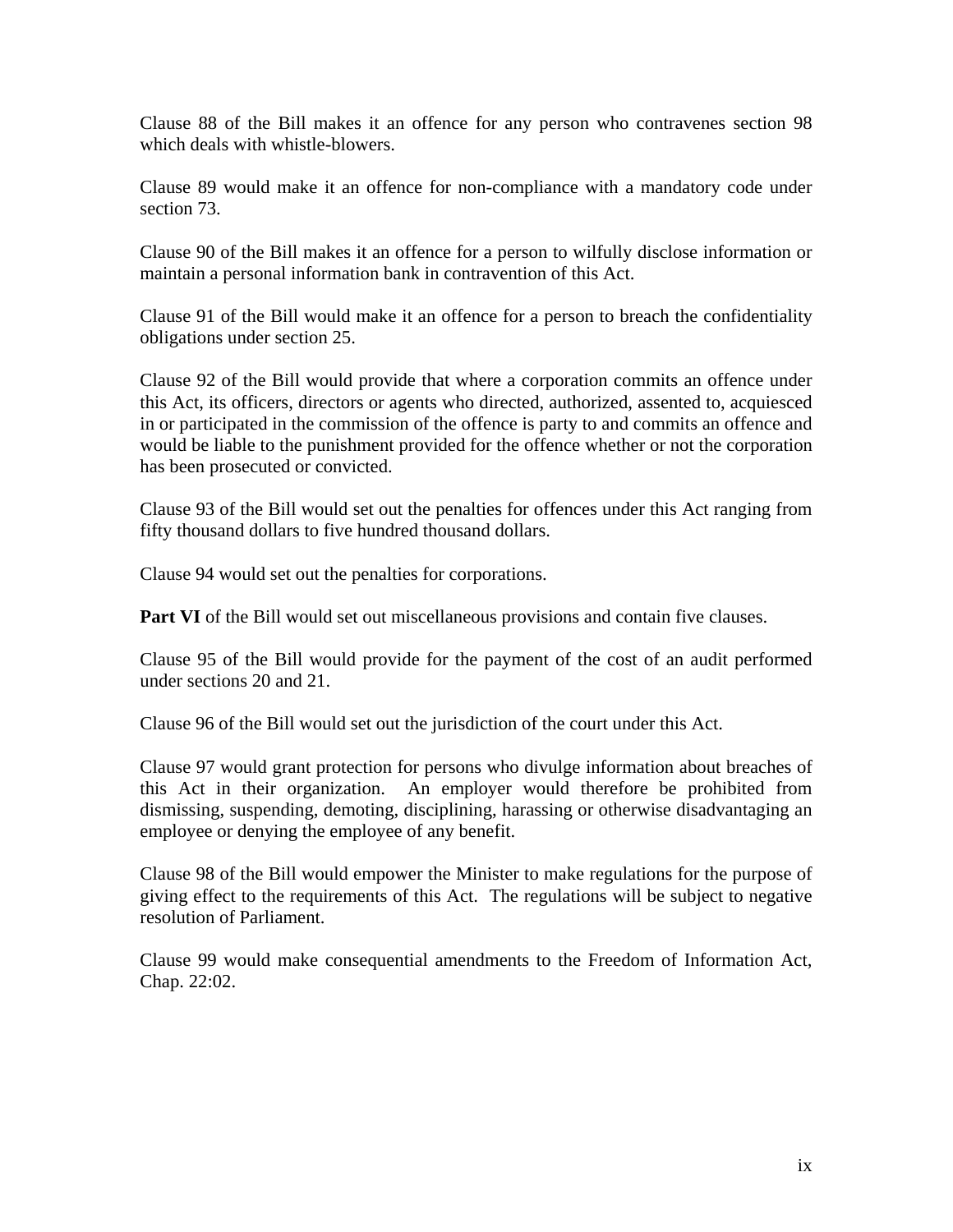Clause 88 of the Bill makes it an offence for any person who contravenes section 98 which deals with whistle-blowers.

Clause 89 would make it an offence for non-compliance with a mandatory code under section 73.

Clause 90 of the Bill makes it an offence for a person to wilfully disclose information or maintain a personal information bank in contravention of this Act.

Clause 91 of the Bill would make it an offence for a person to breach the confidentiality obligations under section 25.

Clause 92 of the Bill would provide that where a corporation commits an offence under this Act, its officers, directors or agents who directed, authorized, assented to, acquiesced in or participated in the commission of the offence is party to and commits an offence and would be liable to the punishment provided for the offence whether or not the corporation has been prosecuted or convicted.

Clause 93 of the Bill would set out the penalties for offences under this Act ranging from fifty thousand dollars to five hundred thousand dollars.

Clause 94 would set out the penalties for corporations.

**Part VI** of the Bill would set out miscellaneous provisions and contain five clauses.

Clause 95 of the Bill would provide for the payment of the cost of an audit performed under sections 20 and 21.

Clause 96 of the Bill would set out the jurisdiction of the court under this Act.

Clause 97 would grant protection for persons who divulge information about breaches of this Act in their organization. An employer would therefore be prohibited from dismissing, suspending, demoting, disciplining, harassing or otherwise disadvantaging an employee or denying the employee of any benefit.

Clause 98 of the Bill would empower the Minister to make regulations for the purpose of giving effect to the requirements of this Act. The regulations will be subject to negative resolution of Parliament.

Clause 99 would make consequential amendments to the Freedom of Information Act, Chap. 22:02.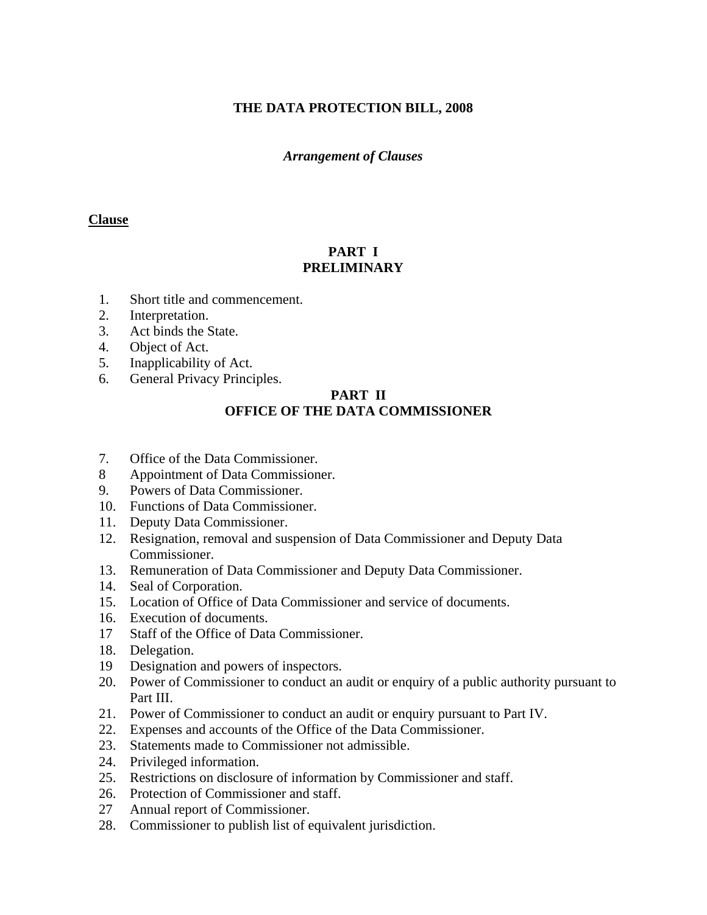**THE DATA PROTECTION BILL, 2008**

***Arrangement of Clauses***

**Clause**

**PART I**
**PRELIMINARY**

1. Short title and commencement.
2. Interpretation.
3. Act binds the State.
4. Object of Act.
5. Inapplicability of Act.
6. General Privacy Principles.

**PART II**
**OFFICE OF THE DATA COMMISSIONER**

7. Office of the Data Commissioner.
8 Appointment of Data Commissioner.
9. Powers of Data Commissioner.
10. Functions of Data Commissioner.
11. Deputy Data Commissioner.
12. Resignation, removal and suspension of Data Commissioner and Deputy Data Commissioner.
13. Remuneration of Data Commissioner and Deputy Data Commissioner.
14. Seal of Corporation.
15. Location of Office of Data Commissioner and service of documents.
16. Execution of documents.
17 Staff of the Office of Data Commissioner.
18. Delegation.
19 Designation and powers of inspectors.
20. Power of Commissioner to conduct an audit or enquiry of a public authority pursuant to Part III.
21. Power of Commissioner to conduct an audit or enquiry pursuant to Part IV.
22. Expenses and accounts of the Office of the Data Commissioner.
23. Statements made to Commissioner not admissible.
24. Privileged information.
25. Restrictions on disclosure of information by Commissioner and staff.
26. Protection of Commissioner and staff.
27 Annual report of Commissioner.
28. Commissioner to publish list of equivalent jurisdiction.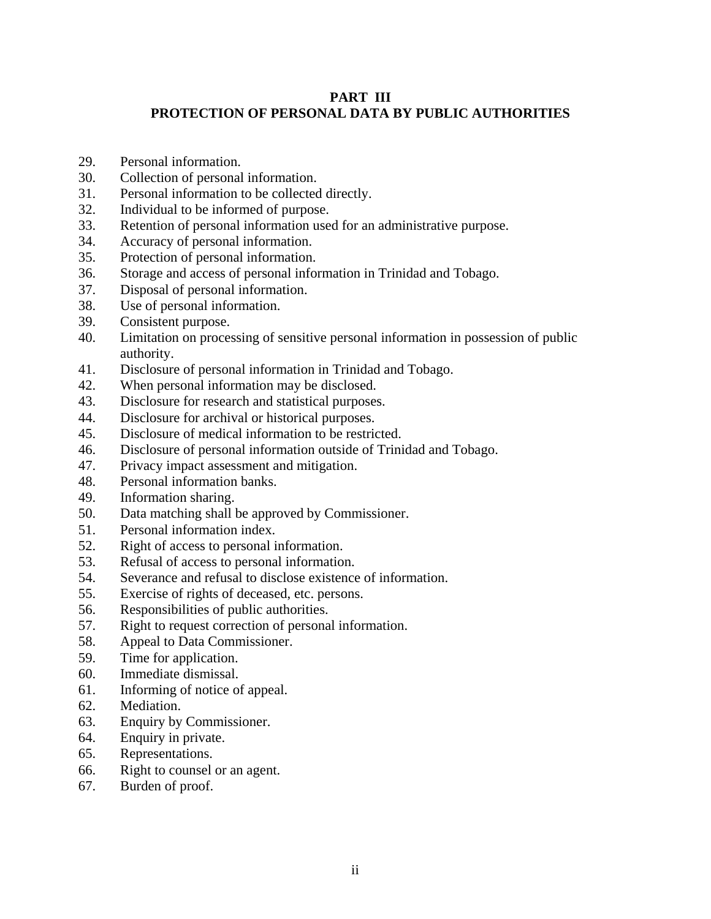## PART III
## PROTECTION OF PERSONAL DATA BY PUBLIC AUTHORITIES

29. Personal information.
30. Collection of personal information.
31. Personal information to be collected directly.
32. Individual to be informed of purpose.
33. Retention of personal information used for an administrative purpose.
34. Accuracy of personal information.
35. Protection of personal information.
36. Storage and access of personal information in Trinidad and Tobago.
37. Disposal of personal information.
38. Use of personal information.
39. Consistent purpose.
40. Limitation on processing of sensitive personal information in possession of public authority.
41. Disclosure of personal information in Trinidad and Tobago.
42. When personal information may be disclosed.
43. Disclosure for research and statistical purposes.
44. Disclosure for archival or historical purposes.
45. Disclosure of medical information to be restricted.
46. Disclosure of personal information outside of Trinidad and Tobago.
47. Privacy impact assessment and mitigation.
48. Personal information banks.
49. Information sharing.
50. Data matching shall be approved by Commissioner.
51. Personal information index.
52. Right of access to personal information.
53. Refusal of access to personal information.
54. Severance and refusal to disclose existence of information.
55. Exercise of rights of deceased, etc. persons.
56. Responsibilities of public authorities.
57. Right to request correction of personal information.
58. Appeal to Data Commissioner.
59. Time for application.
60. Immediate dismissal.
61. Informing of notice of appeal.
62. Mediation.
63. Enquiry by Commissioner.
64. Enquiry in private.
65. Representations.
66. Right to counsel or an agent.
67. Burden of proof.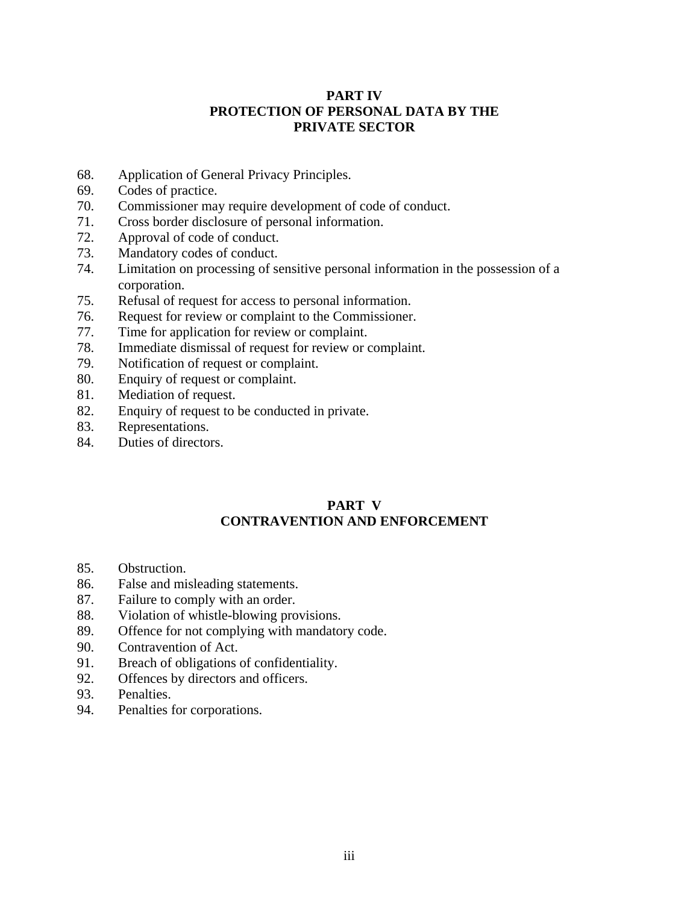## PART IV
## PROTECTION OF PERSONAL DATA BY THE PRIVATE SECTOR

68. Application of General Privacy Principles.
69. Codes of practice.
70. Commissioner may require development of code of conduct.
71. Cross border disclosure of personal information.
72. Approval of code of conduct.
73. Mandatory codes of conduct.
74. Limitation on processing of sensitive personal information in the possession of a corporation.
75. Refusal of request for access to personal information.
76. Request for review or complaint to the Commissioner.
77. Time for application for review or complaint.
78. Immediate dismissal of request for review or complaint.
79. Notification of request or complaint.
80. Enquiry of request or complaint.
81. Mediation of request.
82. Enquiry of request to be conducted in private.
83. Representations.
84. Duties of directors.

## PART V
## CONTRAVENTION AND ENFORCEMENT

85. Obstruction.
86. False and misleading statements.
87. Failure to comply with an order.
88. Violation of whistle-blowing provisions.
89. Offence for not complying with mandatory code.
90. Contravention of Act.
91. Breach of obligations of confidentiality.
92. Offences by directors and officers.
93. Penalties.
94. Penalties for corporations.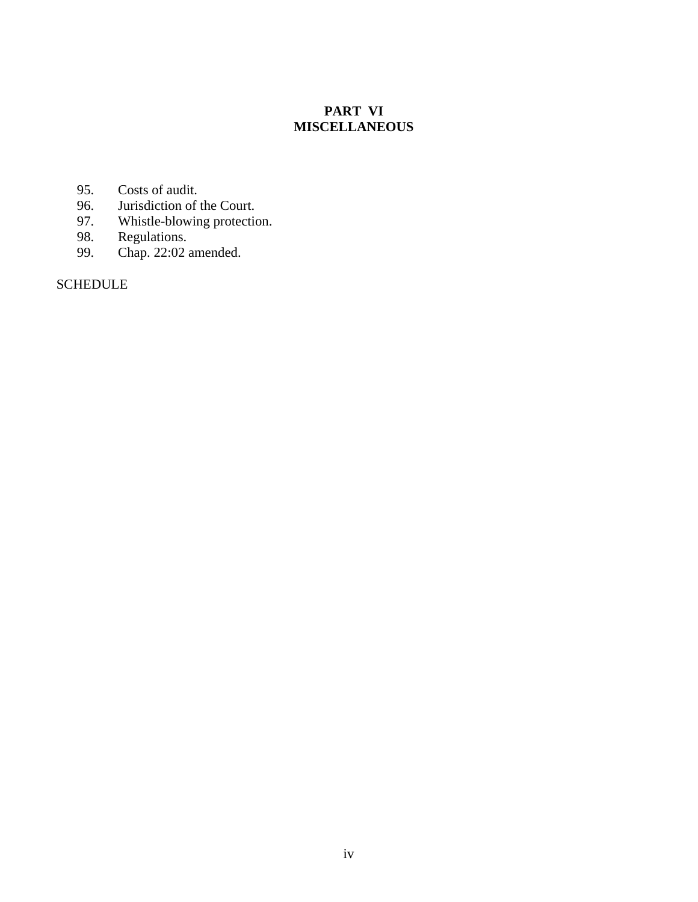## PART VI
## MISCELLANEOUS

95. Costs of audit.
96. Jurisdiction of the Court.
97. Whistle-blowing protection.
98. Regulations.
99. Chap. 22:02 amended.

SCHEDULE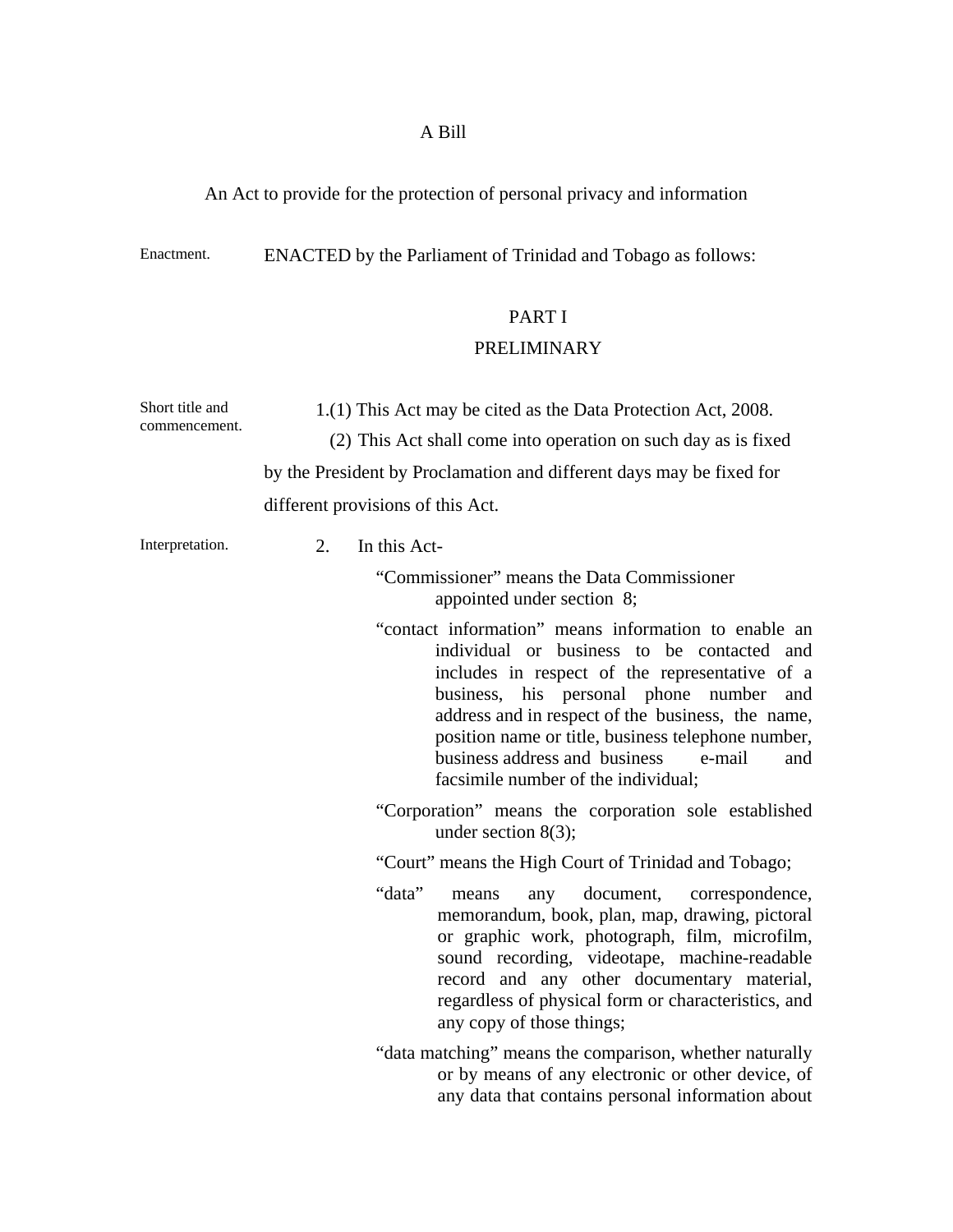A Bill

An Act to provide for the protection of personal privacy and information

Enactment. ENACTED by the Parliament of Trinidad and Tobago as follows:

## PART I

## PRELIMINARY

Short title and commencement.

1.(1) This Act may be cited as the Data Protection Act, 2008.

(2) This Act shall come into operation on such day as is fixed by the President by Proclamation and different days may be fixed for different provisions of this Act.

Interpretation.

2. In this Act-

"Commissioner" means the Data Commissioner appointed under section 8;

"contact information" means information to enable an individual or business to be contacted and includes in respect of the representative of a business, his personal phone number and address and in respect of the business, the name, position name or title, business telephone number, business address and business e-mail and facsimile number of the individual;

"Corporation" means the corporation sole established under section 8(3);

"Court" means the High Court of Trinidad and Tobago;

"data" means any document, correspondence, memorandum, book, plan, map, drawing, pictoral or graphic work, photograph, film, microfilm, sound recording, videotape, machine-readable record and any other documentary material, regardless of physical form or characteristics, and any copy of those things;

"data matching" means the comparison, whether naturally or by means of any electronic or other device, of any data that contains personal information about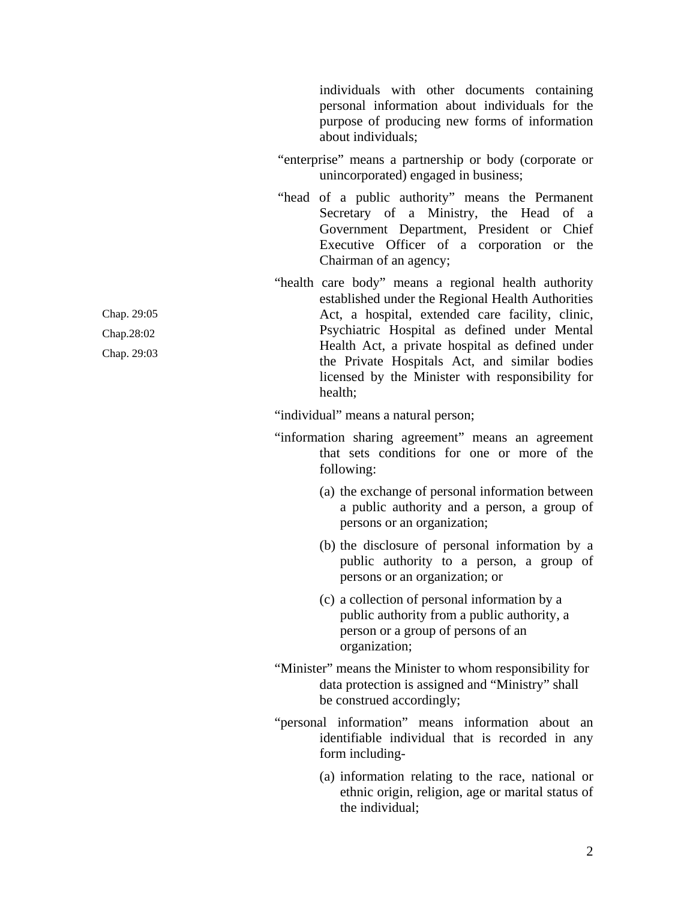individuals with other documents containing personal information about individuals for the purpose of producing new forms of information about individuals;

"enterprise" means a partnership or body (corporate or unincorporated) engaged in business;

"head of a public authority" means the Permanent Secretary of a Ministry, the Head of a Government Department, President or Chief Executive Officer of a corporation or the Chairman of an agency;

Chap. 29:05
Chap.28:02
Chap. 29:03

"health care body" means a regional health authority established under the Regional Health Authorities Act, a hospital, extended care facility, clinic, Psychiatric Hospital as defined under Mental Health Act, a private hospital as defined under the Private Hospitals Act, and similar bodies licensed by the Minister with responsibility for health;

"individual" means a natural person;

"information sharing agreement" means an agreement that sets conditions for one or more of the following:

(a) the exchange of personal information between a public authority and a person, a group of persons or an organization;

(b) the disclosure of personal information by a public authority to a person, a group of persons or an organization; or

(c) a collection of personal information by a public authority from a public authority, a person or a group of persons of an organization;

"Minister" means the Minister to whom responsibility for data protection is assigned and "Ministry" shall be construed accordingly;

"personal information" means information about an identifiable individual that is recorded in any form including-

(a) information relating to the race, national or ethnic origin, religion, age or marital status of the individual;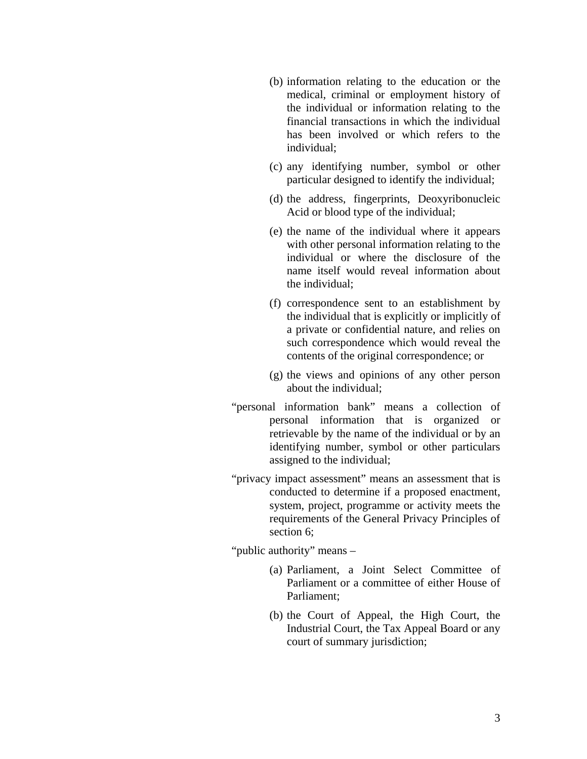(b) information relating to the education or the medical, criminal or employment history of the individual or information relating to the financial transactions in which the individual has been involved or which refers to the individual;

(c) any identifying number, symbol or other particular designed to identify the individual;

(d) the address, fingerprints, Deoxyribonucleic Acid or blood type of the individual;

(e) the name of the individual where it appears with other personal information relating to the individual or where the disclosure of the name itself would reveal information about the individual;

(f) correspondence sent to an establishment by the individual that is explicitly or implicitly of a private or confidential nature, and relies on such correspondence which would reveal the contents of the original correspondence; or

(g) the views and opinions of any other person about the individual;

"personal information bank" means a collection of personal information that is organized or retrievable by the name of the individual or by an identifying number, symbol or other particulars assigned to the individual;

"privacy impact assessment" means an assessment that is conducted to determine if a proposed enactment, system, project, programme or activity meets the requirements of the General Privacy Principles of section 6;

"public authority" means –

(a) Parliament, a Joint Select Committee of Parliament or a committee of either House of Parliament;

(b) the Court of Appeal, the High Court, the Industrial Court, the Tax Appeal Board or any court of summary jurisdiction;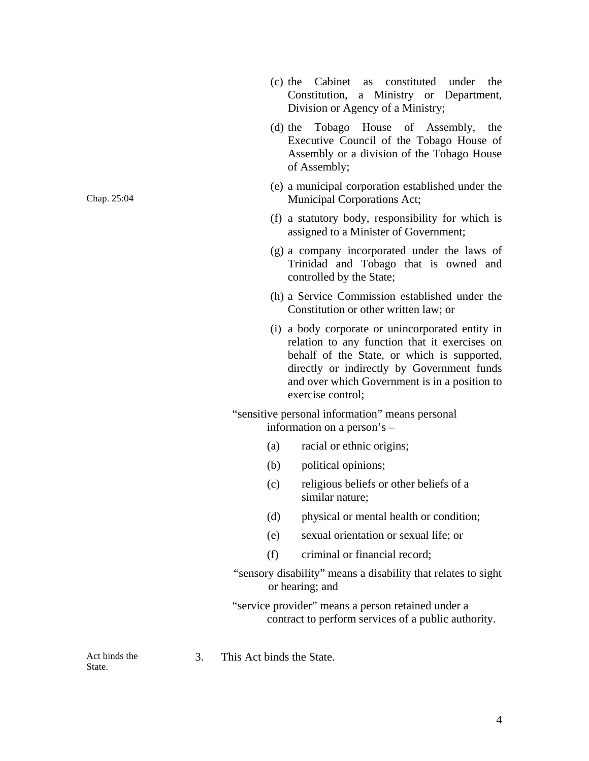(c) the Cabinet as constituted under the Constitution, a Ministry or Department, Division or Agency of a Ministry;

(d) the Tobago House of Assembly, the Executive Council of the Tobago House of Assembly or a division of the Tobago House of Assembly;

Chap. 25:04

(e) a municipal corporation established under the Municipal Corporations Act;

(f) a statutory body, responsibility for which is assigned to a Minister of Government;

(g) a company incorporated under the laws of Trinidad and Tobago that is owned and controlled by the State;

(h) a Service Commission established under the Constitution or other written law; or

(i) a body corporate or unincorporated entity in relation to any function that it exercises on behalf of the State, or which is supported, directly or indirectly by Government funds and over which Government is in a position to exercise control;

"sensitive personal information" means personal information on a person's –

(a) racial or ethnic origins;

(b) political opinions;

(c) religious beliefs or other beliefs of a similar nature;

(d) physical or mental health or condition;

(e) sexual orientation or sexual life; or

(f) criminal or financial record;

"sensory disability" means a disability that relates to sight or hearing; and

"service provider" means a person retained under a contract to perform services of a public authority.

Act binds the State.

3. This Act binds the State.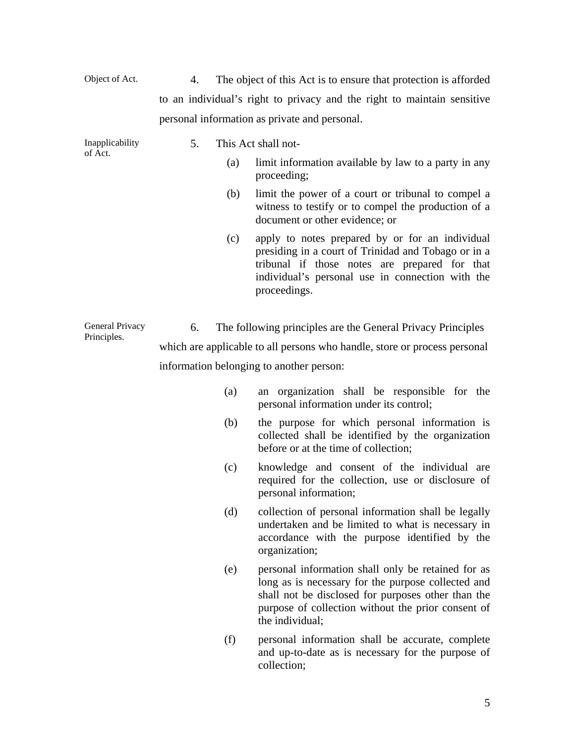Object of Act.

4. The object of this Act is to ensure that protection is afforded to an individual's right to privacy and the right to maintain sensitive personal information as private and personal.

Inapplicability of Act.

5. This Act shall not-

(a) limit information available by law to a party in any proceeding;

(b) limit the power of a court or tribunal to compel a witness to testify or to compel the production of a document or other evidence; or

(c) apply to notes prepared by or for an individual presiding in a court of Trinidad and Tobago or in a tribunal if those notes are prepared for that individual's personal use in connection with the proceedings.

General Privacy Principles.

6. The following principles are the General Privacy Principles which are applicable to all persons who handle, store or process personal information belonging to another person:

(a) an organization shall be responsible for the personal information under its control;

(b) the purpose for which personal information is collected shall be identified by the organization before or at the time of collection;

(c) knowledge and consent of the individual are required for the collection, use or disclosure of personal information;

(d) collection of personal information shall be legally undertaken and be limited to what is necessary in accordance with the purpose identified by the organization;

(e) personal information shall only be retained for as long as is necessary for the purpose collected and shall not be disclosed for purposes other than the purpose of collection without the prior consent of the individual;

(f) personal information shall be accurate, complete and up-to-date as is necessary for the purpose of collection;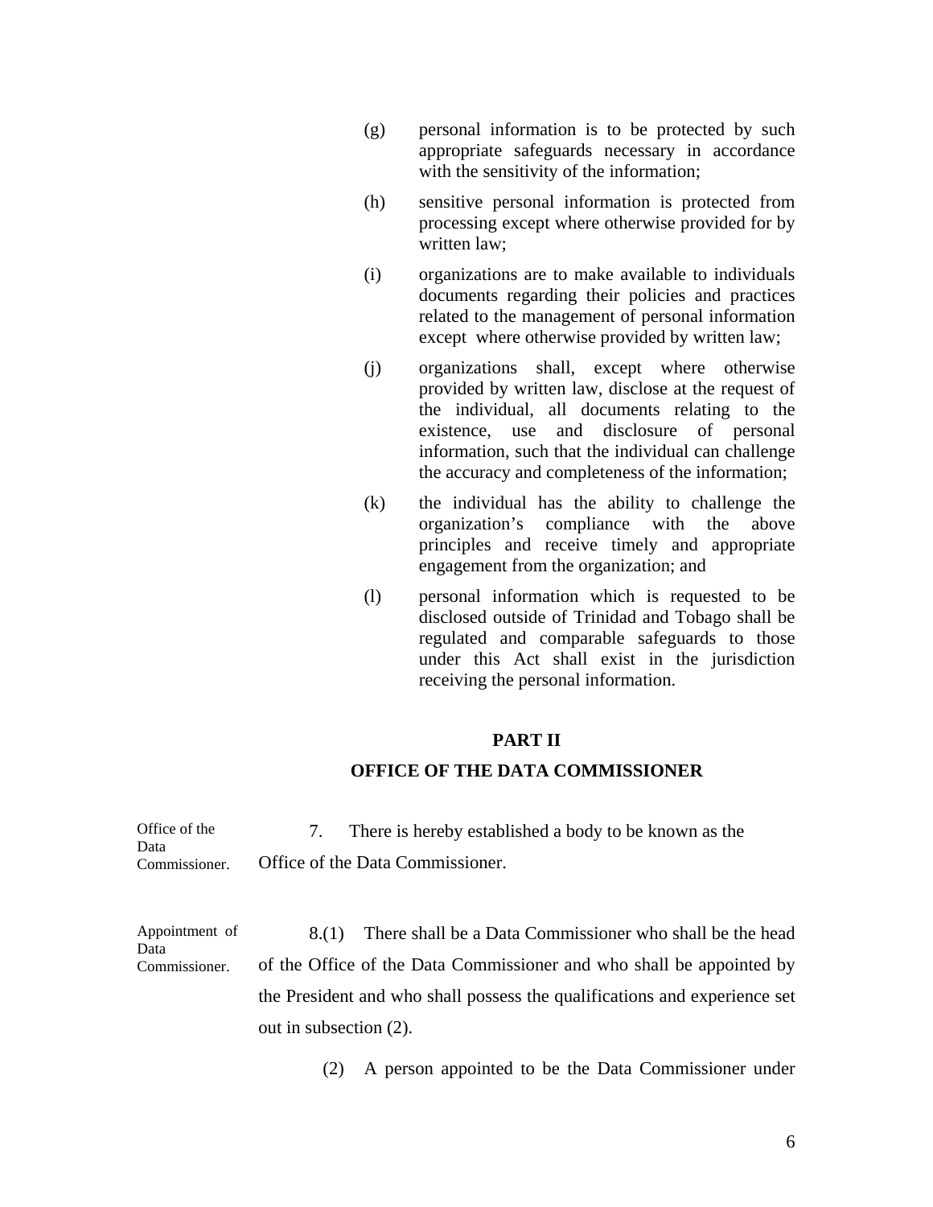(g) personal information is to be protected by such appropriate safeguards necessary in accordance with the sensitivity of the information;

(h) sensitive personal information is protected from processing except where otherwise provided for by written law;

(i) organizations are to make available to individuals documents regarding their policies and practices related to the management of personal information except where otherwise provided by written law;

(j) organizations shall, except where otherwise provided by written law, disclose at the request of the individual, all documents relating to the existence, use and disclosure of personal information, such that the individual can challenge the accuracy and completeness of the information;

(k) the individual has the ability to challenge the organization's compliance with the above principles and receive timely and appropriate engagement from the organization; and

(l) personal information which is requested to be disclosed outside of Trinidad and Tobago shall be regulated and comparable safeguards to those under this Act shall exist in the jurisdiction receiving the personal information.

## PART II

## OFFICE OF THE DATA COMMISSIONER

Office of the Data Commissioner.

7. There is hereby established a body to be known as the Office of the Data Commissioner.

Appointment of Data Commissioner.

8.(1) There shall be a Data Commissioner who shall be the head of the Office of the Data Commissioner and who shall be appointed by the President and who shall possess the qualifications and experience set out in subsection (2).

(2) A person appointed to be the Data Commissioner under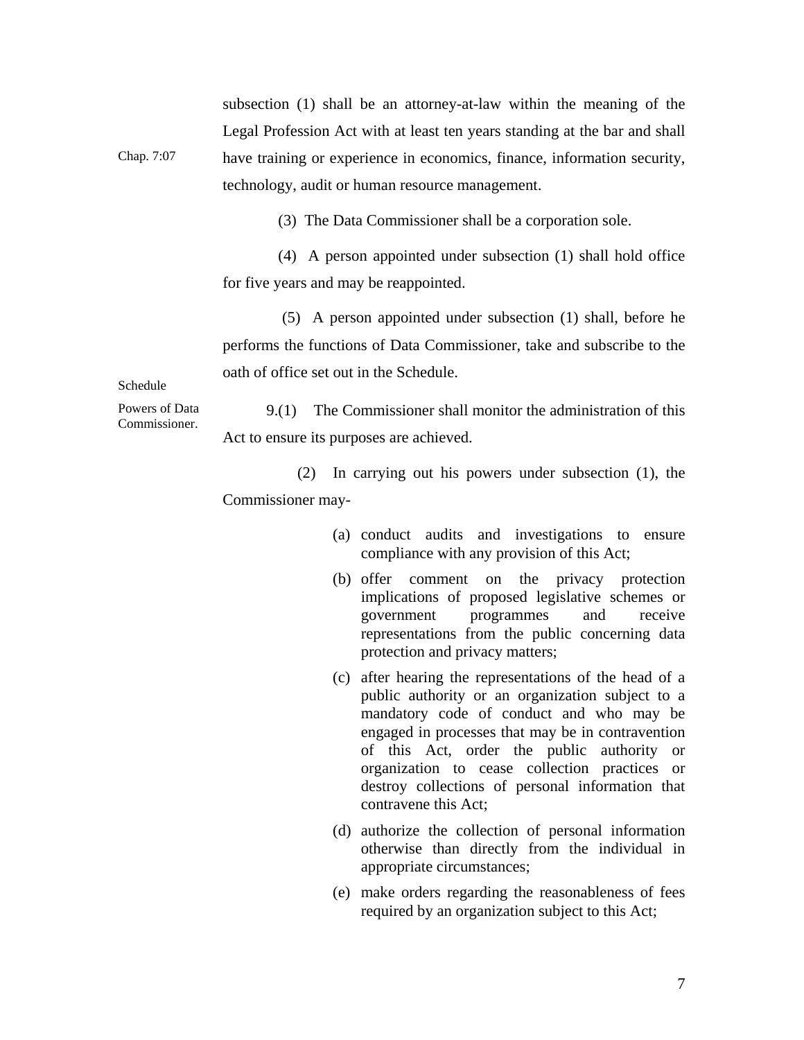subsection (1) shall be an attorney-at-law within the meaning of the Legal Profession Act with at least ten years standing at the bar and shall have training or experience in economics, finance, information security, technology, audit or human resource management.

Chap. 7:07

(3) The Data Commissioner shall be a corporation sole.

(4) A person appointed under subsection (1) shall hold office for five years and may be reappointed.

(5) A person appointed under subsection (1) shall, before he performs the functions of Data Commissioner, take and subscribe to the oath of office set out in the Schedule.

Schedule

**Powers of Data Commissioner.**

9.(1) The Commissioner shall monitor the administration of this Act to ensure its purposes are achieved.

(2) In carrying out his powers under subsection (1), the Commissioner may-

(a) conduct audits and investigations to ensure compliance with any provision of this Act;

(b) offer comment on the privacy protection implications of proposed legislative schemes or government programmes and receive representations from the public concerning data protection and privacy matters;

(c) after hearing the representations of the head of a public authority or an organization subject to a mandatory code of conduct and who may be engaged in processes that may be in contravention of this Act, order the public authority or organization to cease collection practices or destroy collections of personal information that contravene this Act;

(d) authorize the collection of personal information otherwise than directly from the individual in appropriate circumstances;

(e) make orders regarding the reasonableness of fees required by an organization subject to this Act;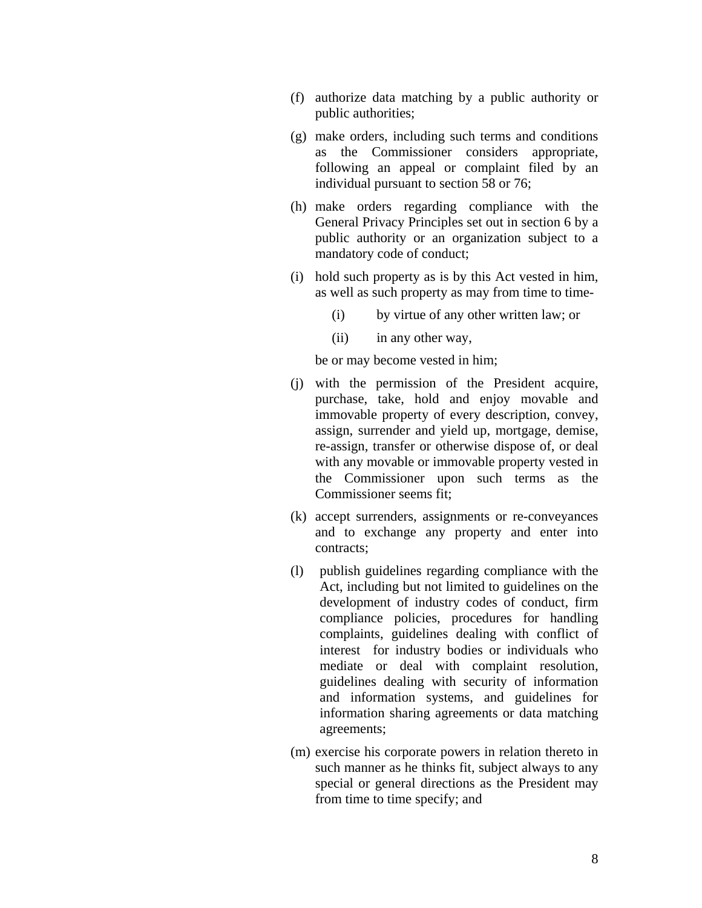(f) authorize data matching by a public authority or public authorities;

(g) make orders, including such terms and conditions as the Commissioner considers appropriate, following an appeal or complaint filed by an individual pursuant to section 58 or 76;

(h) make orders regarding compliance with the General Privacy Principles set out in section 6 by a public authority or an organization subject to a mandatory code of conduct;

(i) hold such property as is by this Act vested in him, as well as such property as may from time to time-

   (i) by virtue of any other written law; or

   (ii) in any other way,

   be or may become vested in him;

(j) with the permission of the President acquire, purchase, take, hold and enjoy movable and immovable property of every description, convey, assign, surrender and yield up, mortgage, demise, re-assign, transfer or otherwise dispose of, or deal with any movable or immovable property vested in the Commissioner upon such terms as the Commissioner seems fit;

(k) accept surrenders, assignments or re-conveyances and to exchange any property and enter into contracts;

(l) publish guidelines regarding compliance with the Act, including but not limited to guidelines on the development of industry codes of conduct, firm compliance policies, procedures for handling complaints, guidelines dealing with conflict of interest for industry bodies or individuals who mediate or deal with complaint resolution, guidelines dealing with security of information and information systems, and guidelines for information sharing agreements or data matching agreements;

(m) exercise his corporate powers in relation thereto in such manner as he thinks fit, subject always to any special or general directions as the President may from time to time specify; and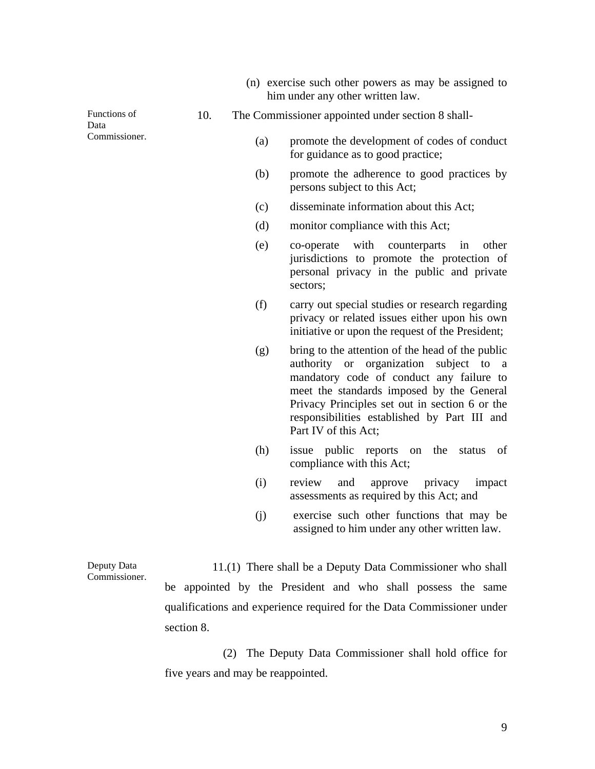(n) exercise such other powers as may be assigned to him under any other written law.

Functions of Data Commissioner.

10. The Commissioner appointed under section 8 shall-

(a) promote the development of codes of conduct for guidance as to good practice;

(b) promote the adherence to good practices by persons subject to this Act;

(c) disseminate information about this Act;

(d) monitor compliance with this Act;

(e) co-operate with counterparts in other jurisdictions to promote the protection of personal privacy in the public and private sectors;

(f) carry out special studies or research regarding privacy or related issues either upon his own initiative or upon the request of the President;

(g) bring to the attention of the head of the public authority or organization subject to a mandatory code of conduct any failure to meet the standards imposed by the General Privacy Principles set out in section 6 or the responsibilities established by Part III and Part IV of this Act;

(h) issue public reports on the status of compliance with this Act;

(i) review and approve privacy impact assessments as required by this Act; and

(j) exercise such other functions that may be assigned to him under any other written law.

Deputy Data Commissioner.

11.(1) There shall be a Deputy Data Commissioner who shall be appointed by the President and who shall possess the same qualifications and experience required for the Data Commissioner under section 8.

(2) The Deputy Data Commissioner shall hold office for five years and may be reappointed.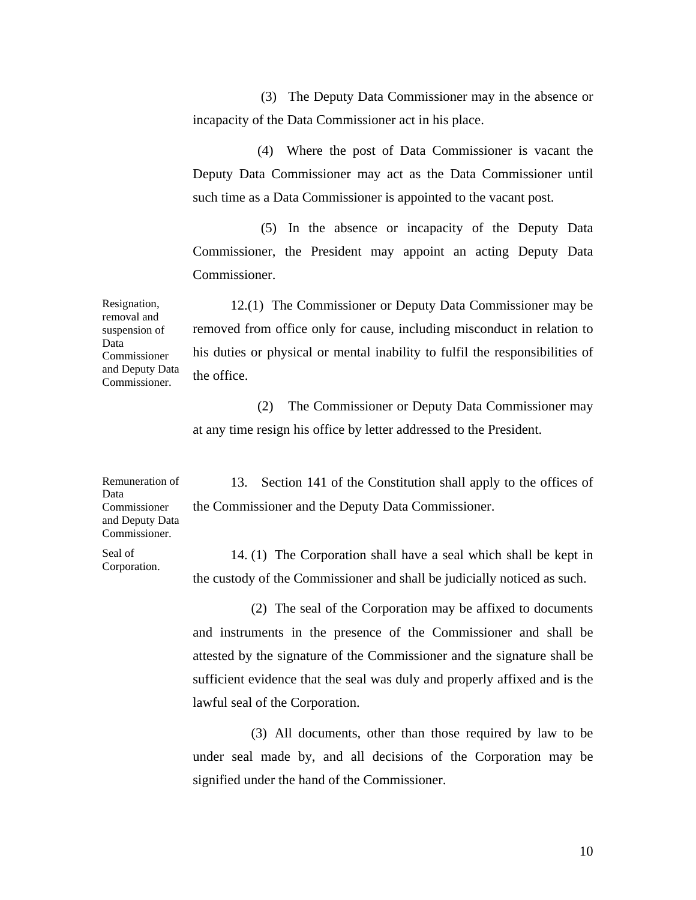(3) The Deputy Data Commissioner may in the absence or incapacity of the Data Commissioner act in his place.

(4) Where the post of Data Commissioner is vacant the Deputy Data Commissioner may act as the Data Commissioner until such time as a Data Commissioner is appointed to the vacant post.

(5) In the absence or incapacity of the Deputy Data Commissioner, the President may appoint an acting Deputy Data Commissioner.

*Resignation, removal and suspension of Data Commissioner and Deputy Data Commissioner.*

12.(1) The Commissioner or Deputy Data Commissioner may be removed from office only for cause, including misconduct in relation to his duties or physical or mental inability to fulfil the responsibilities of the office.

(2) The Commissioner or Deputy Data Commissioner may at any time resign his office by letter addressed to the President.

*Remuneration of Data Commissioner and Deputy Data Commissioner.*

13. Section 141 of the Constitution shall apply to the offices of the Commissioner and the Deputy Data Commissioner.

*Seal of Corporation.*

14. (1) The Corporation shall have a seal which shall be kept in the custody of the Commissioner and shall be judicially noticed as such.

(2) The seal of the Corporation may be affixed to documents and instruments in the presence of the Commissioner and shall be attested by the signature of the Commissioner and the signature shall be sufficient evidence that the seal was duly and properly affixed and is the lawful seal of the Corporation.

(3) All documents, other than those required by law to be under seal made by, and all decisions of the Corporation may be signified under the hand of the Commissioner.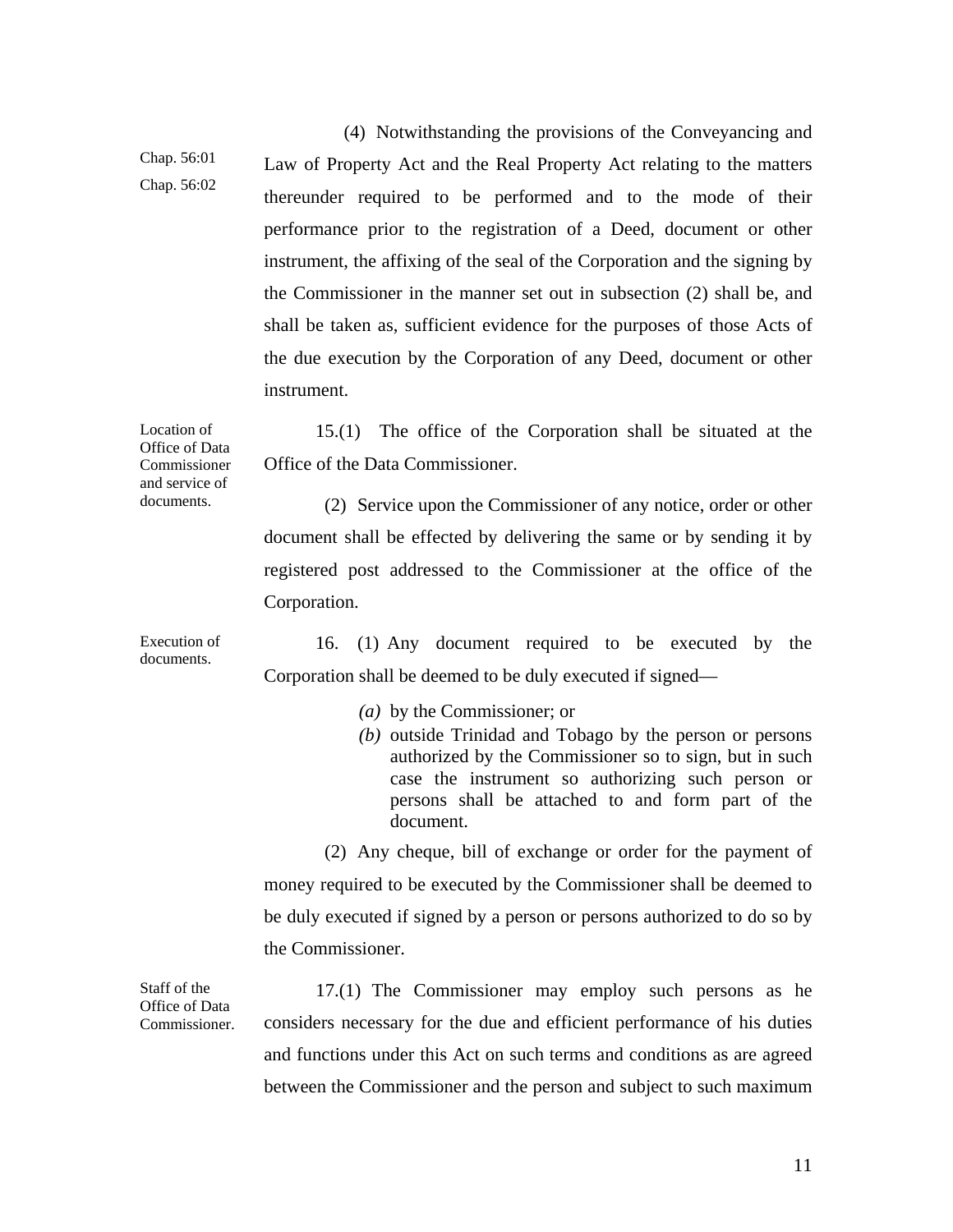Chap. 56:01
Chap. 56:02

(4) Notwithstanding the provisions of the Conveyancing and Law of Property Act and the Real Property Act relating to the matters thereunder required to be performed and to the mode of their performance prior to the registration of a Deed, document or other instrument, the affixing of the seal of the Corporation and the signing by the Commissioner in the manner set out in subsection (2) shall be, and shall be taken as, sufficient evidence for the purposes of those Acts of the due execution by the Corporation of any Deed, document or other instrument.

Location of Office of Data Commissioner and service of documents.

15.(1) The office of the Corporation shall be situated at the Office of the Data Commissioner.

(2) Service upon the Commissioner of any notice, order or other document shall be effected by delivering the same or by sending it by registered post addressed to the Commissioner at the office of the Corporation.

Execution of documents.

16. (1) Any document required to be executed by the Corporation shall be deemed to be duly executed if signed—

*(a)* by the Commissioner; or

*(b)* outside Trinidad and Tobago by the person or persons authorized by the Commissioner so to sign, but in such case the instrument so authorizing such person or persons shall be attached to and form part of the document.

(2) Any cheque, bill of exchange or order for the payment of money required to be executed by the Commissioner shall be deemed to be duly executed if signed by a person or persons authorized to do so by the Commissioner.

Staff of the Office of Data Commissioner.

17.(1) The Commissioner may employ such persons as he considers necessary for the due and efficient performance of his duties and functions under this Act on such terms and conditions as are agreed between the Commissioner and the person and subject to such maximum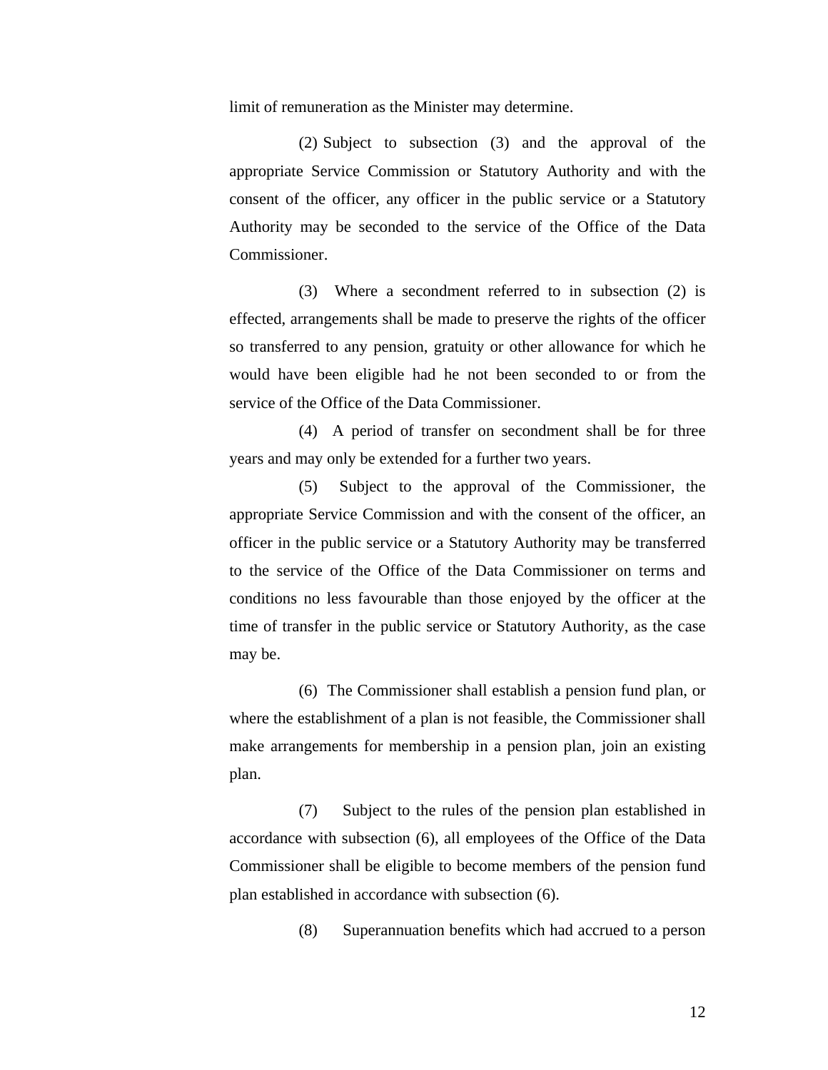limit of remuneration as the Minister may determine.

(2) Subject to subsection (3) and the approval of the appropriate Service Commission or Statutory Authority and with the consent of the officer, any officer in the public service or a Statutory Authority may be seconded to the service of the Office of the Data Commissioner.

(3) Where a secondment referred to in subsection (2) is effected, arrangements shall be made to preserve the rights of the officer so transferred to any pension, gratuity or other allowance for which he would have been eligible had he not been seconded to or from the service of the Office of the Data Commissioner.

(4) A period of transfer on secondment shall be for three years and may only be extended for a further two years.

(5) Subject to the approval of the Commissioner, the appropriate Service Commission and with the consent of the officer, an officer in the public service or a Statutory Authority may be transferred to the service of the Office of the Data Commissioner on terms and conditions no less favourable than those enjoyed by the officer at the time of transfer in the public service or Statutory Authority, as the case may be.

(6) The Commissioner shall establish a pension fund plan, or where the establishment of a plan is not feasible, the Commissioner shall make arrangements for membership in a pension plan, join an existing plan.

(7) Subject to the rules of the pension plan established in accordance with subsection (6), all employees of the Office of the Data Commissioner shall be eligible to become members of the pension fund plan established in accordance with subsection (6).

(8) Superannuation benefits which had accrued to a person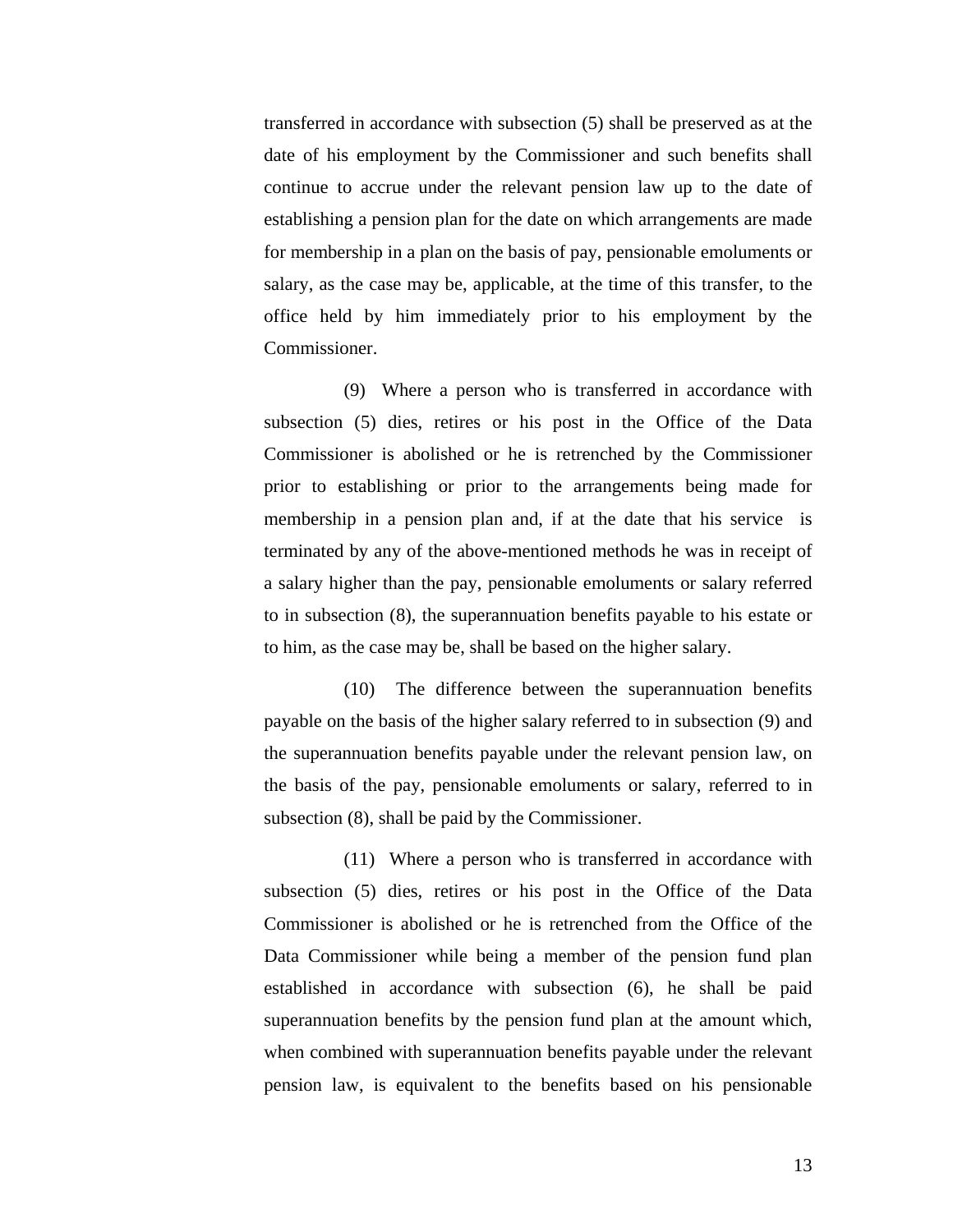transferred in accordance with subsection (5) shall be preserved as at the date of his employment by the Commissioner and such benefits shall continue to accrue under the relevant pension law up to the date of establishing a pension plan for the date on which arrangements are made for membership in a plan on the basis of pay, pensionable emoluments or salary, as the case may be, applicable, at the time of this transfer, to the office held by him immediately prior to his employment by the Commissioner.

(9) Where a person who is transferred in accordance with subsection (5) dies, retires or his post in the Office of the Data Commissioner is abolished or he is retrenched by the Commissioner prior to establishing or prior to the arrangements being made for membership in a pension plan and, if at the date that his service is terminated by any of the above-mentioned methods he was in receipt of a salary higher than the pay, pensionable emoluments or salary referred to in subsection (8), the superannuation benefits payable to his estate or to him, as the case may be, shall be based on the higher salary.

(10) The difference between the superannuation benefits payable on the basis of the higher salary referred to in subsection (9) and the superannuation benefits payable under the relevant pension law, on the basis of the pay, pensionable emoluments or salary, referred to in subsection (8), shall be paid by the Commissioner.

(11) Where a person who is transferred in accordance with subsection (5) dies, retires or his post in the Office of the Data Commissioner is abolished or he is retrenched from the Office of the Data Commissioner while being a member of the pension fund plan established in accordance with subsection (6), he shall be paid superannuation benefits by the pension fund plan at the amount which, when combined with superannuation benefits payable under the relevant pension law, is equivalent to the benefits based on his pensionable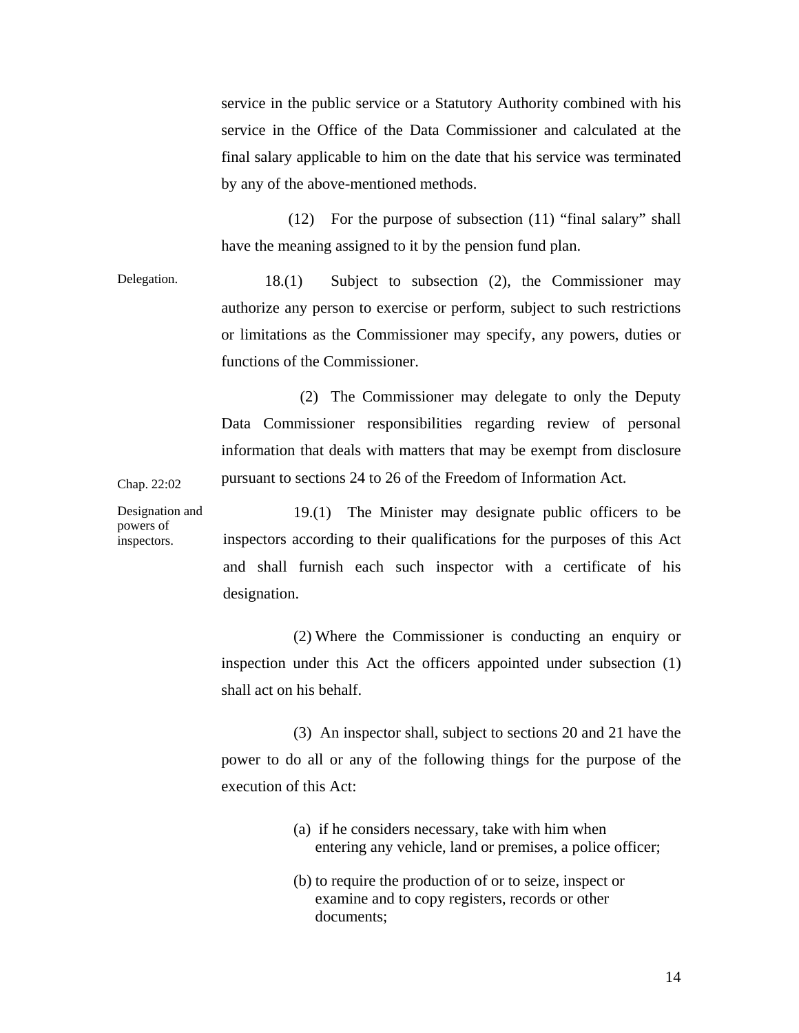service in the public service or a Statutory Authority combined with his service in the Office of the Data Commissioner and calculated at the final salary applicable to him on the date that his service was terminated by any of the above-mentioned methods.

(12) For the purpose of subsection (11) "final salary" shall have the meaning assigned to it by the pension fund plan.

Delegation.

18.(1) Subject to subsection (2), the Commissioner may authorize any person to exercise or perform, subject to such restrictions or limitations as the Commissioner may specify, any powers, duties or functions of the Commissioner.

(2) The Commissioner may delegate to only the Deputy Data Commissioner responsibilities regarding review of personal information that deals with matters that may be exempt from disclosure pursuant to sections 24 to 26 of the Freedom of Information Act.

Chap. 22:02

Designation and powers of inspectors.

19.(1) The Minister may designate public officers to be inspectors according to their qualifications for the purposes of this Act and shall furnish each such inspector with a certificate of his designation.

(2) Where the Commissioner is conducting an enquiry or inspection under this Act the officers appointed under subsection (1) shall act on his behalf.

(3) An inspector shall, subject to sections 20 and 21 have the power to do all or any of the following things for the purpose of the execution of this Act:

(a) if he considers necessary, take with him when entering any vehicle, land or premises, a police officer;

(b) to require the production of or to seize, inspect or examine and to copy registers, records or other documents;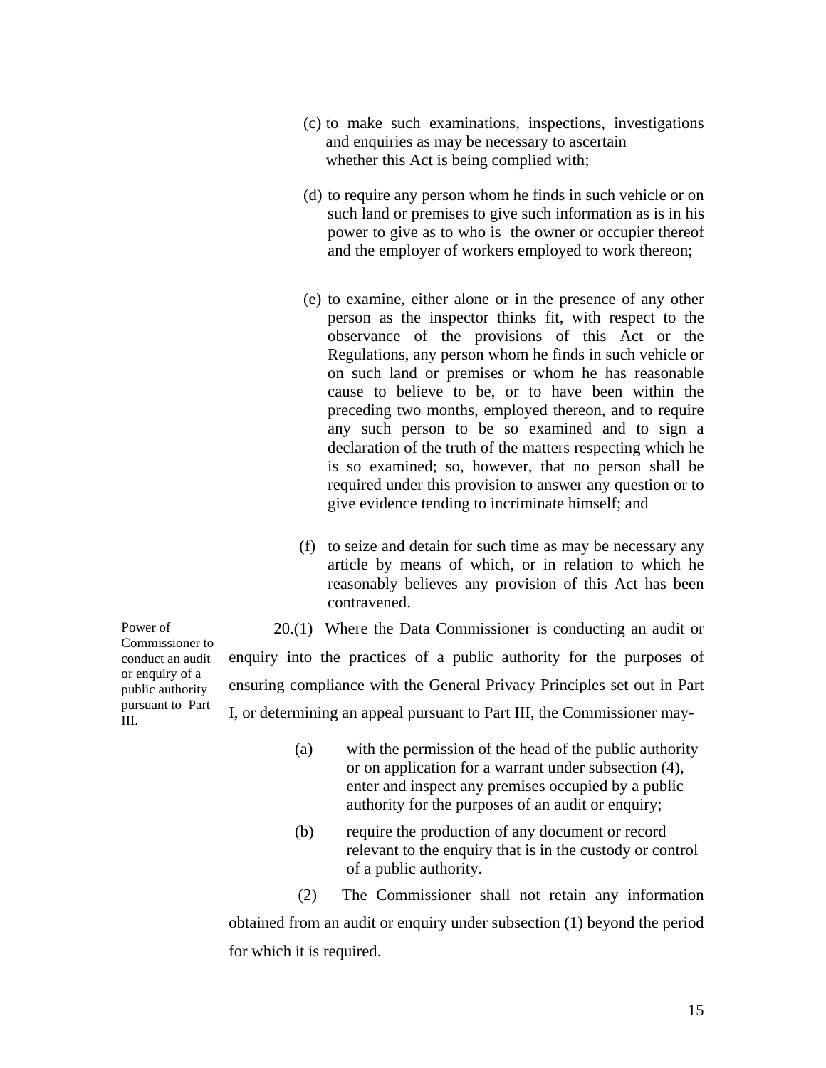(c) to make such examinations, inspections, investigations and enquiries as may be necessary to ascertain whether this Act is being complied with;

(d) to require any person whom he finds in such vehicle or on such land or premises to give such information as is in his power to give as to who is the owner or occupier thereof and the employer of workers employed to work thereon;

(e) to examine, either alone or in the presence of any other person as the inspector thinks fit, with respect to the observance of the provisions of this Act or the Regulations, any person whom he finds in such vehicle or on such land or premises or whom he has reasonable cause to believe to be, or to have been within the preceding two months, employed thereon, and to require any such person to be so examined and to sign a declaration of the truth of the matters respecting which he is so examined; so, however, that no person shall be required under this provision to answer any question or to give evidence tending to incriminate himself; and

(f) to seize and detain for such time as may be necessary any article by means of which, or in relation to which he reasonably believes any provision of this Act has been contravened.

*Power of Commissioner to conduct an audit or enquiry of a public authority pursuant to Part III.*

20.(1) Where the Data Commissioner is conducting an audit or enquiry into the practices of a public authority for the purposes of ensuring compliance with the General Privacy Principles set out in Part I, or determining an appeal pursuant to Part III, the Commissioner may-

(a) with the permission of the head of the public authority or on application for a warrant under subsection (4), enter and inspect any premises occupied by a public authority for the purposes of an audit or enquiry;

(b) require the production of any document or record relevant to the enquiry that is in the custody or control of a public authority.

(2) The Commissioner shall not retain any information obtained from an audit or enquiry under subsection (1) beyond the period for which it is required.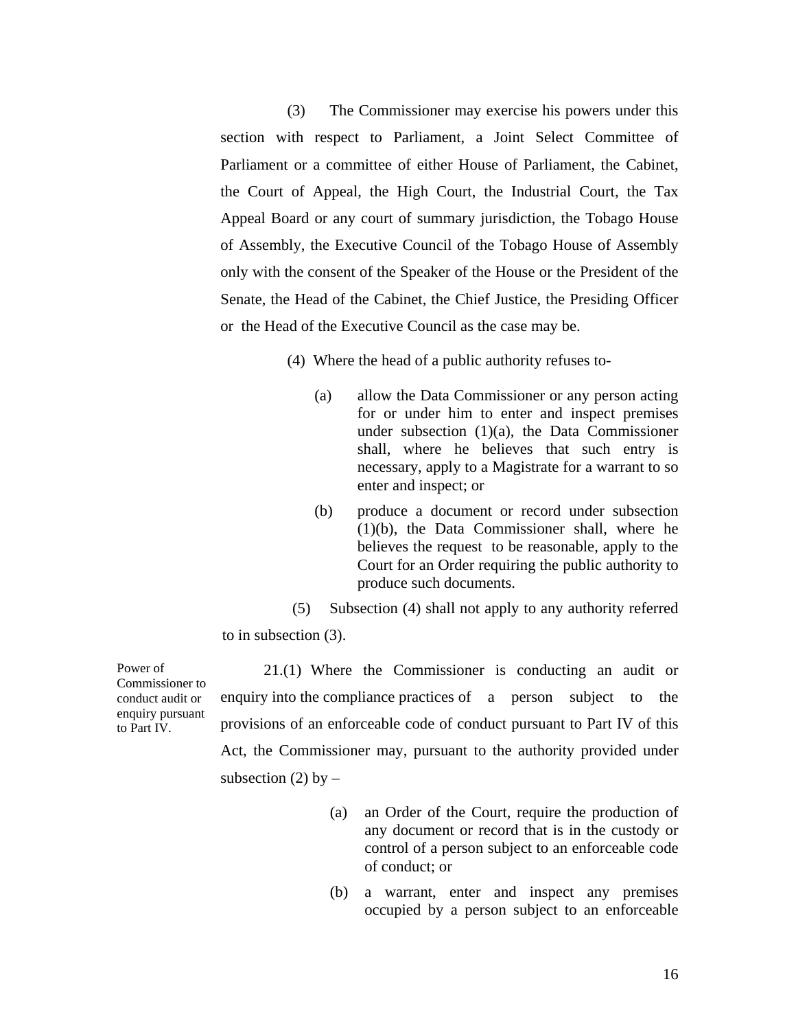(3) The Commissioner may exercise his powers under this section with respect to Parliament, a Joint Select Committee of Parliament or a committee of either House of Parliament, the Cabinet, the Court of Appeal, the High Court, the Industrial Court, the Tax Appeal Board or any court of summary jurisdiction, the Tobago House of Assembly, the Executive Council of the Tobago House of Assembly only with the consent of the Speaker of the House or the President of the Senate, the Head of the Cabinet, the Chief Justice, the Presiding Officer or the Head of the Executive Council as the case may be.

(4) Where the head of a public authority refuses to-

(a) allow the Data Commissioner or any person acting for or under him to enter and inspect premises under subsection (1)(a), the Data Commissioner shall, where he believes that such entry is necessary, apply to a Magistrate for a warrant to so enter and inspect; or

(b) produce a document or record under subsection (1)(b), the Data Commissioner shall, where he believes the request to be reasonable, apply to the Court for an Order requiring the public authority to produce such documents.

(5) Subsection (4) shall not apply to any authority referred to in subsection (3).

*Power of Commissioner to conduct audit or enquiry pursuant to Part IV.*

21.(1) Where the Commissioner is conducting an audit or enquiry into the compliance practices of a person subject to the provisions of an enforceable code of conduct pursuant to Part IV of this Act, the Commissioner may, pursuant to the authority provided under subsection (2) by –

(a) an Order of the Court, require the production of any document or record that is in the custody or control of a person subject to an enforceable code of conduct; or

(b) a warrant, enter and inspect any premises occupied by a person subject to an enforceable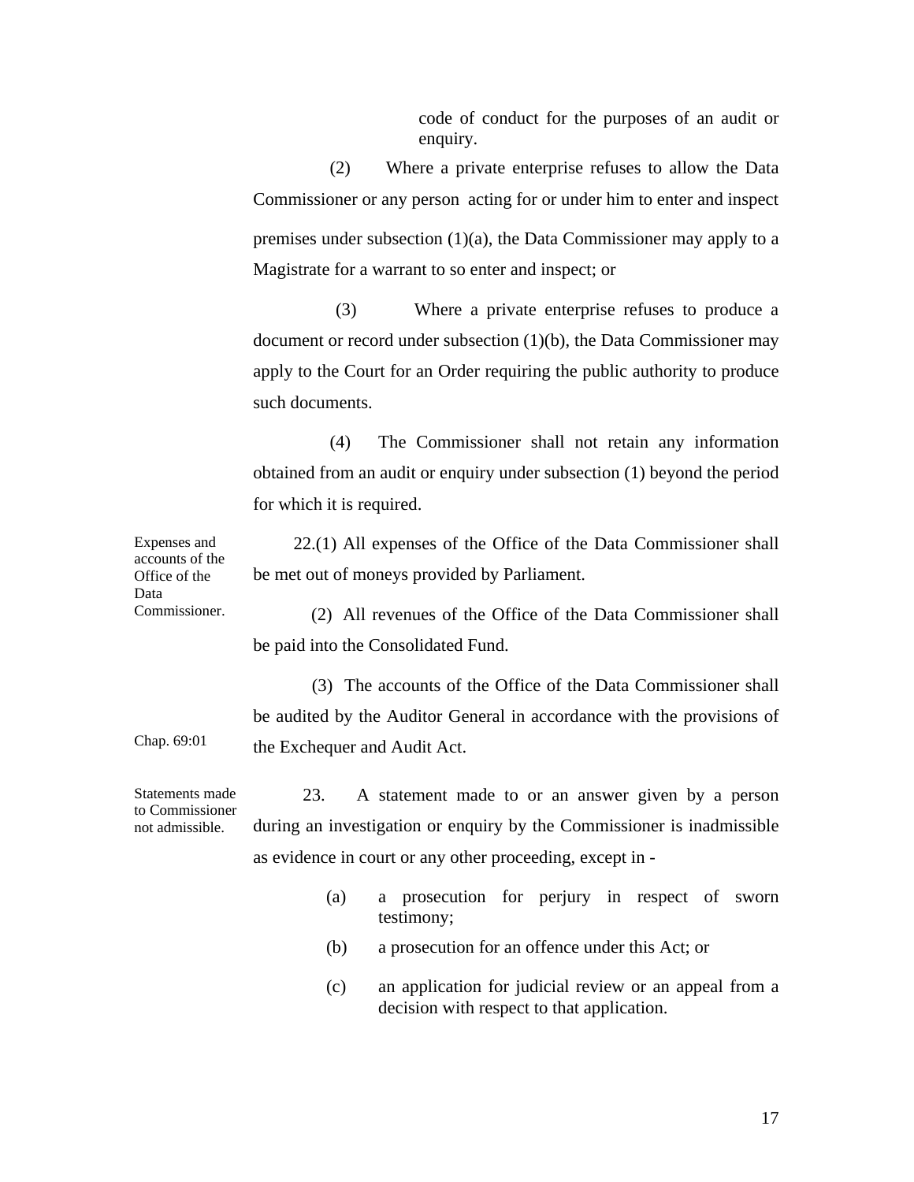code of conduct for the purposes of an audit or enquiry.

(2) Where a private enterprise refuses to allow the Data Commissioner or any person acting for or under him to enter and inspect premises under subsection (1)(a), the Data Commissioner may apply to a Magistrate for a warrant to so enter and inspect; or

(3) Where a private enterprise refuses to produce a document or record under subsection (1)(b), the Data Commissioner may apply to the Court for an Order requiring the public authority to produce such documents.

(4) The Commissioner shall not retain any information obtained from an audit or enquiry under subsection (1) beyond the period for which it is required.

*Expenses and accounts of the Office of the Data Commissioner.*

22.(1) All expenses of the Office of the Data Commissioner shall be met out of moneys provided by Parliament.

(2) All revenues of the Office of the Data Commissioner shall be paid into the Consolidated Fund.

(3) The accounts of the Office of the Data Commissioner shall be audited by the Auditor General in accordance with the provisions of the Exchequer and Audit Act.

*Chap. 69:01*

*Statements made to Commissioner not admissible.*

23. A statement made to or an answer given by a person during an investigation or enquiry by the Commissioner is inadmissible as evidence in court or any other proceeding, except in -

(a) a prosecution for perjury in respect of sworn testimony;

(b) a prosecution for an offence under this Act; or

(c) an application for judicial review or an appeal from a decision with respect to that application.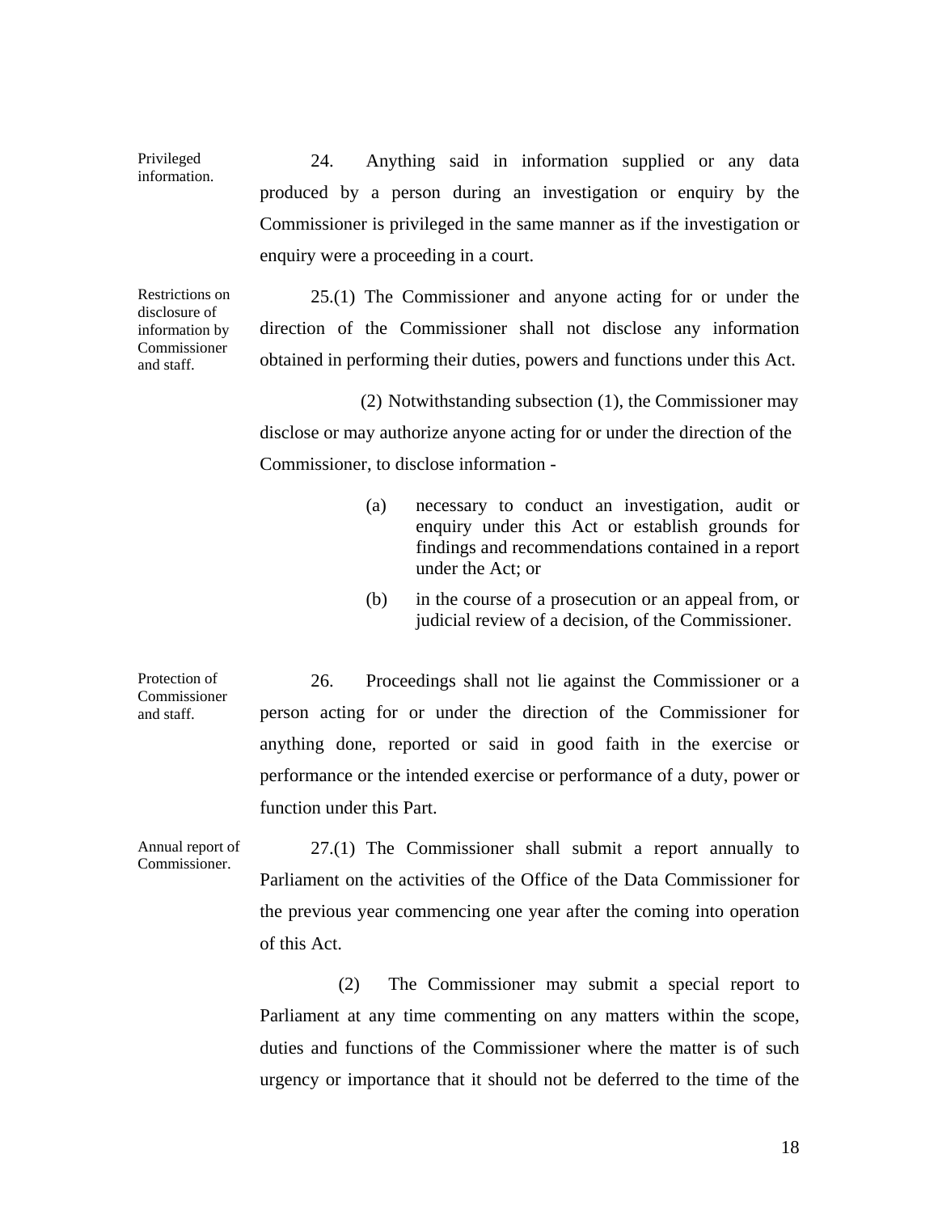**Privileged information.**

24. Anything said in information supplied or any data produced by a person during an investigation or enquiry by the Commissioner is privileged in the same manner as if the investigation or enquiry were a proceeding in a court.

**Restrictions on disclosure of information by Commissioner and staff.**

25.(1) The Commissioner and anyone acting for or under the direction of the Commissioner shall not disclose any information obtained in performing their duties, powers and functions under this Act.

(2) Notwithstanding subsection (1), the Commissioner may disclose or may authorize anyone acting for or under the direction of the Commissioner, to disclose information -

(a) necessary to conduct an investigation, audit or enquiry under this Act or establish grounds for findings and recommendations contained in a report under the Act; or

(b) in the course of a prosecution or an appeal from, or judicial review of a decision, of the Commissioner.

**Protection of Commissioner and staff.**

26. Proceedings shall not lie against the Commissioner or a person acting for or under the direction of the Commissioner for anything done, reported or said in good faith in the exercise or performance or the intended exercise or performance of a duty, power or function under this Part.

**Annual report of Commissioner.**

27.(1) The Commissioner shall submit a report annually to Parliament on the activities of the Office of the Data Commissioner for the previous year commencing one year after the coming into operation of this Act.

(2) The Commissioner may submit a special report to Parliament at any time commenting on any matters within the scope, duties and functions of the Commissioner where the matter is of such urgency or importance that it should not be deferred to the time of the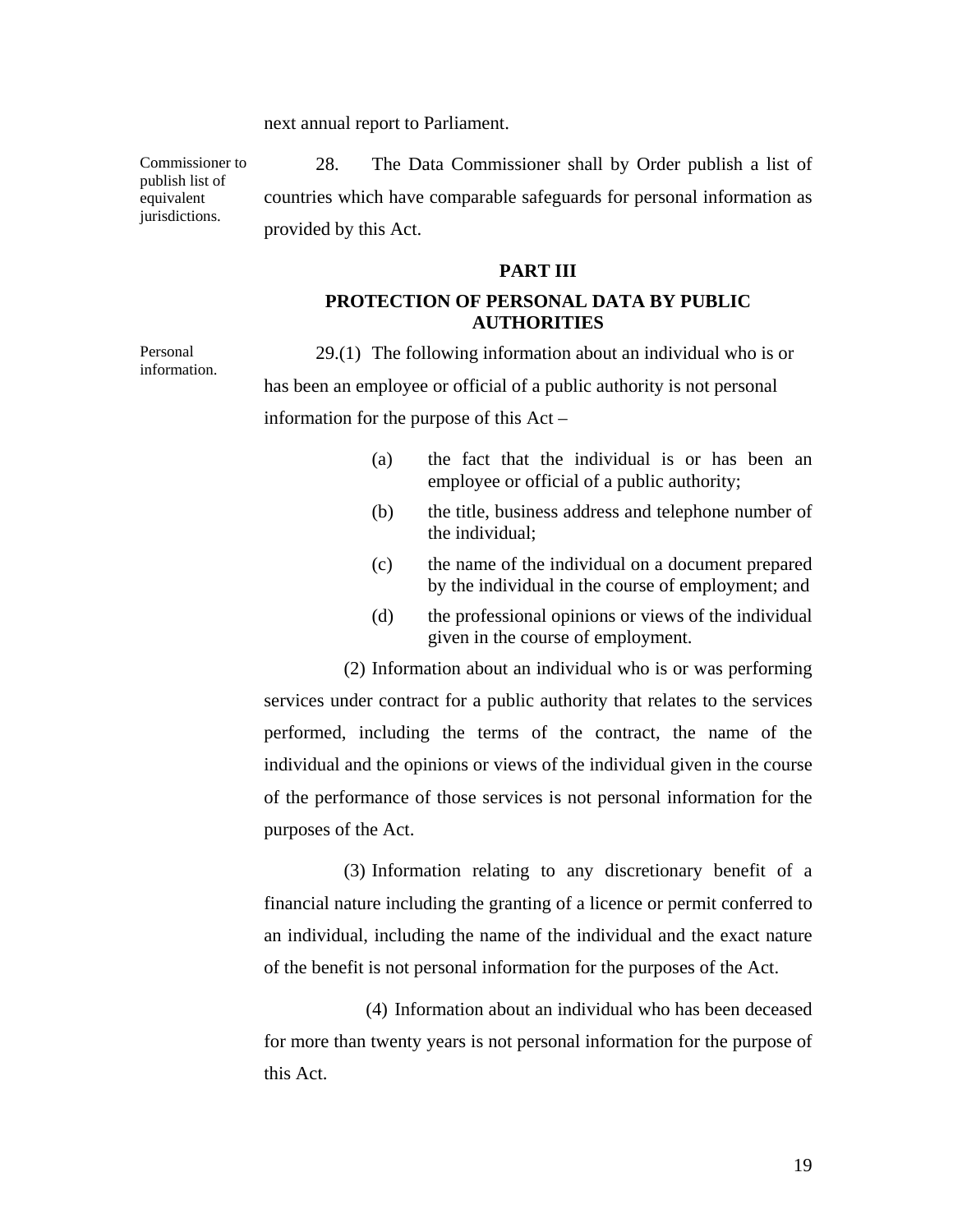next annual report to Parliament.

Commissioner to publish list of equivalent jurisdictions.

28. The Data Commissioner shall by Order publish a list of countries which have comparable safeguards for personal information as provided by this Act.

## PART III

## PROTECTION OF PERSONAL DATA BY PUBLIC AUTHORITIES

Personal information.

29.(1) The following information about an individual who is or has been an employee or official of a public authority is not personal information for the purpose of this Act –

(a) the fact that the individual is or has been an employee or official of a public authority;

(b) the title, business address and telephone number of the individual;

(c) the name of the individual on a document prepared by the individual in the course of employment; and

(d) the professional opinions or views of the individual given in the course of employment.

(2) Information about an individual who is or was performing services under contract for a public authority that relates to the services performed, including the terms of the contract, the name of the individual and the opinions or views of the individual given in the course of the performance of those services is not personal information for the purposes of the Act.

(3) Information relating to any discretionary benefit of a financial nature including the granting of a licence or permit conferred to an individual, including the name of the individual and the exact nature of the benefit is not personal information for the purposes of the Act.

(4) Information about an individual who has been deceased for more than twenty years is not personal information for the purpose of this Act.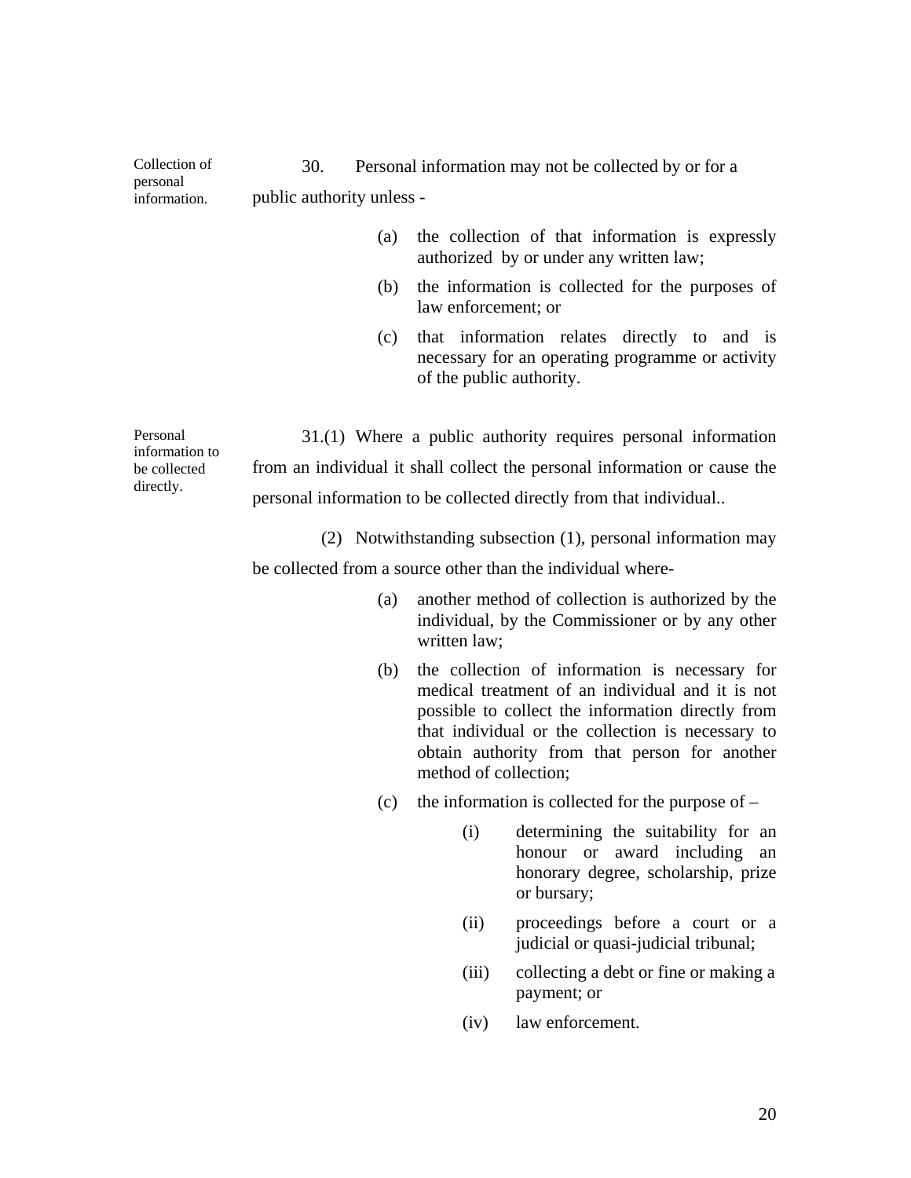Collection of personal information.

30. Personal information may not be collected by or for a public authority unless -

(a) the collection of that information is expressly authorized by or under any written law;

(b) the information is collected for the purposes of law enforcement; or

(c) that information relates directly to and is necessary for an operating programme or activity of the public authority.

Personal information to be collected directly.

31.(1) Where a public authority requires personal information from an individual it shall collect the personal information or cause the personal information to be collected directly from that individual..

(2) Notwithstanding subsection (1), personal information may be collected from a source other than the individual where-

(a) another method of collection is authorized by the individual, by the Commissioner or by any other written law;

(b) the collection of information is necessary for medical treatment of an individual and it is not possible to collect the information directly from that individual or the collection is necessary to obtain authority from that person for another method of collection;

(c) the information is collected for the purpose of –

(i) determining the suitability for an honour or award including an honorary degree, scholarship, prize or bursary;

(ii) proceedings before a court or a judicial or quasi-judicial tribunal;

(iii) collecting a debt or fine or making a payment; or

(iv) law enforcement.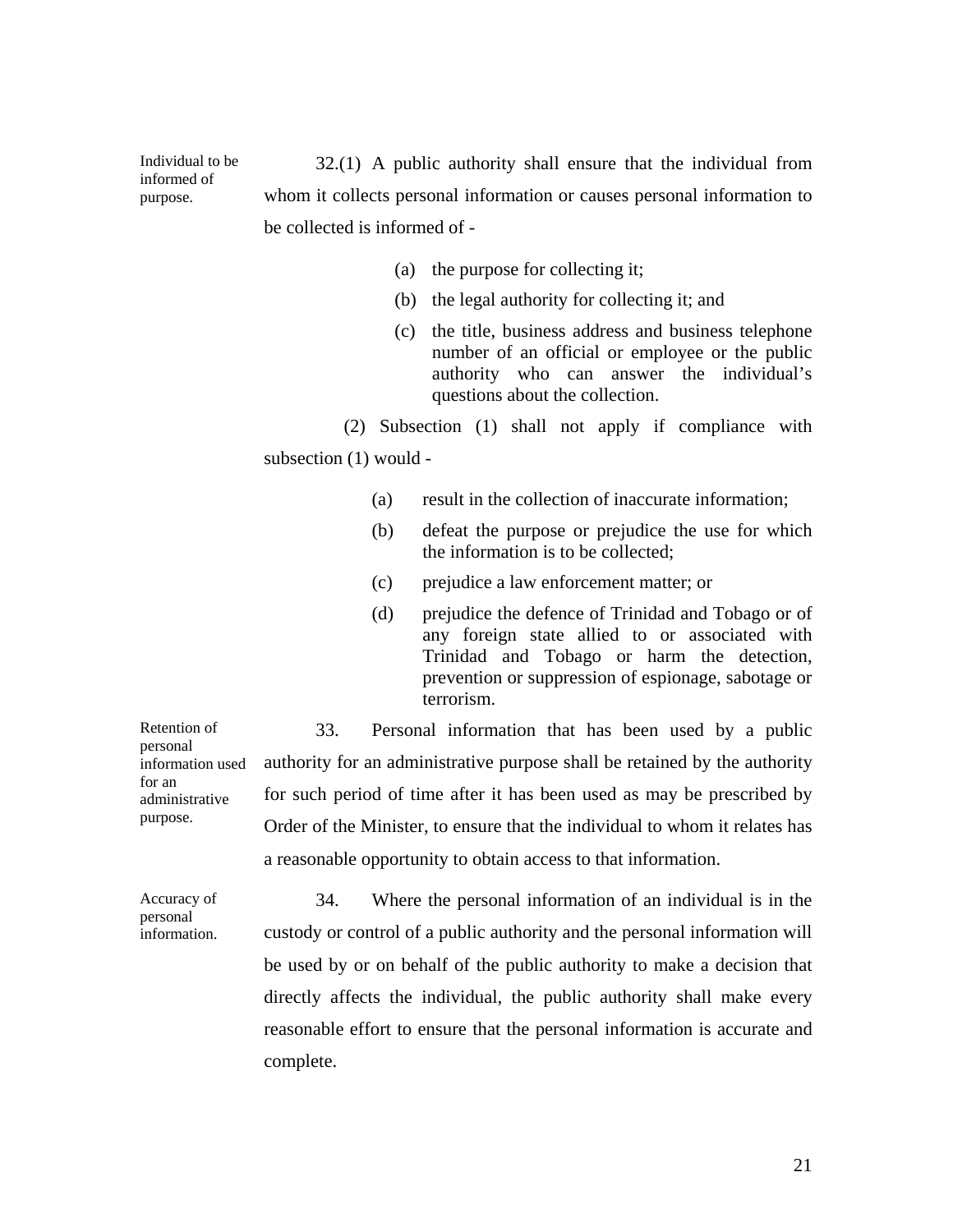**Individual to be informed of purpose.**

32.(1) A public authority shall ensure that the individual from whom it collects personal information or causes personal information to be collected is informed of -

(a) the purpose for collecting it;

(b) the legal authority for collecting it; and

(c) the title, business address and business telephone number of an official or employee or the public authority who can answer the individual's questions about the collection.

(2) Subsection (1) shall not apply if compliance with subsection (1) would -

(a) result in the collection of inaccurate information;

(b) defeat the purpose or prejudice the use for which the information is to be collected;

(c) prejudice a law enforcement matter; or

(d) prejudice the defence of Trinidad and Tobago or of any foreign state allied to or associated with Trinidad and Tobago or harm the detection, prevention or suppression of espionage, sabotage or terrorism.

**Retention of personal information used for an administrative purpose.**

33. Personal information that has been used by a public authority for an administrative purpose shall be retained by the authority for such period of time after it has been used as may be prescribed by Order of the Minister, to ensure that the individual to whom it relates has a reasonable opportunity to obtain access to that information.

**Accuracy of personal information.**

34. Where the personal information of an individual is in the custody or control of a public authority and the personal information will be used by or on behalf of the public authority to make a decision that directly affects the individual, the public authority shall make every reasonable effort to ensure that the personal information is accurate and complete.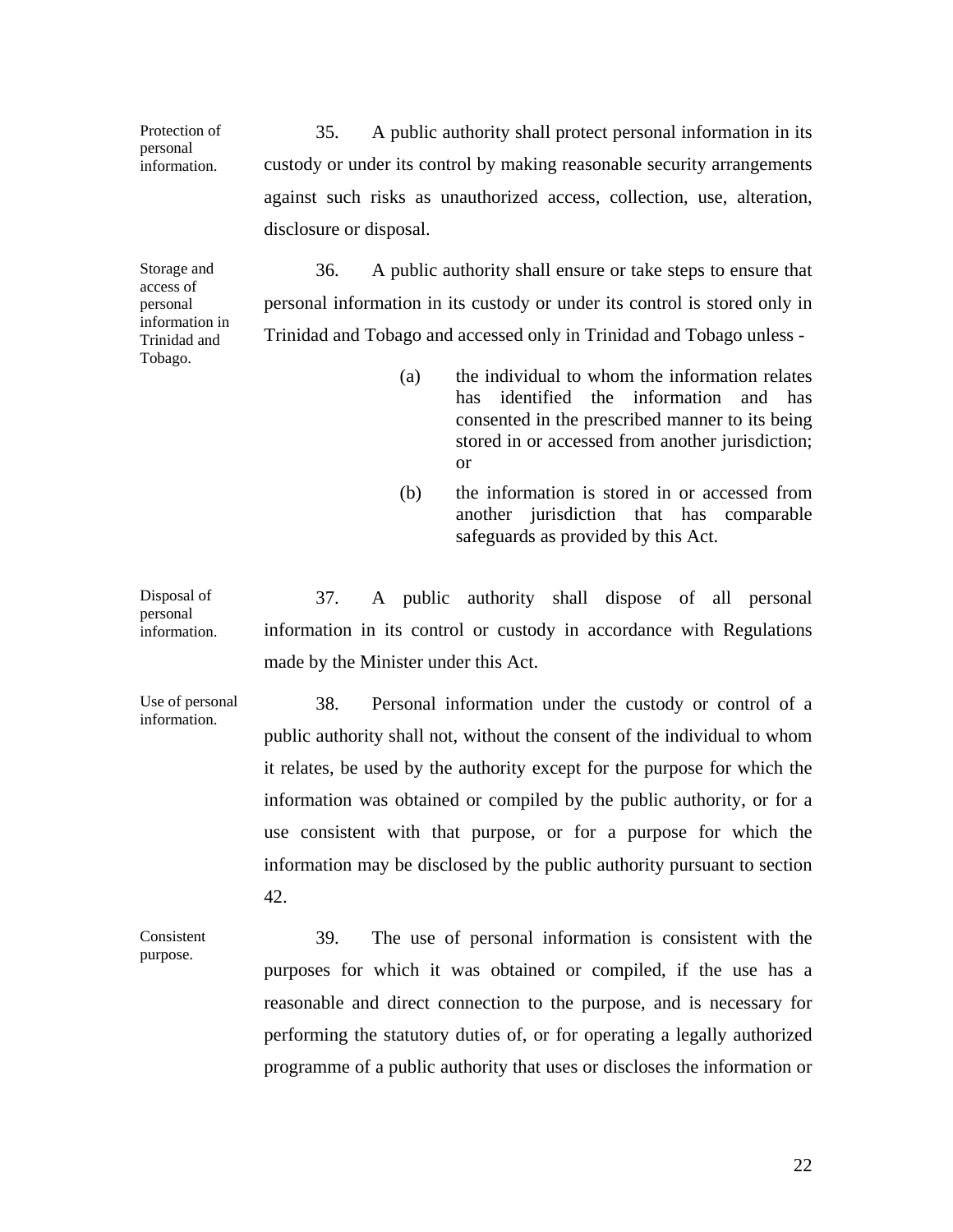Protection of personal information.

35. A public authority shall protect personal information in its custody or under its control by making reasonable security arrangements against such risks as unauthorized access, collection, use, alteration, disclosure or disposal.

Storage and access of personal information in Trinidad and Tobago.

36. A public authority shall ensure or take steps to ensure that personal information in its custody or under its control is stored only in Trinidad and Tobago and accessed only in Trinidad and Tobago unless -

(a) the individual to whom the information relates has identified the information and has consented in the prescribed manner to its being stored in or accessed from another jurisdiction; or

(b) the information is stored in or accessed from another jurisdiction that has comparable safeguards as provided by this Act.

Disposal of personal information.

37. A public authority shall dispose of all personal information in its control or custody in accordance with Regulations made by the Minister under this Act.

Use of personal information.

38. Personal information under the custody or control of a public authority shall not, without the consent of the individual to whom it relates, be used by the authority except for the purpose for which the information was obtained or compiled by the public authority, or for a use consistent with that purpose, or for a purpose for which the information may be disclosed by the public authority pursuant to section 42.

Consistent purpose.

39. The use of personal information is consistent with the purposes for which it was obtained or compiled, if the use has a reasonable and direct connection to the purpose, and is necessary for performing the statutory duties of, or for operating a legally authorized programme of a public authority that uses or discloses the information or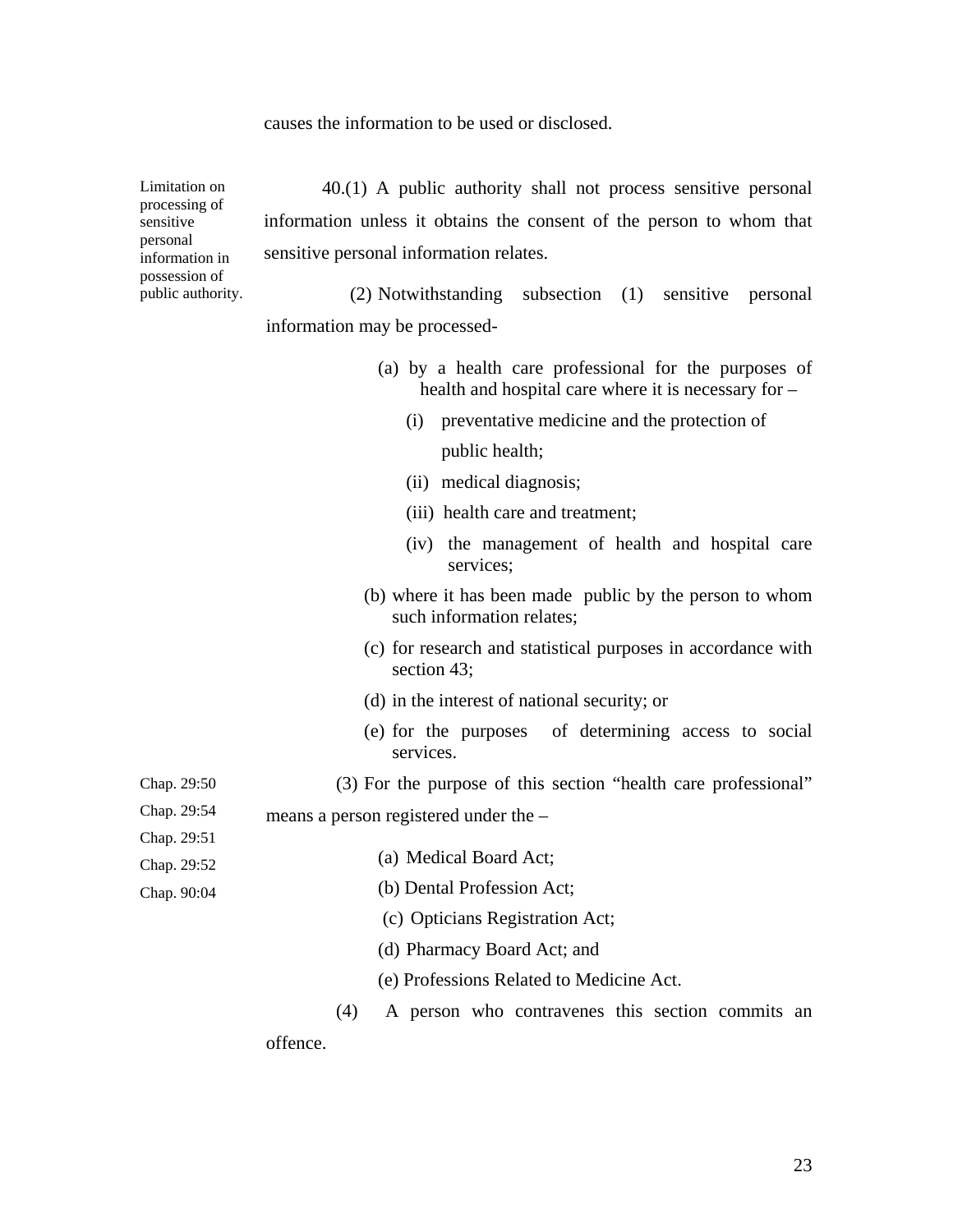causes the information to be used or disclosed.

Limitation on processing of sensitive personal information in possession of public authority.

40.(1) A public authority shall not process sensitive personal information unless it obtains the consent of the person to whom that sensitive personal information relates.

(2) Notwithstanding subsection (1) sensitive personal information may be processed-

(a) by a health care professional for the purposes of health and hospital care where it is necessary for –

(i) preventative medicine and the protection of public health;

(ii) medical diagnosis;

(iii) health care and treatment;

(iv) the management of health and hospital care services;

(b) where it has been made public by the person to whom such information relates;

(c) for research and statistical purposes in accordance with section 43;

(d) in the interest of national security; or

(e) for the purposes of determining access to social services.

(3) For the purpose of this section "health care professional" means a person registered under the –

(a) Medical Board Act; (Chap. 29:50)

(b) Dental Profession Act; (Chap. 29:54)

(c) Opticians Registration Act; (Chap. 29:51)

(d) Pharmacy Board Act; and (Chap. 29:52)

(e) Professions Related to Medicine Act. (Chap. 90:04)

(4) A person who contravenes this section commits an offence.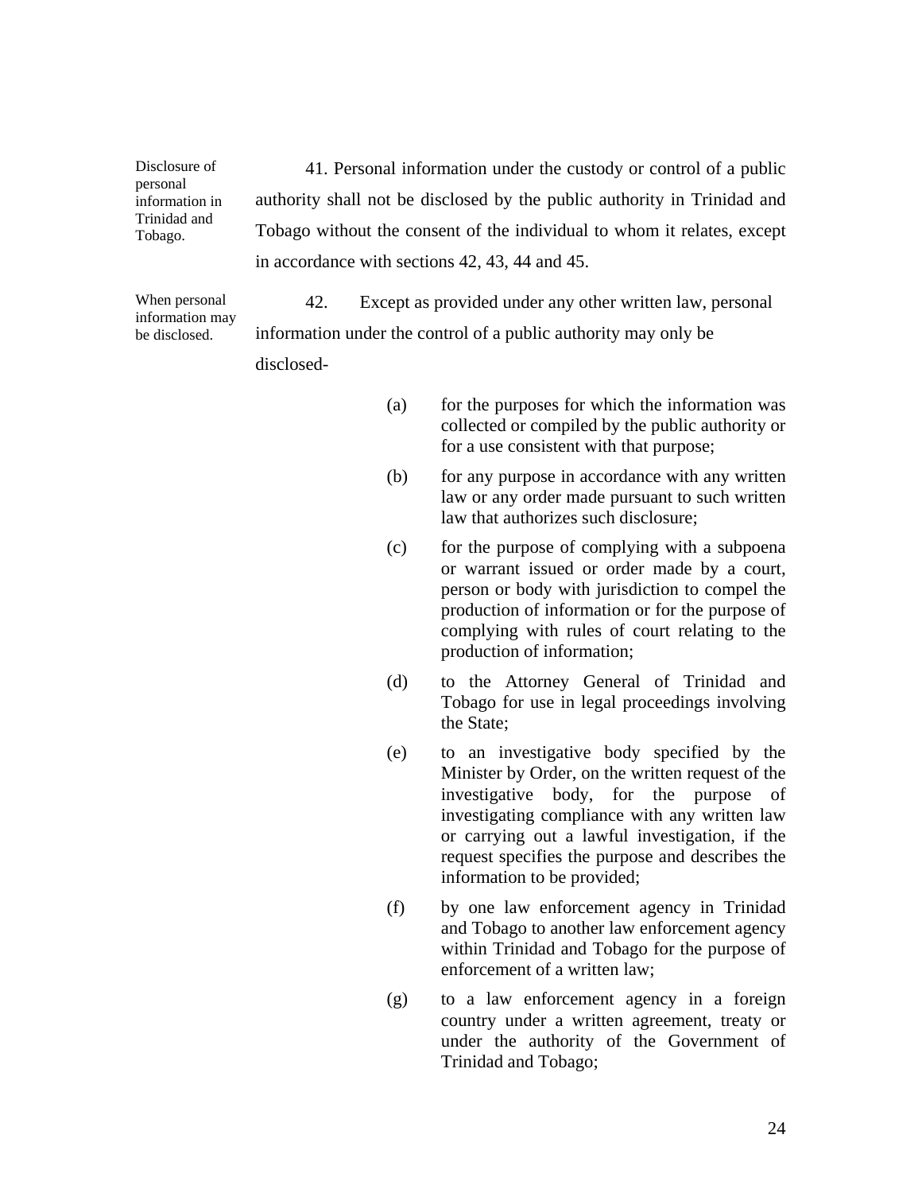Disclosure of personal information in Trinidad and Tobago.

41. Personal information under the custody or control of a public authority shall not be disclosed by the public authority in Trinidad and Tobago without the consent of the individual to whom it relates, except in accordance with sections 42, 43, 44 and 45.

When personal information may be disclosed.

42. Except as provided under any other written law, personal information under the control of a public authority may only be disclosed-

(a) for the purposes for which the information was collected or compiled by the public authority or for a use consistent with that purpose;

(b) for any purpose in accordance with any written law or any order made pursuant to such written law that authorizes such disclosure;

(c) for the purpose of complying with a subpoena or warrant issued or order made by a court, person or body with jurisdiction to compel the production of information or for the purpose of complying with rules of court relating to the production of information;

(d) to the Attorney General of Trinidad and Tobago for use in legal proceedings involving the State;

(e) to an investigative body specified by the Minister by Order, on the written request of the investigative body, for the purpose of investigating compliance with any written law or carrying out a lawful investigation, if the request specifies the purpose and describes the information to be provided;

(f) by one law enforcement agency in Trinidad and Tobago to another law enforcement agency within Trinidad and Tobago for the purpose of enforcement of a written law;

(g) to a law enforcement agency in a foreign country under a written agreement, treaty or under the authority of the Government of Trinidad and Tobago;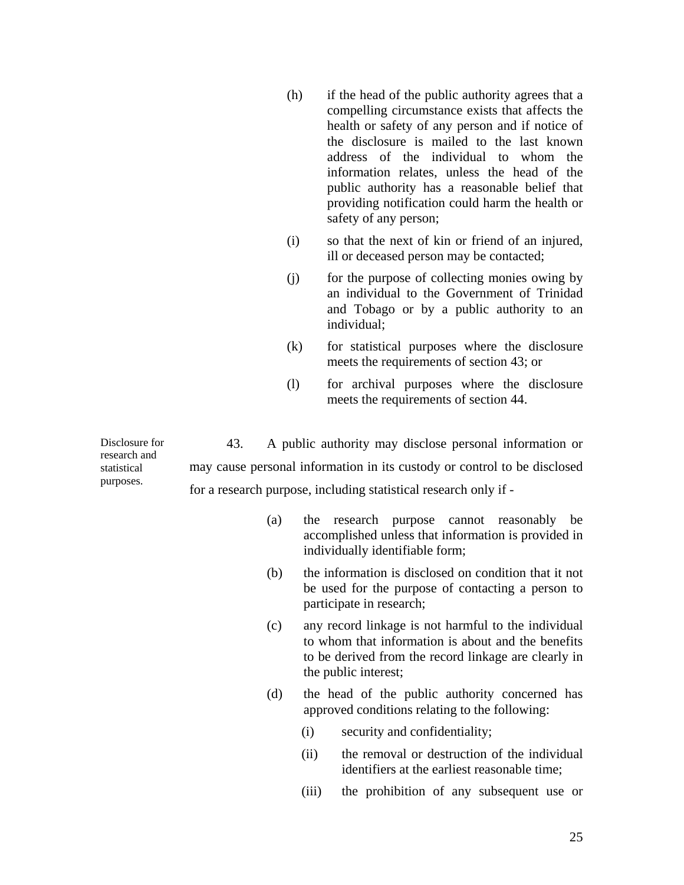(h) if the head of the public authority agrees that a compelling circumstance exists that affects the health or safety of any person and if notice of the disclosure is mailed to the last known address of the individual to whom the information relates, unless the head of the public authority has a reasonable belief that providing notification could harm the health or safety of any person;

(i) so that the next of kin or friend of an injured, ill or deceased person may be contacted;

(j) for the purpose of collecting monies owing by an individual to the Government of Trinidad and Tobago or by a public authority to an individual;

(k) for statistical purposes where the disclosure meets the requirements of section 43; or

(l) for archival purposes where the disclosure meets the requirements of section 44.

Disclosure for research and statistical purposes.

43. A public authority may disclose personal information or may cause personal information in its custody or control to be disclosed for a research purpose, including statistical research only if -

(a) the research purpose cannot reasonably be accomplished unless that information is provided in individually identifiable form;

(b) the information is disclosed on condition that it not be used for the purpose of contacting a person to participate in research;

(c) any record linkage is not harmful to the individual to whom that information is about and the benefits to be derived from the record linkage are clearly in the public interest;

(d) the head of the public authority concerned has approved conditions relating to the following:

(i) security and confidentiality;

(ii) the removal or destruction of the individual identifiers at the earliest reasonable time;

(iii) the prohibition of any subsequent use or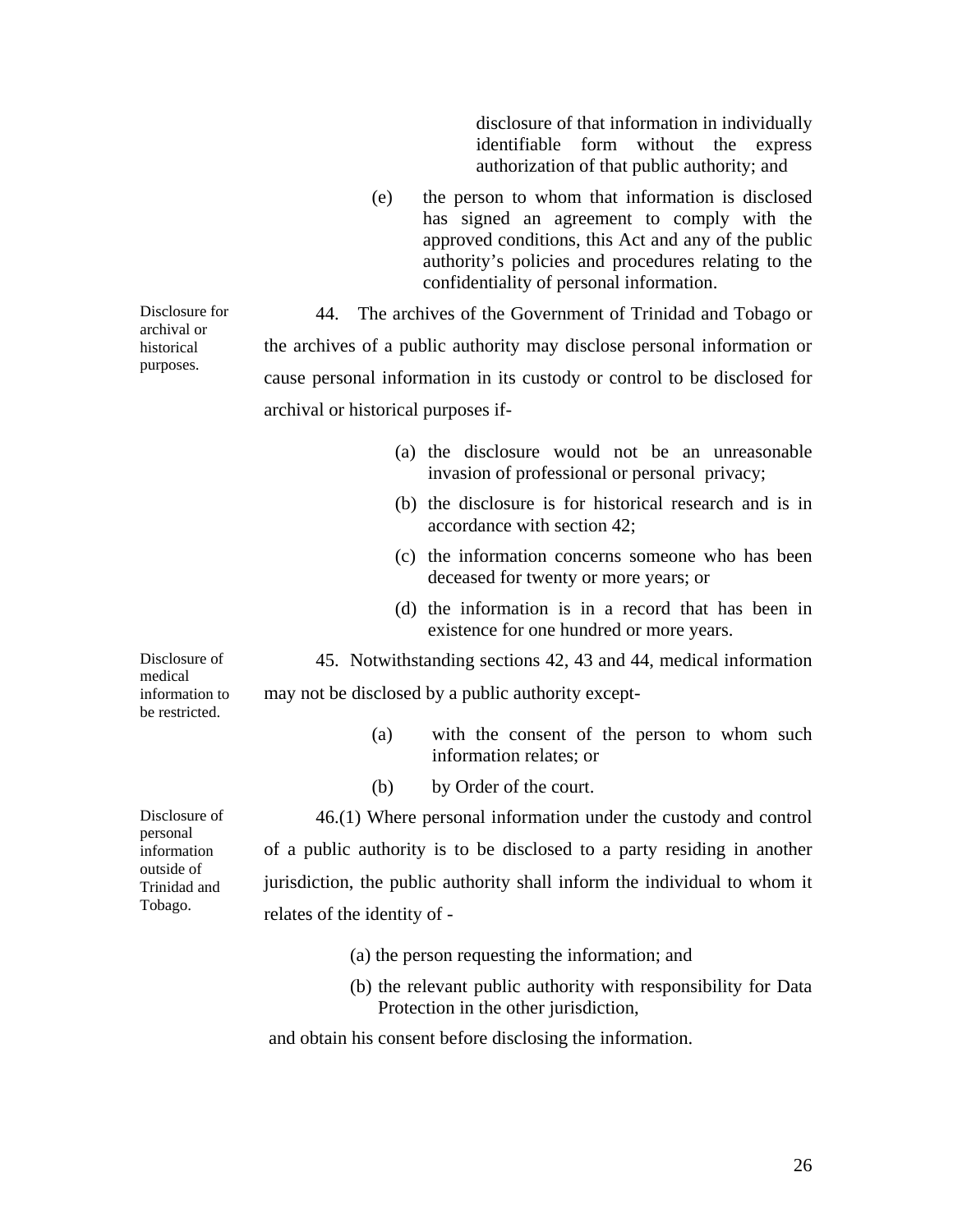disclosure of that information in individually identifiable form without the express authorization of that public authority; and

(e) the person to whom that information is disclosed has signed an agreement to comply with the approved conditions, this Act and any of the public authority's policies and procedures relating to the confidentiality of personal information.

*Disclosure for archival or historical purposes.*

44. The archives of the Government of Trinidad and Tobago or the archives of a public authority may disclose personal information or cause personal information in its custody or control to be disclosed for archival or historical purposes if-

(a) the disclosure would not be an unreasonable invasion of professional or personal privacy;

(b) the disclosure is for historical research and is in accordance with section 42;

(c) the information concerns someone who has been deceased for twenty or more years; or

(d) the information is in a record that has been in existence for one hundred or more years.

*Disclosure of medical information to be restricted.*

45. Notwithstanding sections 42, 43 and 44, medical information may not be disclosed by a public authority except-

(a) with the consent of the person to whom such information relates; or

(b) by Order of the court.

*Disclosure of personal information outside of Trinidad and Tobago.*

46.(1) Where personal information under the custody and control of a public authority is to be disclosed to a party residing in another jurisdiction, the public authority shall inform the individual to whom it relates of the identity of -

(a) the person requesting the information; and

(b) the relevant public authority with responsibility for Data Protection in the other jurisdiction,

and obtain his consent before disclosing the information.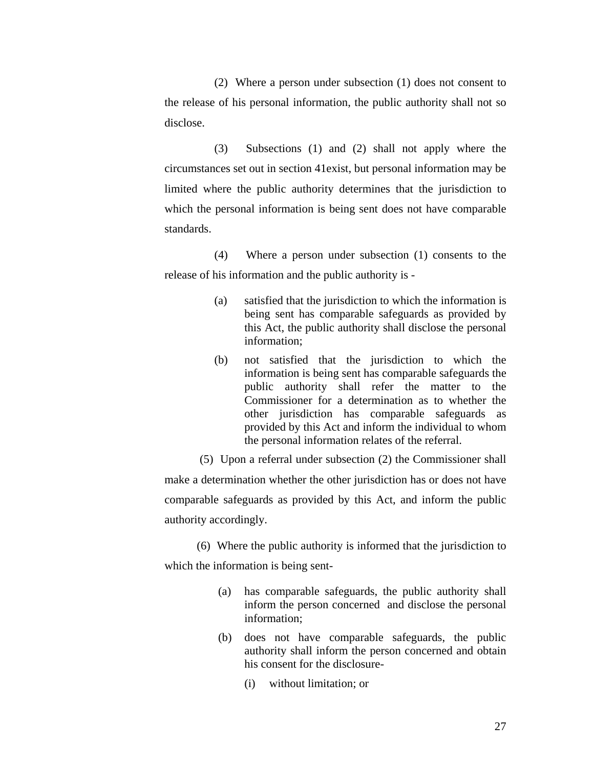(2) Where a person under subsection (1) does not consent to the release of his personal information, the public authority shall not so disclose.

(3) Subsections (1) and (2) shall not apply where the circumstances set out in section 41exist, but personal information may be limited where the public authority determines that the jurisdiction to which the personal information is being sent does not have comparable standards.

(4) Where a person under subsection (1) consents to the release of his information and the public authority is -

(a) satisfied that the jurisdiction to which the information is being sent has comparable safeguards as provided by this Act, the public authority shall disclose the personal information;

(b) not satisfied that the jurisdiction to which the information is being sent has comparable safeguards the public authority shall refer the matter to the Commissioner for a determination as to whether the other jurisdiction has comparable safeguards as provided by this Act and inform the individual to whom the personal information relates of the referral.

(5) Upon a referral under subsection (2) the Commissioner shall make a determination whether the other jurisdiction has or does not have comparable safeguards as provided by this Act, and inform the public authority accordingly.

(6) Where the public authority is informed that the jurisdiction to which the information is being sent-

(a) has comparable safeguards, the public authority shall inform the person concerned and disclose the personal information;

(b) does not have comparable safeguards, the public authority shall inform the person concerned and obtain his consent for the disclosure-

(i) without limitation; or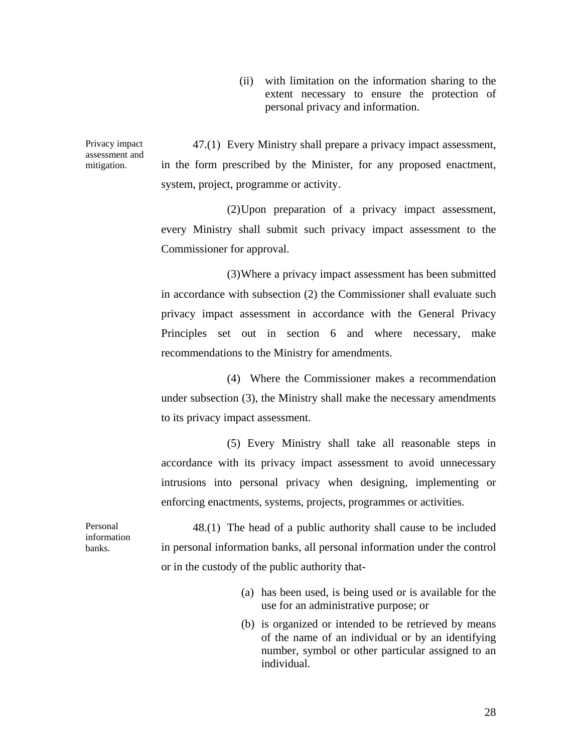(ii) with limitation on the information sharing to the extent necessary to ensure the protection of personal privacy and information.

Privacy impact assessment and mitigation.

47.(1) Every Ministry shall prepare a privacy impact assessment, in the form prescribed by the Minister, for any proposed enactment, system, project, programme or activity.

(2) Upon preparation of a privacy impact assessment, every Ministry shall submit such privacy impact assessment to the Commissioner for approval.

(3) Where a privacy impact assessment has been submitted in accordance with subsection (2) the Commissioner shall evaluate such privacy impact assessment in accordance with the General Privacy Principles set out in section 6 and where necessary, make recommendations to the Ministry for amendments.

(4) Where the Commissioner makes a recommendation under subsection (3), the Ministry shall make the necessary amendments to its privacy impact assessment.

(5) Every Ministry shall take all reasonable steps in accordance with its privacy impact assessment to avoid unnecessary intrusions into personal privacy when designing, implementing or enforcing enactments, systems, projects, programmes or activities.

Personal information banks.

48.(1) The head of a public authority shall cause to be included in personal information banks, all personal information under the control or in the custody of the public authority that-

(a) has been used, is being used or is available for the use for an administrative purpose; or

(b) is organized or intended to be retrieved by means of the name of an individual or by an identifying number, symbol or other particular assigned to an individual.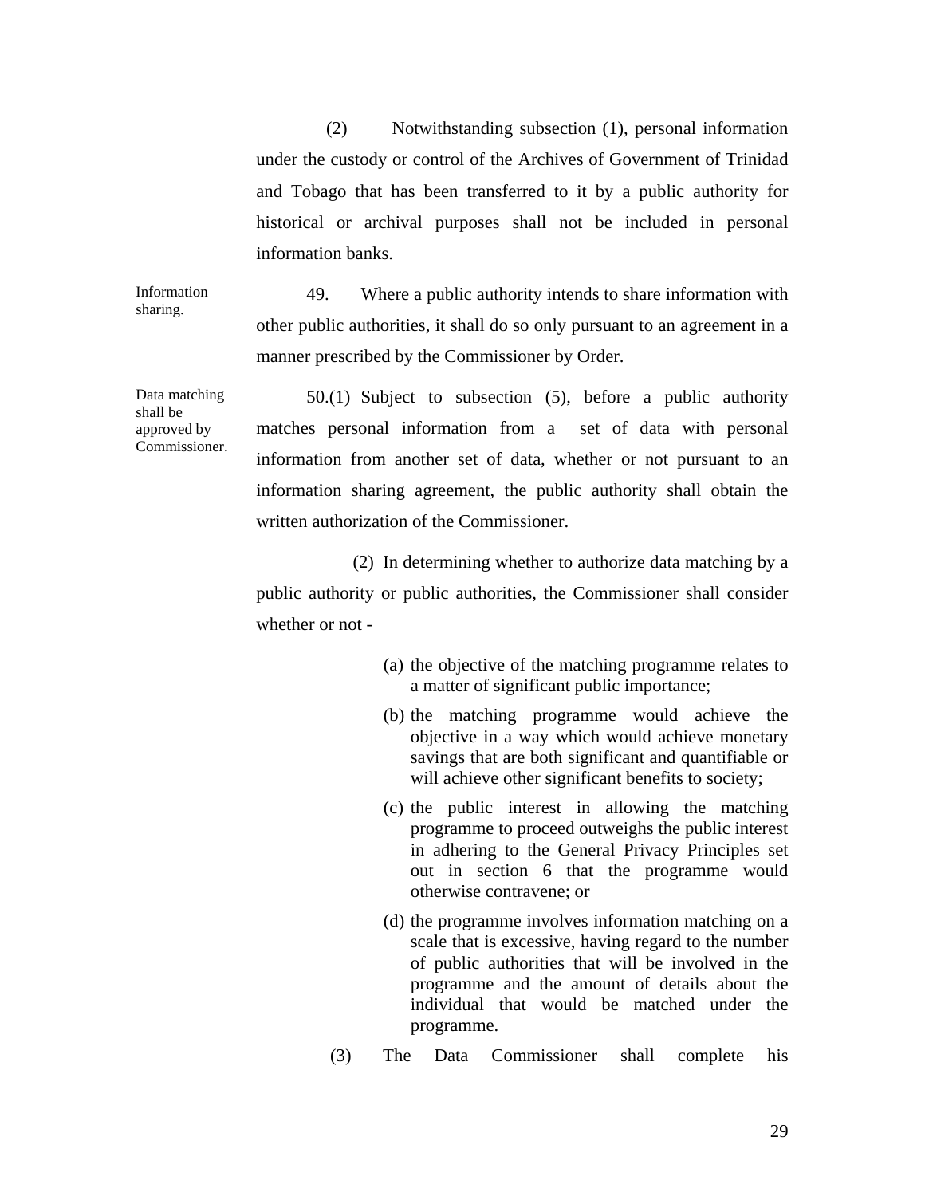(2) Notwithstanding subsection (1), personal information under the custody or control of the Archives of Government of Trinidad and Tobago that has been transferred to it by a public authority for historical or archival purposes shall not be included in personal information banks.

Information sharing.

49. Where a public authority intends to share information with other public authorities, it shall do so only pursuant to an agreement in a manner prescribed by the Commissioner by Order.

Data matching shall be approved by Commissioner.

50.(1) Subject to subsection (5), before a public authority matches personal information from a set of data with personal information from another set of data, whether or not pursuant to an information sharing agreement, the public authority shall obtain the written authorization of the Commissioner.

(2) In determining whether to authorize data matching by a public authority or public authorities, the Commissioner shall consider whether or not -

(a) the objective of the matching programme relates to a matter of significant public importance;

(b) the matching programme would achieve the objective in a way which would achieve monetary savings that are both significant and quantifiable or will achieve other significant benefits to society;

(c) the public interest in allowing the matching programme to proceed outweighs the public interest in adhering to the General Privacy Principles set out in section 6 that the programme would otherwise contravene; or

(d) the programme involves information matching on a scale that is excessive, having regard to the number of public authorities that will be involved in the programme and the amount of details about the individual that would be matched under the programme.

(3) The Data Commissioner shall complete his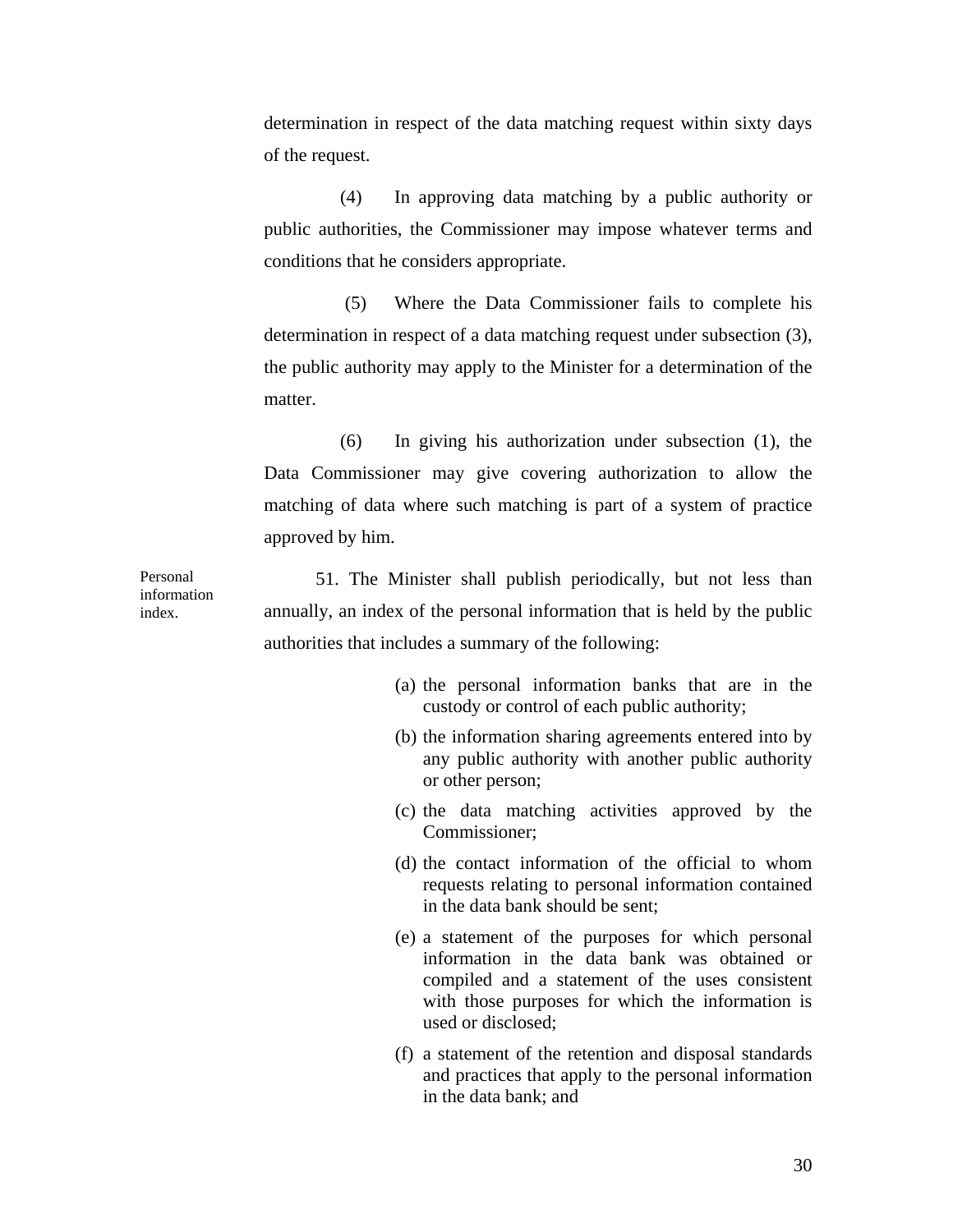determination in respect of the data matching request within sixty days of the request.

(4) In approving data matching by a public authority or public authorities, the Commissioner may impose whatever terms and conditions that he considers appropriate.

(5) Where the Data Commissioner fails to complete his determination in respect of a data matching request under subsection (3), the public authority may apply to the Minister for a determination of the matter.

(6) In giving his authorization under subsection (1), the Data Commissioner may give covering authorization to allow the matching of data where such matching is part of a system of practice approved by him.

Personal information index.

51. The Minister shall publish periodically, but not less than annually, an index of the personal information that is held by the public authorities that includes a summary of the following:

(a) the personal information banks that are in the custody or control of each public authority;

(b) the information sharing agreements entered into by any public authority with another public authority or other person;

(c) the data matching activities approved by the Commissioner;

(d) the contact information of the official to whom requests relating to personal information contained in the data bank should be sent;

(e) a statement of the purposes for which personal information in the data bank was obtained or compiled and a statement of the uses consistent with those purposes for which the information is used or disclosed;

(f) a statement of the retention and disposal standards and practices that apply to the personal information in the data bank; and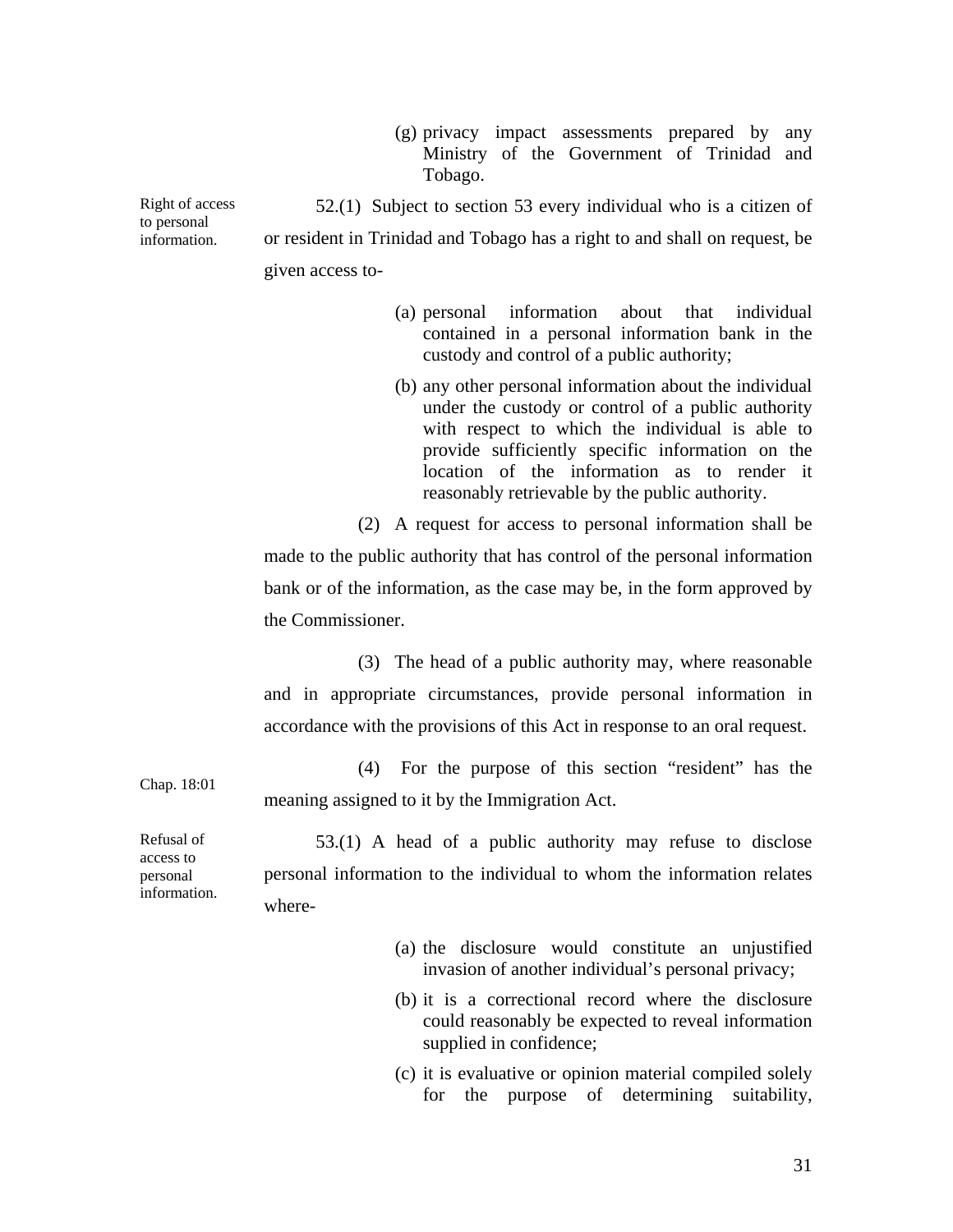(g) privacy impact assessments prepared by any Ministry of the Government of Trinidad and Tobago.

Right of access to personal information.

52.(1) Subject to section 53 every individual who is a citizen of or resident in Trinidad and Tobago has a right to and shall on request, be given access to-

(a) personal information about that individual contained in a personal information bank in the custody and control of a public authority;

(b) any other personal information about the individual under the custody or control of a public authority with respect to which the individual is able to provide sufficiently specific information on the location of the information as to render it reasonably retrievable by the public authority.

(2) A request for access to personal information shall be made to the public authority that has control of the personal information bank or of the information, as the case may be, in the form approved by the Commissioner.

(3) The head of a public authority may, where reasonable and in appropriate circumstances, provide personal information in accordance with the provisions of this Act in response to an oral request.

Chap. 18:01

(4) For the purpose of this section "resident" has the meaning assigned to it by the Immigration Act.

Refusal of access to personal information.

53.(1) A head of a public authority may refuse to disclose personal information to the individual to whom the information relates where-

(a) the disclosure would constitute an unjustified invasion of another individual's personal privacy;

(b) it is a correctional record where the disclosure could reasonably be expected to reveal information supplied in confidence;

(c) it is evaluative or opinion material compiled solely for the purpose of determining suitability,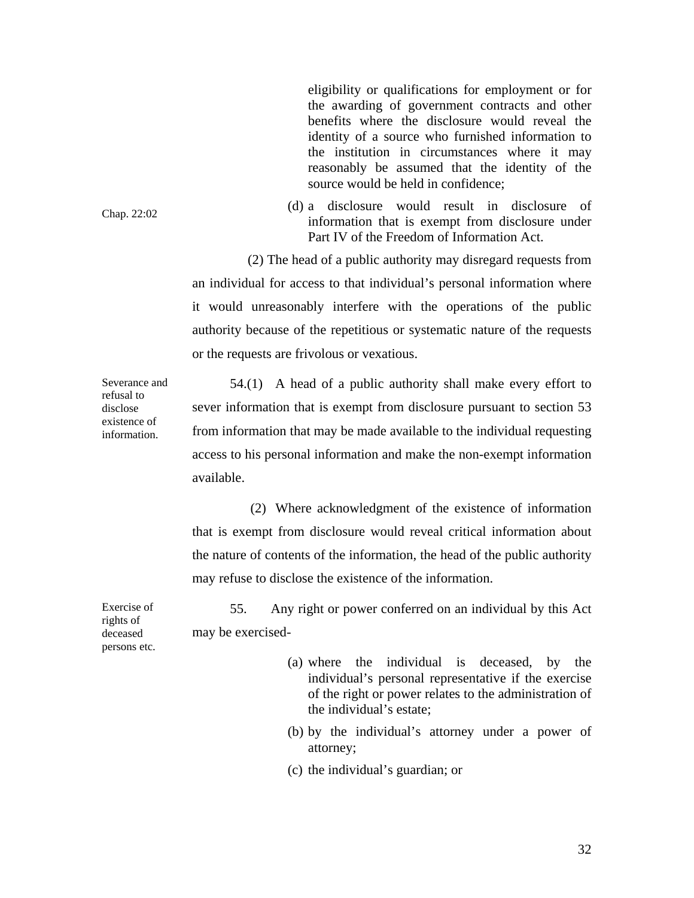eligibility or qualifications for employment or for the awarding of government contracts and other benefits where the disclosure would reveal the identity of a source who furnished information to the institution in circumstances where it may reasonably be assumed that the identity of the source would be held in confidence;

Chap. 22:02

(d) a disclosure would result in disclosure of information that is exempt from disclosure under Part IV of the Freedom of Information Act.

(2) The head of a public authority may disregard requests from an individual for access to that individual's personal information where it would unreasonably interfere with the operations of the public authority because of the repetitious or systematic nature of the requests or the requests are frivolous or vexatious.

Severance and refusal to disclose existence of information.

54.(1) A head of a public authority shall make every effort to sever information that is exempt from disclosure pursuant to section 53 from information that may be made available to the individual requesting access to his personal information and make the non-exempt information available.

(2) Where acknowledgment of the existence of information that is exempt from disclosure would reveal critical information about the nature of contents of the information, the head of the public authority may refuse to disclose the existence of the information.

Exercise of rights of deceased persons etc.

55. Any right or power conferred on an individual by this Act may be exercised-

(a) where the individual is deceased, by the individual's personal representative if the exercise of the right or power relates to the administration of the individual's estate;

(b) by the individual's attorney under a power of attorney;

(c) the individual's guardian; or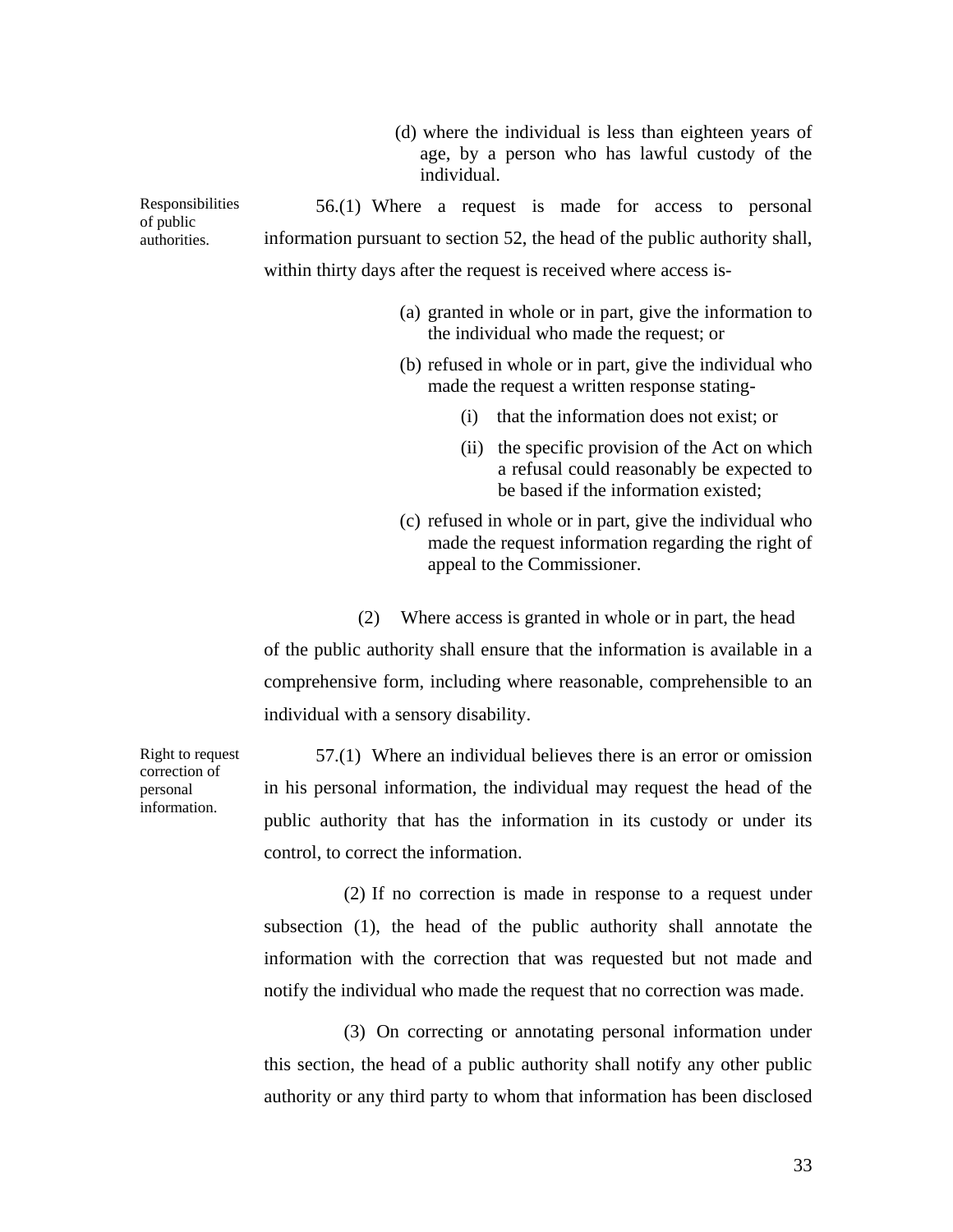(d) where the individual is less than eighteen years of age, by a person who has lawful custody of the individual.

**Responsibilities of public authorities.**

56.(1) Where a request is made for access to personal information pursuant to section 52, the head of the public authority shall, within thirty days after the request is received where access is-

(a) granted in whole or in part, give the information to the individual who made the request; or

(b) refused in whole or in part, give the individual who made the request a written response stating-

(i) that the information does not exist; or

(ii) the specific provision of the Act on which a refusal could reasonably be expected to be based if the information existed;

(c) refused in whole or in part, give the individual who made the request information regarding the right of appeal to the Commissioner.

(2) Where access is granted in whole or in part, the head of the public authority shall ensure that the information is available in a comprehensive form, including where reasonable, comprehensible to an individual with a sensory disability.

**Right to request correction of personal information.**

57.(1) Where an individual believes there is an error or omission in his personal information, the individual may request the head of the public authority that has the information in its custody or under its control, to correct the information.

(2) If no correction is made in response to a request under subsection (1), the head of the public authority shall annotate the information with the correction that was requested but not made and notify the individual who made the request that no correction was made.

(3) On correcting or annotating personal information under this section, the head of a public authority shall notify any other public authority or any third party to whom that information has been disclosed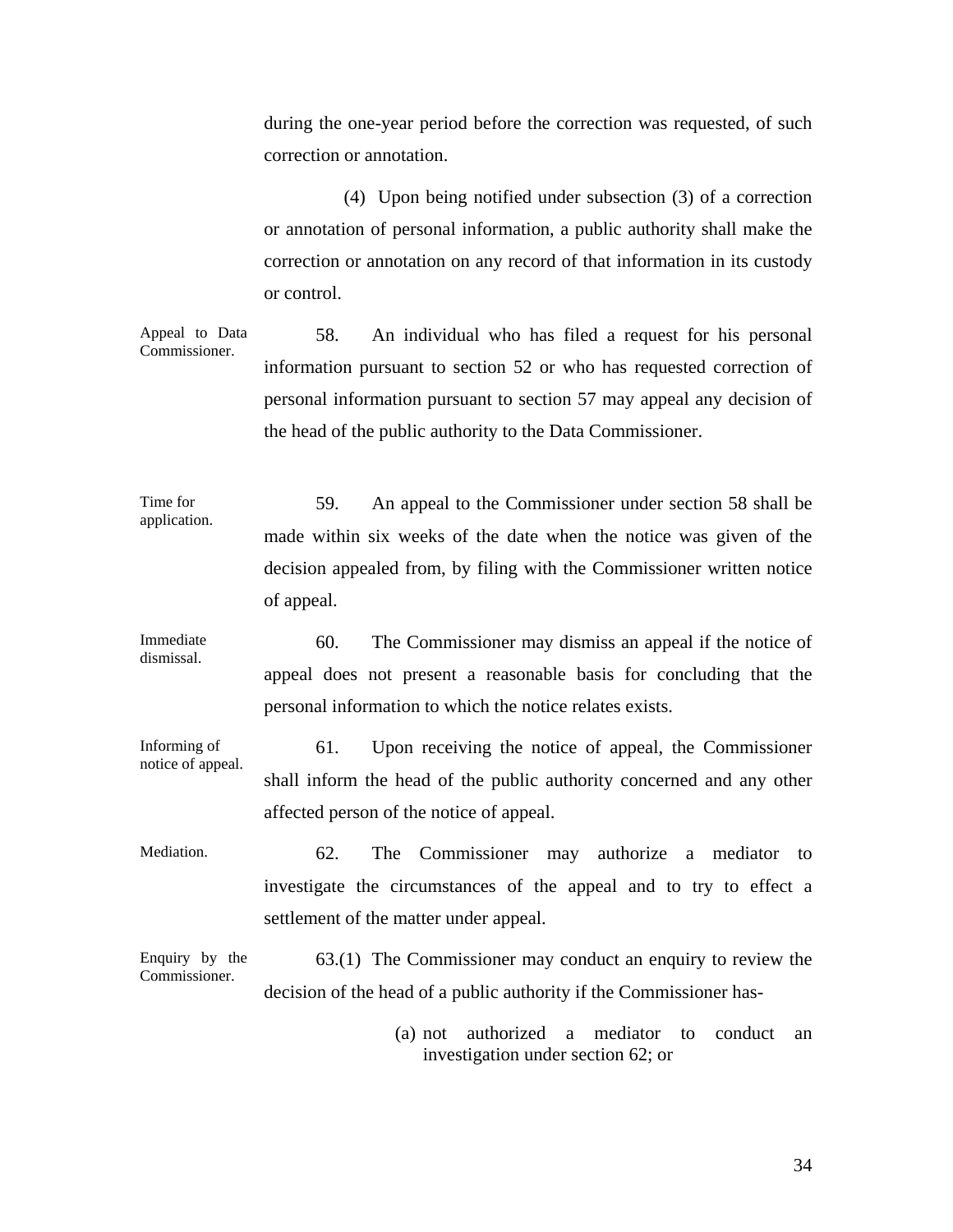during the one-year period before the correction was requested, of such correction or annotation.

(4) Upon being notified under subsection (3) of a correction or annotation of personal information, a public authority shall make the correction or annotation on any record of that information in its custody or control.

Appeal to Data Commissioner.

58. An individual who has filed a request for his personal information pursuant to section 52 or who has requested correction of personal information pursuant to section 57 may appeal any decision of the head of the public authority to the Data Commissioner.

Time for application.

59. An appeal to the Commissioner under section 58 shall be made within six weeks of the date when the notice was given of the decision appealed from, by filing with the Commissioner written notice of appeal.

Immediate dismissal.

60. The Commissioner may dismiss an appeal if the notice of appeal does not present a reasonable basis for concluding that the personal information to which the notice relates exists.

Informing of notice of appeal.

61. Upon receiving the notice of appeal, the Commissioner shall inform the head of the public authority concerned and any other affected person of the notice of appeal.

Mediation.

62. The Commissioner may authorize a mediator to investigate the circumstances of the appeal and to try to effect a settlement of the matter under appeal.

Enquiry by the Commissioner.

63.(1) The Commissioner may conduct an enquiry to review the decision of the head of a public authority if the Commissioner has-

(a) not authorized a mediator to conduct an investigation under section 62; or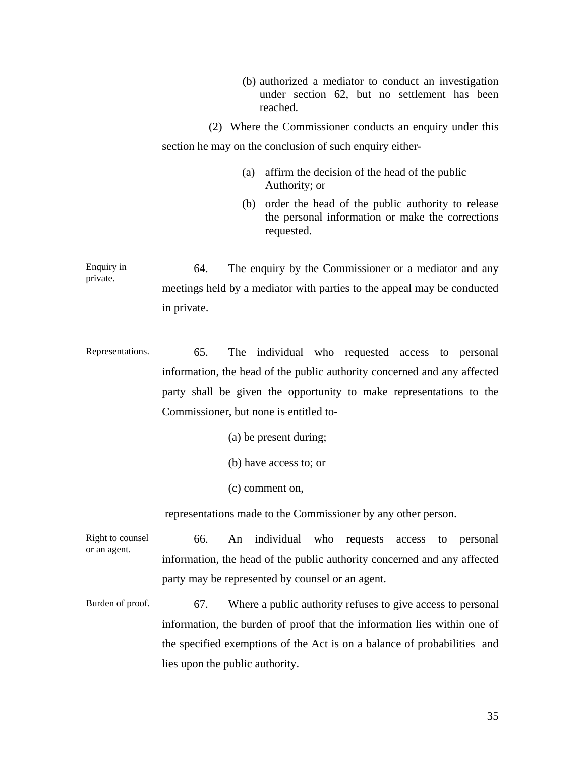(b) authorized a mediator to conduct an investigation under section 62, but no settlement has been reached.

(2) Where the Commissioner conducts an enquiry under this section he may on the conclusion of such enquiry either-

(a) affirm the decision of the head of the public Authority; or

(b) order the head of the public authority to release the personal information or make the corrections requested.

Enquiry in private.

64. The enquiry by the Commissioner or a mediator and any meetings held by a mediator with parties to the appeal may be conducted in private.

Representations.

65. The individual who requested access to personal information, the head of the public authority concerned and any affected party shall be given the opportunity to make representations to the Commissioner, but none is entitled to-

(a) be present during;

(b) have access to; or

(c) comment on,

representations made to the Commissioner by any other person.

Right to counsel or an agent.

66. An individual who requests access to personal information, the head of the public authority concerned and any affected party may be represented by counsel or an agent.

Burden of proof.

67. Where a public authority refuses to give access to personal information, the burden of proof that the information lies within one of the specified exemptions of the Act is on a balance of probabilities and lies upon the public authority.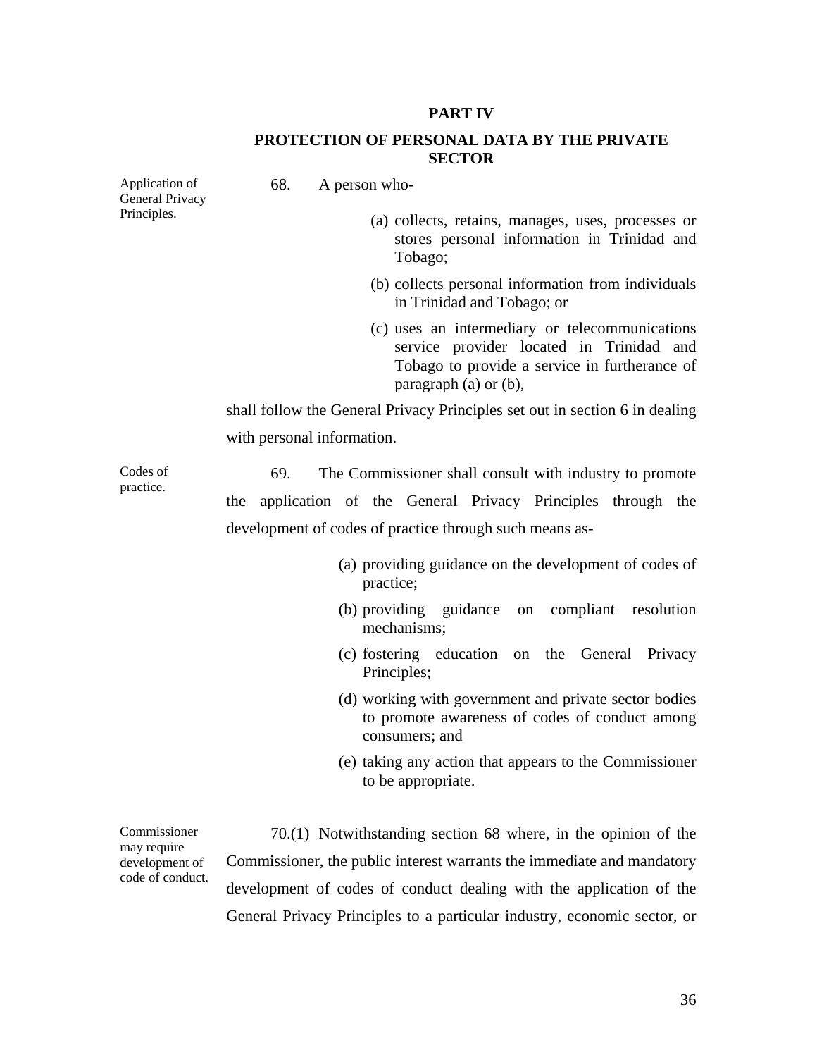## PART IV

## PROTECTION OF PERSONAL DATA BY THE PRIVATE SECTOR

Application of General Privacy Principles.

68. A person who-

(a) collects, retains, manages, uses, processes or stores personal information in Trinidad and Tobago;

(b) collects personal information from individuals in Trinidad and Tobago; or

(c) uses an intermediary or telecommunications service provider located in Trinidad and Tobago to provide a service in furtherance of paragraph (a) or (b),

shall follow the General Privacy Principles set out in section 6 in dealing with personal information.

Codes of practice.

69. The Commissioner shall consult with industry to promote the application of the General Privacy Principles through the development of codes of practice through such means as-

(a) providing guidance on the development of codes of practice;

(b) providing guidance on compliant resolution mechanisms;

(c) fostering education on the General Privacy Principles;

(d) working with government and private sector bodies to promote awareness of codes of conduct among consumers; and

(e) taking any action that appears to the Commissioner to be appropriate.

Commissioner may require development of code of conduct.

70.(1) Notwithstanding section 68 where, in the opinion of the Commissioner, the public interest warrants the immediate and mandatory development of codes of conduct dealing with the application of the General Privacy Principles to a particular industry, economic sector, or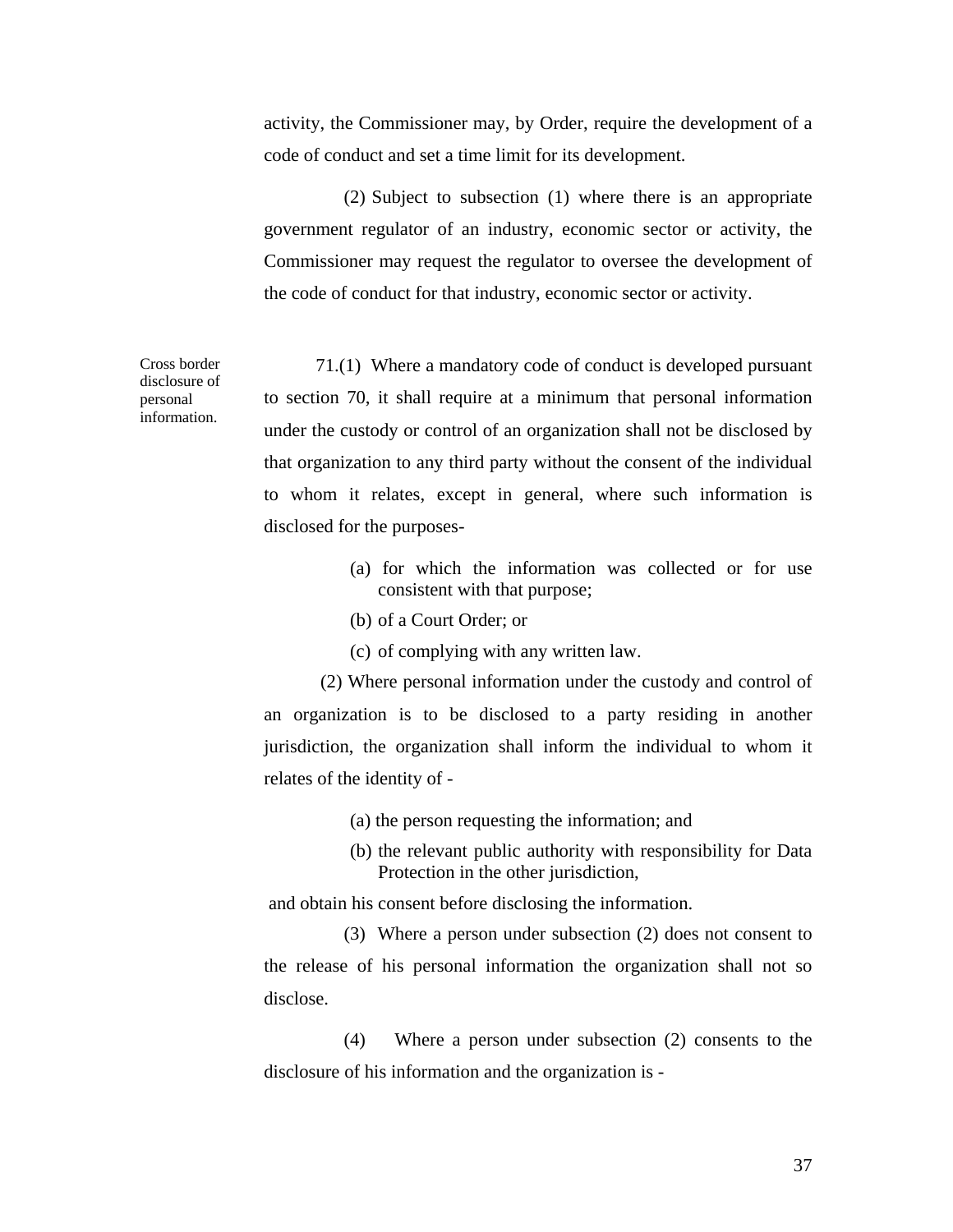activity, the Commissioner may, by Order, require the development of a code of conduct and set a time limit for its development.

(2) Subject to subsection (1) where there is an appropriate government regulator of an industry, economic sector or activity, the Commissioner may request the regulator to oversee the development of the code of conduct for that industry, economic sector or activity.

Cross border disclosure of personal information.

71.(1) Where a mandatory code of conduct is developed pursuant to section 70, it shall require at a minimum that personal information under the custody or control of an organization shall not be disclosed by that organization to any third party without the consent of the individual to whom it relates, except in general, where such information is disclosed for the purposes-

(a) for which the information was collected or for use consistent with that purpose;

(b) of a Court Order; or

(c) of complying with any written law.

(2) Where personal information under the custody and control of an organization is to be disclosed to a party residing in another jurisdiction, the organization shall inform the individual to whom it relates of the identity of -

(a) the person requesting the information; and

(b) the relevant public authority with responsibility for Data Protection in the other jurisdiction,

and obtain his consent before disclosing the information.

(3) Where a person under subsection (2) does not consent to the release of his personal information the organization shall not so disclose.

(4) Where a person under subsection (2) consents to the disclosure of his information and the organization is -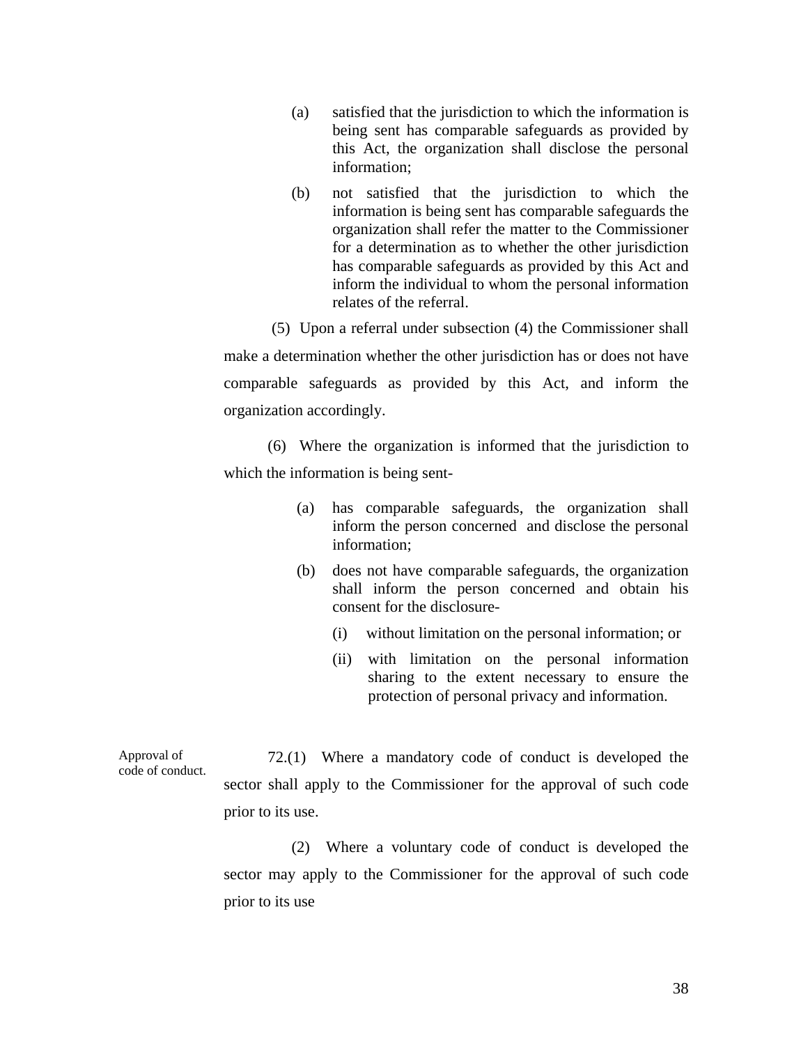(a) satisfied that the jurisdiction to which the information is being sent has comparable safeguards as provided by this Act, the organization shall disclose the personal information;

(b) not satisfied that the jurisdiction to which the information is being sent has comparable safeguards the organization shall refer the matter to the Commissioner for a determination as to whether the other jurisdiction has comparable safeguards as provided by this Act and inform the individual to whom the personal information relates of the referral.

(5) Upon a referral under subsection (4) the Commissioner shall make a determination whether the other jurisdiction has or does not have comparable safeguards as provided by this Act, and inform the organization accordingly.

(6) Where the organization is informed that the jurisdiction to which the information is being sent-

(a) has comparable safeguards, the organization shall inform the person concerned and disclose the personal information;

(b) does not have comparable safeguards, the organization shall inform the person concerned and obtain his consent for the disclosure-

(i) without limitation on the personal information; or

(ii) with limitation on the personal information sharing to the extent necessary to ensure the protection of personal privacy and information.

Approval of code of conduct.

72.(1) Where a mandatory code of conduct is developed the sector shall apply to the Commissioner for the approval of such code prior to its use.

(2) Where a voluntary code of conduct is developed the sector may apply to the Commissioner for the approval of such code prior to its use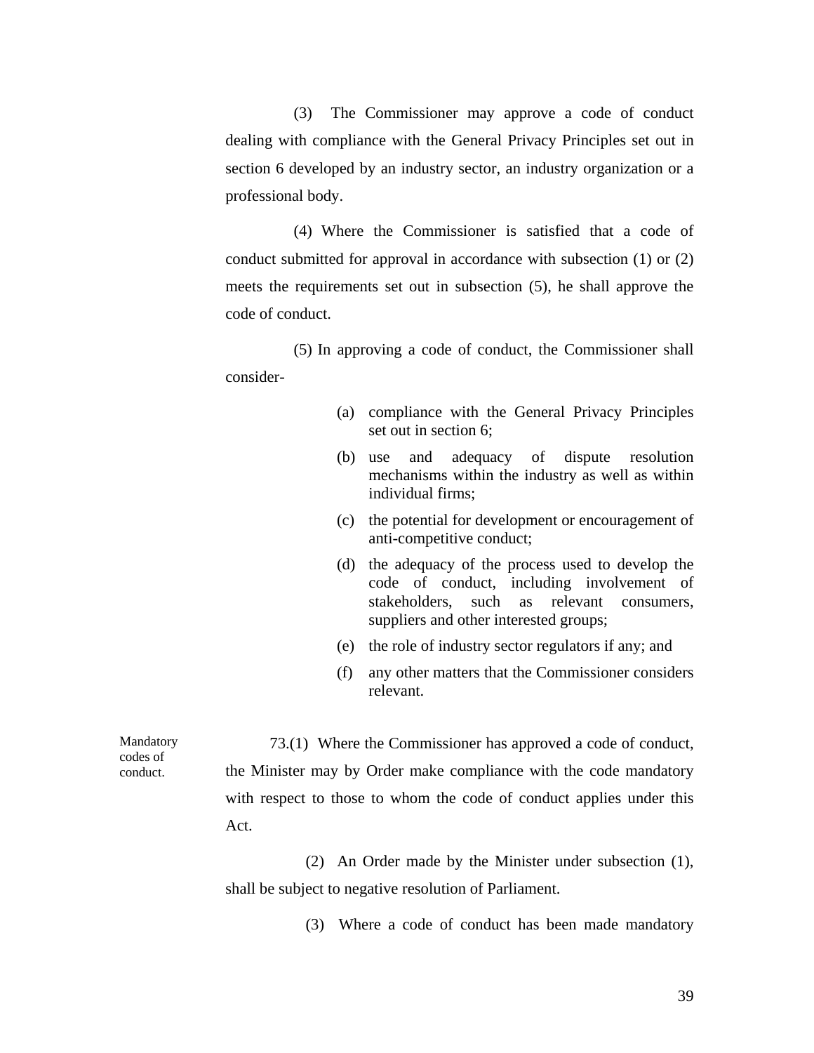(3) The Commissioner may approve a code of conduct dealing with compliance with the General Privacy Principles set out in section 6 developed by an industry sector, an industry organization or a professional body.

(4) Where the Commissioner is satisfied that a code of conduct submitted for approval in accordance with subsection (1) or (2) meets the requirements set out in subsection (5), he shall approve the code of conduct.

(5) In approving a code of conduct, the Commissioner shall consider-

(a) compliance with the General Privacy Principles set out in section 6;

(b) use and adequacy of dispute resolution mechanisms within the industry as well as within individual firms;

(c) the potential for development or encouragement of anti-competitive conduct;

(d) the adequacy of the process used to develop the code of conduct, including involvement of stakeholders, such as relevant consumers, suppliers and other interested groups;

(e) the role of industry sector regulators if any; and

(f) any other matters that the Commissioner considers relevant.

Mandatory codes of conduct.

73.(1) Where the Commissioner has approved a code of conduct, the Minister may by Order make compliance with the code mandatory with respect to those to whom the code of conduct applies under this Act.

(2) An Order made by the Minister under subsection (1), shall be subject to negative resolution of Parliament.

(3) Where a code of conduct has been made mandatory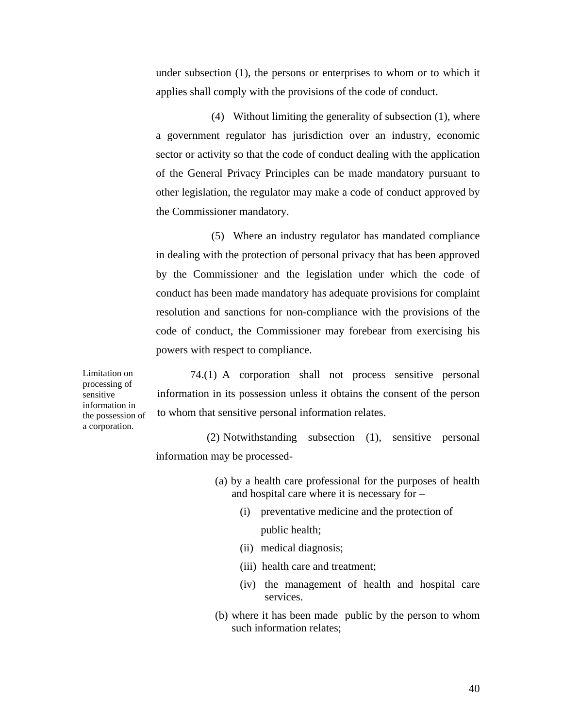under subsection (1), the persons or enterprises to whom or to which it applies shall comply with the provisions of the code of conduct.

(4) Without limiting the generality of subsection (1), where a government regulator has jurisdiction over an industry, economic sector or activity so that the code of conduct dealing with the application of the General Privacy Principles can be made mandatory pursuant to other legislation, the regulator may make a code of conduct approved by the Commissioner mandatory.

(5) Where an industry regulator has mandated compliance in dealing with the protection of personal privacy that has been approved by the Commissioner and the legislation under which the code of conduct has been made mandatory has adequate provisions for complaint resolution and sanctions for non-compliance with the provisions of the code of conduct, the Commissioner may forebear from exercising his powers with respect to compliance.

Limitation on processing of sensitive information in the possession of a corporation.

74.(1) A corporation shall not process sensitive personal information in its possession unless it obtains the consent of the person to whom that sensitive personal information relates.

(2) Notwithstanding subsection (1), sensitive personal information may be processed-

(a) by a health care professional for the purposes of health and hospital care where it is necessary for –

(i) preventative medicine and the protection of public health;

(ii) medical diagnosis;

(iii) health care and treatment;

(iv) the management of health and hospital care services.

(b) where it has been made public by the person to whom such information relates;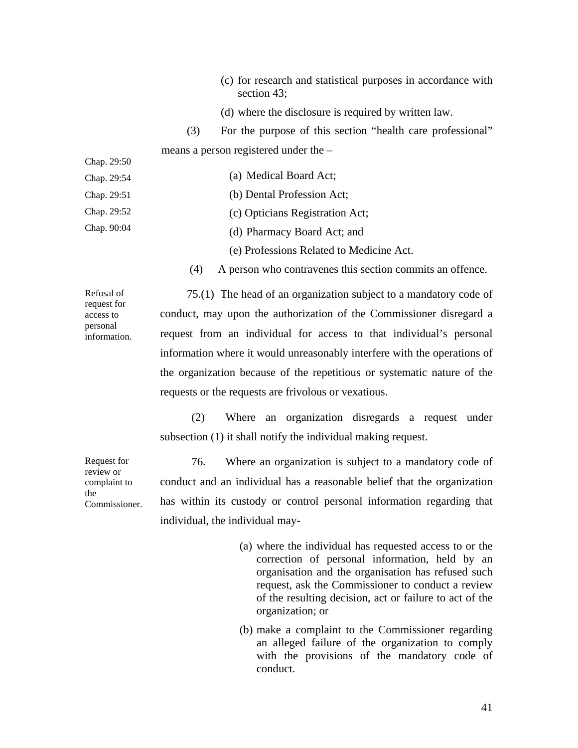(c) for research and statistical purposes in accordance with section 43;

(d) where the disclosure is required by written law.

(3) For the purpose of this section "health care professional" means a person registered under the –

Chap. 29:50 (a) Medical Board Act;

Chap. 29:54 (b) Dental Profession Act;

Chap. 29:51 (c) Opticians Registration Act;

Chap. 29:52 (d) Pharmacy Board Act; and

Chap. 90:04 (e) Professions Related to Medicine Act.

(4) A person who contravenes this section commits an offence.

*Refusal of request for access to personal information.*

75.(1) The head of an organization subject to a mandatory code of conduct, may upon the authorization of the Commissioner disregard a request from an individual for access to that individual's personal information where it would unreasonably interfere with the operations of the organization because of the repetitious or systematic nature of the requests or the requests are frivolous or vexatious.

(2) Where an organization disregards a request under subsection (1) it shall notify the individual making request.

*Request for review or complaint to the Commissioner.*

76. Where an organization is subject to a mandatory code of conduct and an individual has a reasonable belief that the organization has within its custody or control personal information regarding that individual, the individual may-

(a) where the individual has requested access to or the correction of personal information, held by an organisation and the organisation has refused such request, ask the Commissioner to conduct a review of the resulting decision, act or failure to act of the organization; or

(b) make a complaint to the Commissioner regarding an alleged failure of the organization to comply with the provisions of the mandatory code of conduct.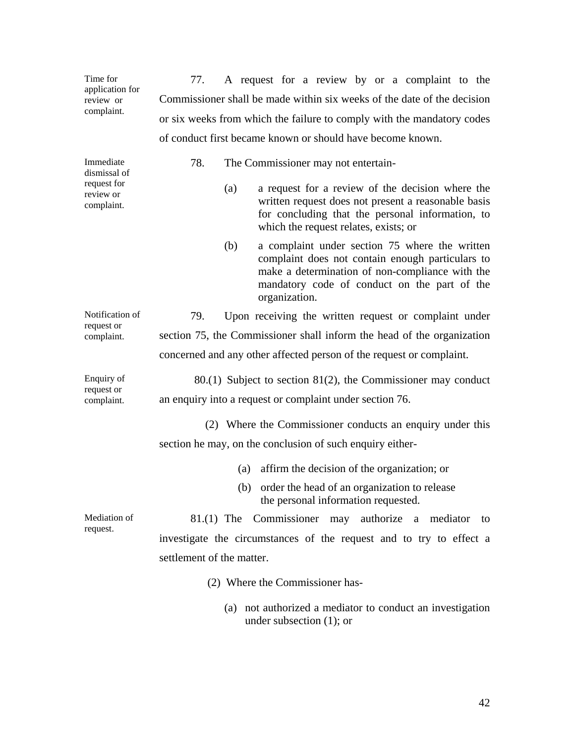*Time for application for review or complaint.*

77. A request for a review by or a complaint to the Commissioner shall be made within six weeks of the date of the decision or six weeks from which the failure to comply with the mandatory codes of conduct first became known or should have become known.

*Immediate dismissal of request for review or complaint.*

78. The Commissioner may not entertain-

(a) a request for a review of the decision where the written request does not present a reasonable basis for concluding that the personal information, to which the request relates, exists; or

(b) a complaint under section 75 where the written complaint does not contain enough particulars to make a determination of non-compliance with the mandatory code of conduct on the part of the organization.

*Notification of request or complaint.*

79. Upon receiving the written request or complaint under section 75, the Commissioner shall inform the head of the organization concerned and any other affected person of the request or complaint.

*Enquiry of request or complaint.*

80.(1) Subject to section 81(2), the Commissioner may conduct an enquiry into a request or complaint under section 76.

(2) Where the Commissioner conducts an enquiry under this section he may, on the conclusion of such enquiry either-

(a) affirm the decision of the organization; or

(b) order the head of an organization to release the personal information requested.

*Mediation of request.*

81.(1) The Commissioner may authorize a mediator to investigate the circumstances of the request and to try to effect a settlement of the matter.

(2) Where the Commissioner has-

(a) not authorized a mediator to conduct an investigation under subsection (1); or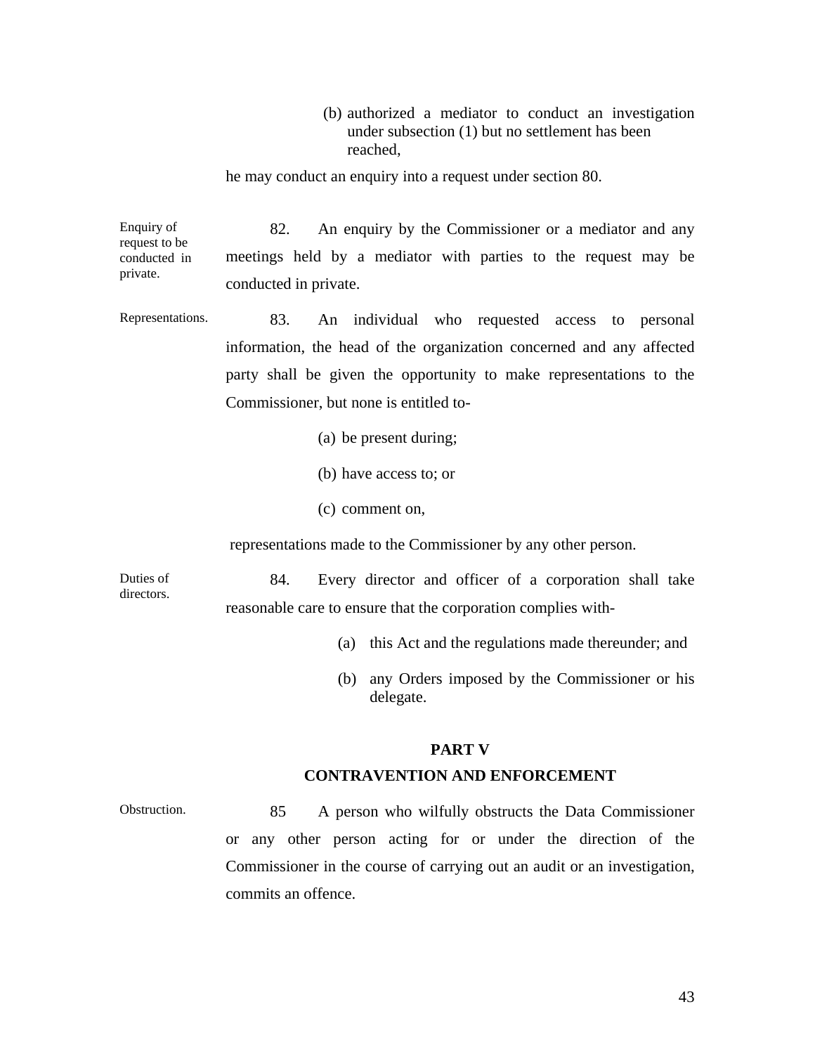(b) authorized a mediator to conduct an investigation under subsection (1) but no settlement has been reached,

he may conduct an enquiry into a request under section 80.

Enquiry of request to be conducted in private.

82. An enquiry by the Commissioner or a mediator and any meetings held by a mediator with parties to the request may be conducted in private.

Representations.

83. An individual who requested access to personal information, the head of the organization concerned and any affected party shall be given the opportunity to make representations to the Commissioner, but none is entitled to-

(a) be present during;

(b) have access to; or

(c) comment on,

representations made to the Commissioner by any other person.

Duties of directors.

84. Every director and officer of a corporation shall take reasonable care to ensure that the corporation complies with-

(a) this Act and the regulations made thereunder; and

(b) any Orders imposed by the Commissioner or his delegate.

## PART V

## CONTRAVENTION AND ENFORCEMENT

Obstruction.

85 A person who wilfully obstructs the Data Commissioner or any other person acting for or under the direction of the Commissioner in the course of carrying out an audit or an investigation, commits an offence.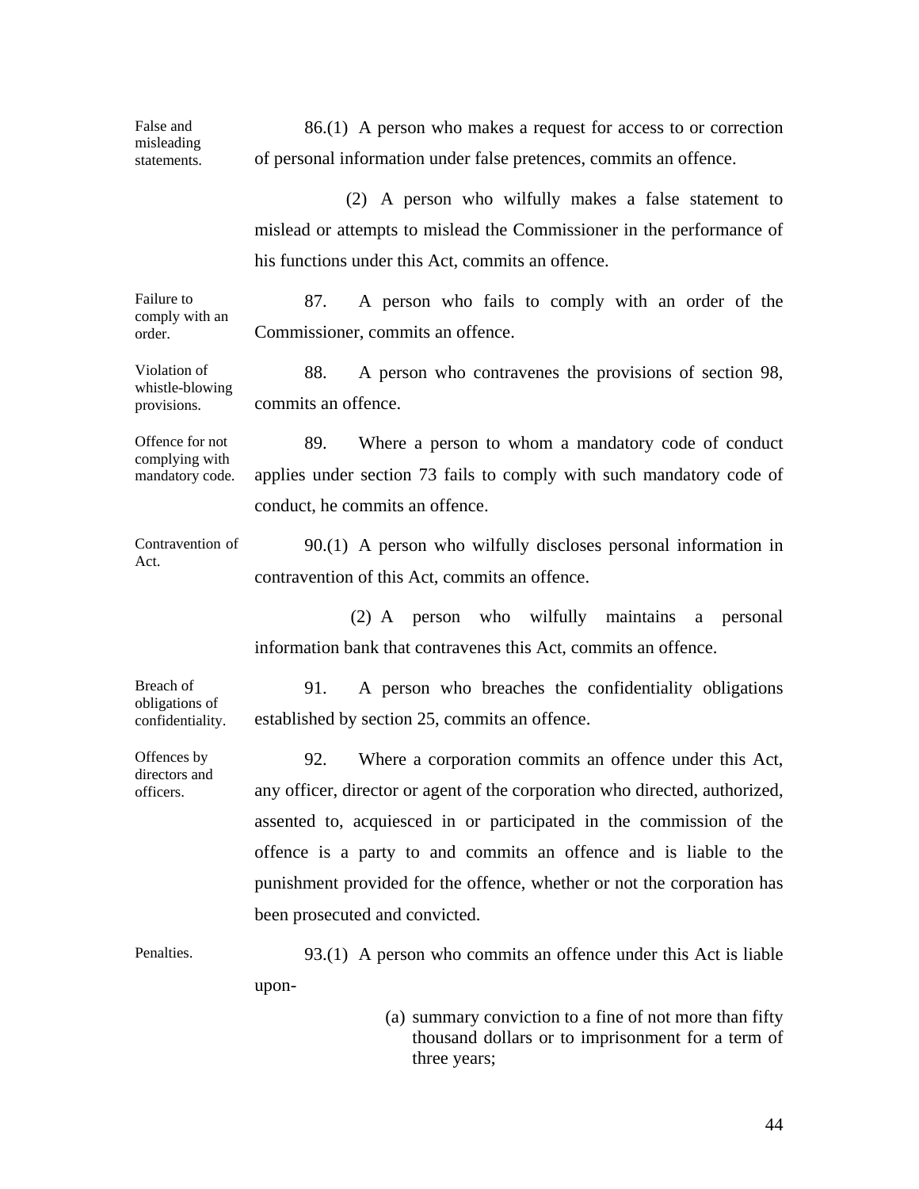False and misleading statements.

86.(1) A person who makes a request for access to or correction of personal information under false pretences, commits an offence.

(2) A person who wilfully makes a false statement to mislead or attempts to mislead the Commissioner in the performance of his functions under this Act, commits an offence.

Failure to comply with an order.

87. A person who fails to comply with an order of the Commissioner, commits an offence.

Violation of whistle-blowing provisions.

88. A person who contravenes the provisions of section 98, commits an offence.

Offence for not complying with mandatory code.

89. Where a person to whom a mandatory code of conduct applies under section 73 fails to comply with such mandatory code of conduct, he commits an offence.

Contravention of Act.

90.(1) A person who wilfully discloses personal information in contravention of this Act, commits an offence.

(2) A person who wilfully maintains a personal information bank that contravenes this Act, commits an offence.

Breach of obligations of confidentiality.

91. A person who breaches the confidentiality obligations established by section 25, commits an offence.

Offences by directors and officers.

92. Where a corporation commits an offence under this Act, any officer, director or agent of the corporation who directed, authorized, assented to, acquiesced in or participated in the commission of the offence is a party to and commits an offence and is liable to the punishment provided for the offence, whether or not the corporation has been prosecuted and convicted.

Penalties.

93.(1) A person who commits an offence under this Act is liable upon-

(a) summary conviction to a fine of not more than fifty thousand dollars or to imprisonment for a term of three years;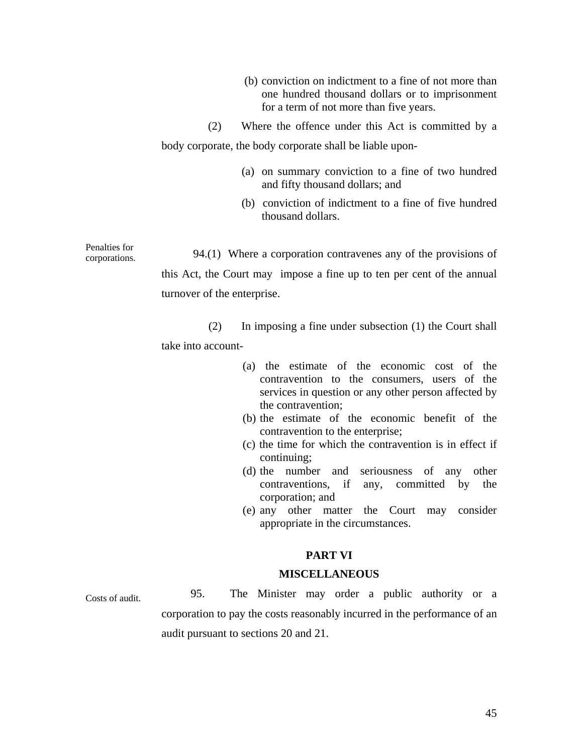(b) conviction on indictment to a fine of not more than one hundred thousand dollars or to imprisonment for a term of not more than five years.

(2) Where the offence under this Act is committed by a body corporate, the body corporate shall be liable upon-

(a) on summary conviction to a fine of two hundred and fifty thousand dollars; and

(b) conviction of indictment to a fine of five hundred thousand dollars.

Penalties for corporations.

94.(1) Where a corporation contravenes any of the provisions of this Act, the Court may impose a fine up to ten per cent of the annual turnover of the enterprise.

(2) In imposing a fine under subsection (1) the Court shall take into account-

(a) the estimate of the economic cost of the contravention to the consumers, users of the services in question or any other person affected by the contravention;
(b) the estimate of the economic benefit of the contravention to the enterprise;
(c) the time for which the contravention is in effect if continuing;
(d) the number and seriousness of any other contraventions, if any, committed by the corporation; and
(e) any other matter the Court may consider appropriate in the circumstances.

## PART VI

## MISCELLANEOUS

Costs of audit.

95. The Minister may order a public authority or a corporation to pay the costs reasonably incurred in the performance of an audit pursuant to sections 20 and 21.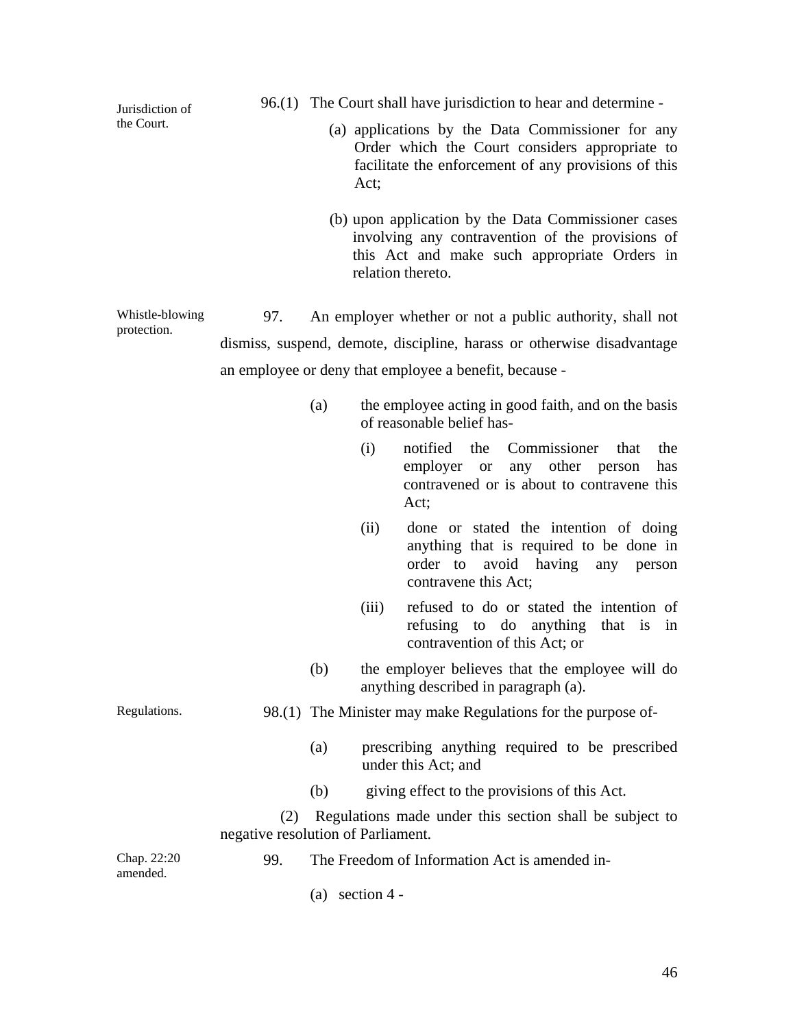Jurisdiction of the Court.

96.(1) The Court shall have jurisdiction to hear and determine -

(a) applications by the Data Commissioner for any Order which the Court considers appropriate to facilitate the enforcement of any provisions of this Act;

(b) upon application by the Data Commissioner cases involving any contravention of the provisions of this Act and make such appropriate Orders in relation thereto.

Whistle-blowing protection.

97. An employer whether or not a public authority, shall not dismiss, suspend, demote, discipline, harass or otherwise disadvantage an employee or deny that employee a benefit, because -

(a) the employee acting in good faith, and on the basis of reasonable belief has-

(i) notified the Commissioner that the employer or any other person has contravened or is about to contravene this Act;

(ii) done or stated the intention of doing anything that is required to be done in order to avoid having any person contravene this Act;

(iii) refused to do or stated the intention of refusing to do anything that is in contravention of this Act; or

(b) the employer believes that the employee will do anything described in paragraph (a).

Regulations.

98.(1) The Minister may make Regulations for the purpose of-

(a) prescribing anything required to be prescribed under this Act; and

(b) giving effect to the provisions of this Act.

(2) Regulations made under this section shall be subject to negative resolution of Parliament.

Chap. 22:20 amended.

99. The Freedom of Information Act is amended in-

(a) section 4 -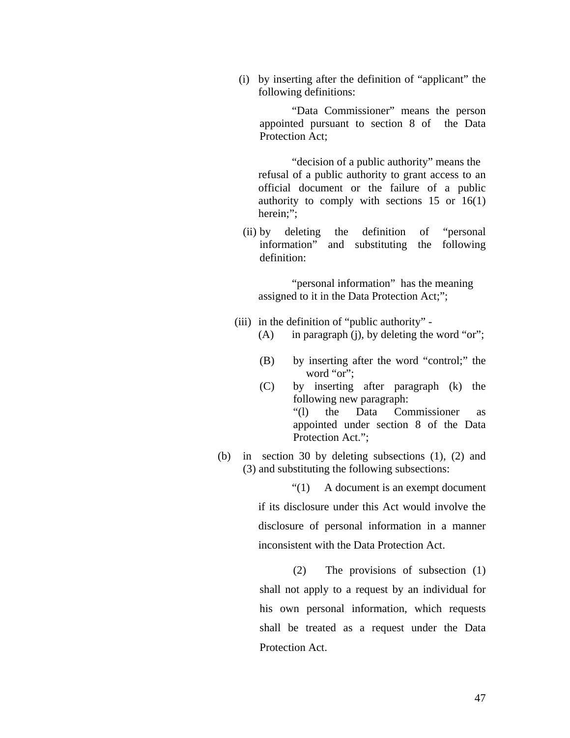(i) by inserting after the definition of "applicant" the following definitions:

"Data Commissioner" means the person appointed pursuant to section 8 of the Data Protection Act;

"decision of a public authority" means the refusal of a public authority to grant access to an official document or the failure of a public authority to comply with sections 15 or 16(1) herein;";

(ii) by deleting the definition of "personal information" and substituting the following definition:

"personal information" has the meaning assigned to it in the Data Protection Act;";

(iii) in the definition of "public authority" -

(A) in paragraph (j), by deleting the word "or";

(B) by inserting after the word "control;" the word "or";

(C) by inserting after paragraph (k) the following new paragraph:

"(l) the Data Commissioner as appointed under section 8 of the Data Protection Act.";

(b) in section 30 by deleting subsections (1), (2) and (3) and substituting the following subsections:

"(1) A document is an exempt document if its disclosure under this Act would involve the disclosure of personal information in a manner inconsistent with the Data Protection Act.

(2) The provisions of subsection (1) shall not apply to a request by an individual for his own personal information, which requests shall be treated as a request under the Data Protection Act.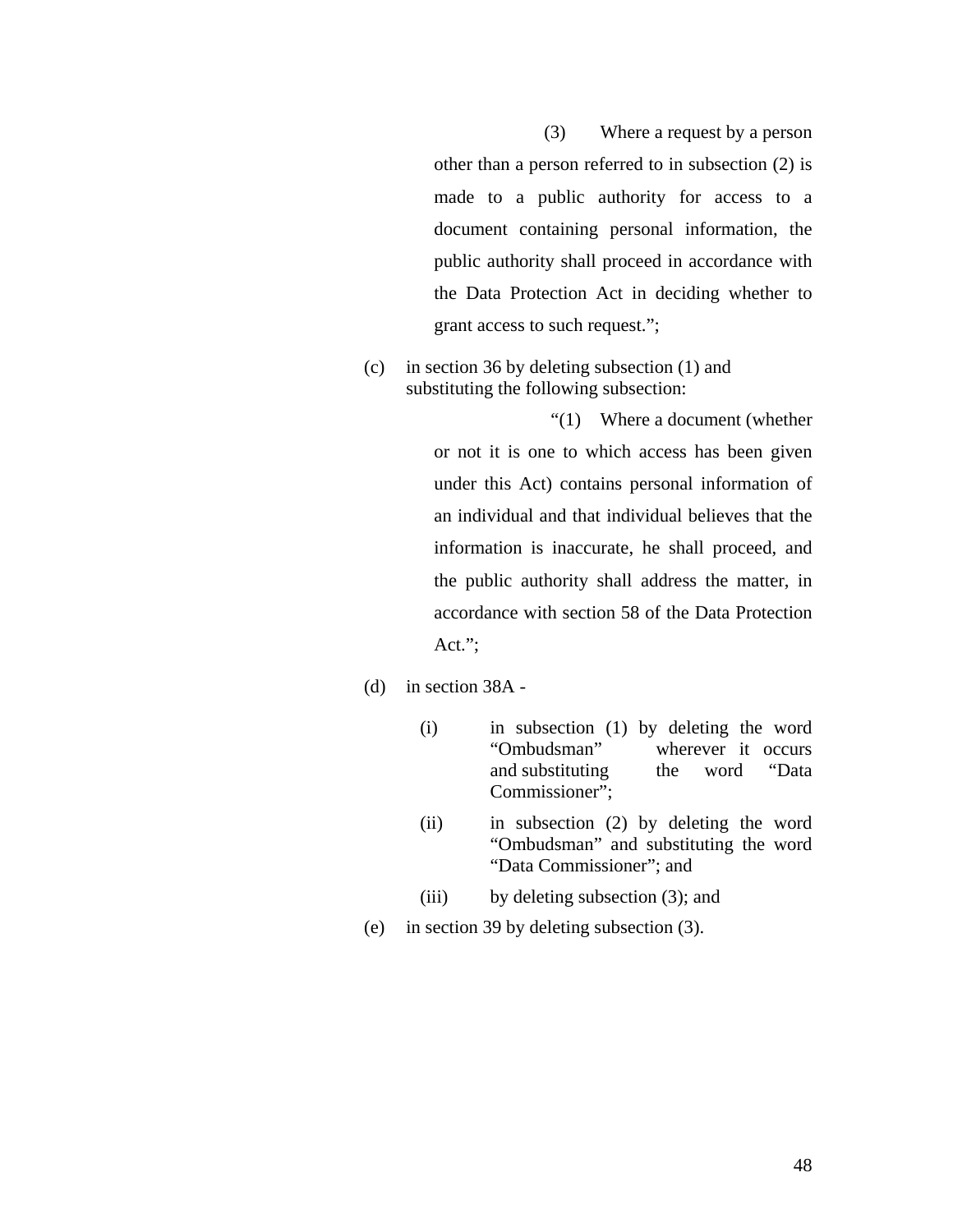(3) Where a request by a person other than a person referred to in subsection (2) is made to a public authority for access to a document containing personal information, the public authority shall proceed in accordance with the Data Protection Act in deciding whether to grant access to such request.";

(c) in section 36 by deleting subsection (1) and substituting the following subsection:

"(1) Where a document (whether or not it is one to which access has been given under this Act) contains personal information of an individual and that individual believes that the information is inaccurate, he shall proceed, and the public authority shall address the matter, in accordance with section 58 of the Data Protection Act.";

(d) in section 38A -

(i) in subsection (1) by deleting the word "Ombudsman" wherever it occurs and substituting the word "Data Commissioner";

(ii) in subsection (2) by deleting the word "Ombudsman" and substituting the word "Data Commissioner"; and

(iii) by deleting subsection (3); and

(e) in section 39 by deleting subsection (3).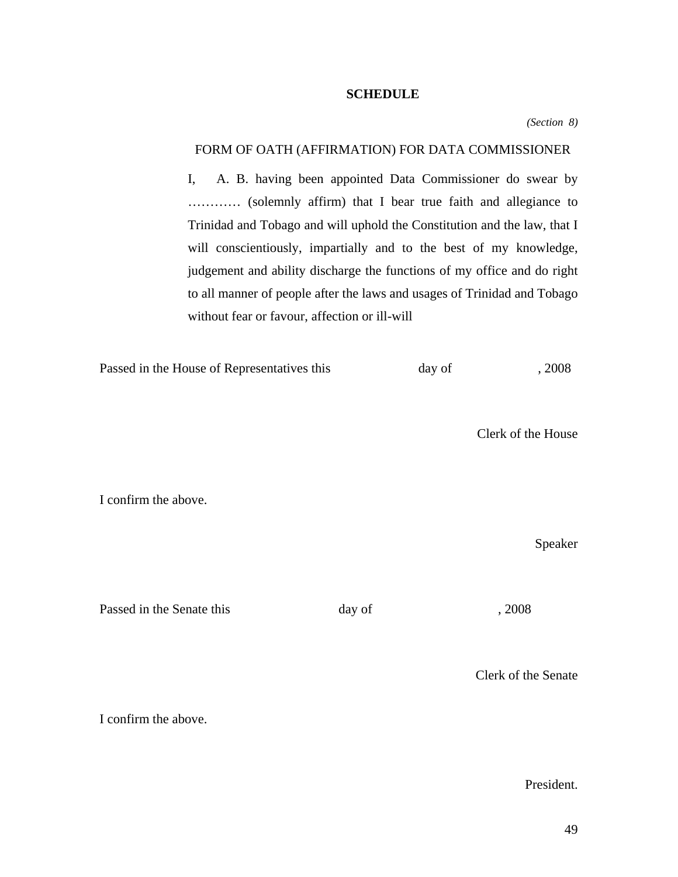## SCHEDULE

*(Section 8)*

FORM OF OATH (AFFIRMATION) FOR DATA COMMISSIONER

I, A. B. having been appointed Data Commissioner do swear by ………… (solemnly affirm) that I bear true faith and allegiance to Trinidad and Tobago and will uphold the Constitution and the law, that I will conscientiously, impartially and to the best of my knowledge, judgement and ability discharge the functions of my office and do right to all manner of people after the laws and usages of Trinidad and Tobago without fear or favour, affection or ill-will

Passed in the House of Representatives this day of , 2008

Clerk of the House

I confirm the above.

Speaker

Passed in the Senate this day of , 2008

Clerk of the Senate

I confirm the above.

President.